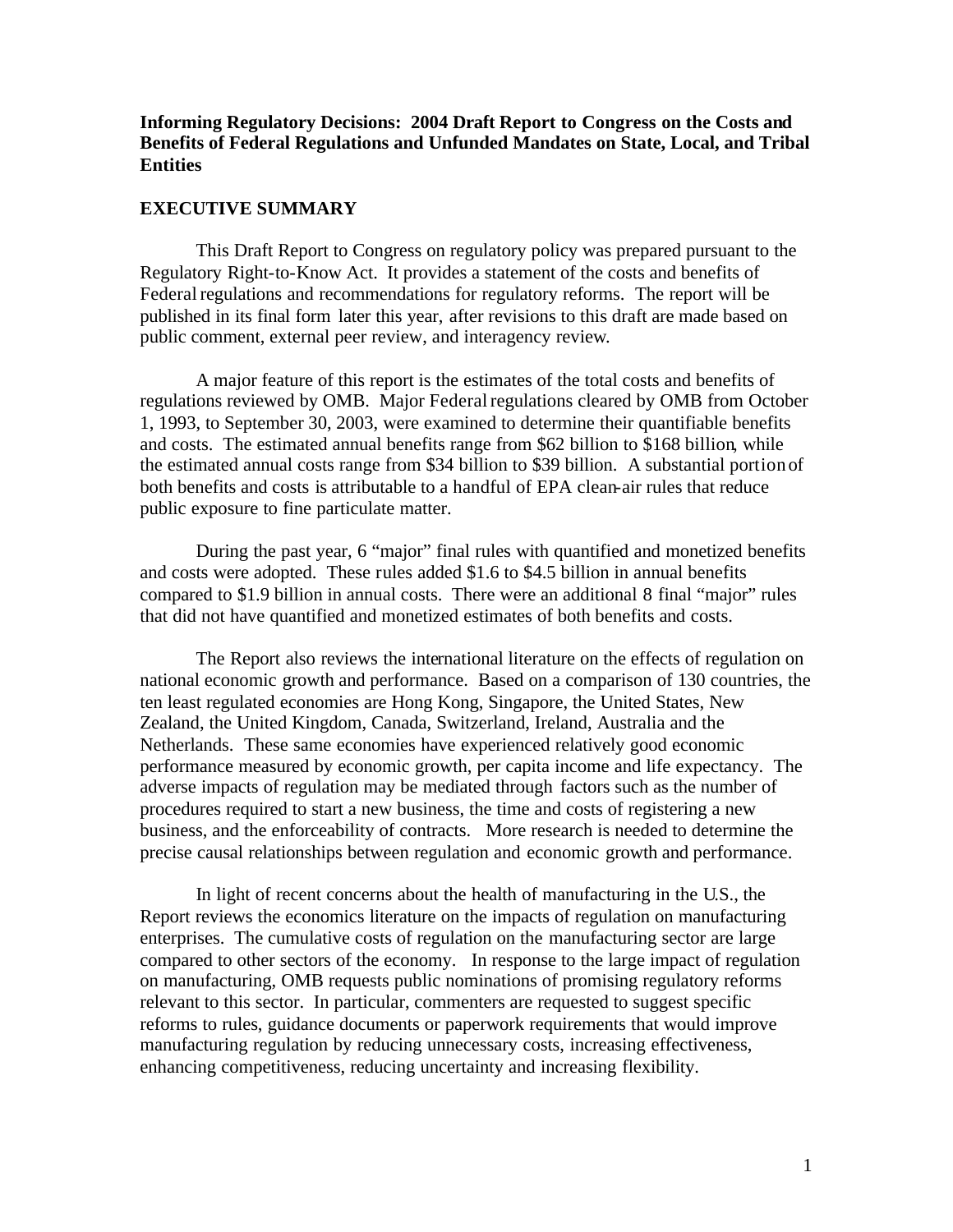**Informing Regulatory Decisions: 2004 Draft Report to Congress on the Costs and Benefits of Federal Regulations and Unfunded Mandates on State, Local, and Tribal Entities**

## EXECUTIVE SUMMARY

This Draft Report to Congress on regulatory policy was prepared pursuant to the Regulatory Right-to-Know Act. It provides a statement of the costs and benefits of Federal regulations and recommendations for regulatory reforms. The report will be published in its final form later this year, after revisions to this draft are made based on public comment, external peer review, and interagency review.

A major feature of this report is the estimates of the total costs and benefits of regulations reviewed by OMB. Major Federal regulations cleared by OMB from October 1, 1993, to September 30, 2003, were examined to determine their quantifiable benefits and costs. The estimated annual benefits range from $62 billion to $168 billion, while the estimated annual costs range from $34 billion to $39 billion. A substantial portion of both benefits and costs is attributable to a handful of EPA clean-air rules that reduce public exposure to fine particulate matter.

During the past year, 6 "major" final rules with quantified and monetized benefits and costs were adopted. These rules added $1.6 to $4.5 billion in annual benefits compared to $1.9 billion in annual costs. There were an additional 8 final "major" rules that did not have quantified and monetized estimates of both benefits and costs.

The Report also reviews the international literature on the effects of regulation on national economic growth and performance. Based on a comparison of 130 countries, the ten least regulated economies are Hong Kong, Singapore, the United States, New Zealand, the United Kingdom, Canada, Switzerland, Ireland, Australia and the Netherlands. These same economies have experienced relatively good economic performance measured by economic growth, per capita income and life expectancy. The adverse impacts of regulation may be mediated through factors such as the number of procedures required to start a new business, the time and costs of registering a new business, and the enforceability of contracts. More research is needed to determine the precise causal relationships between regulation and economic growth and performance.

In light of recent concerns about the health of manufacturing in the U.S., the Report reviews the economics literature on the impacts of regulation on manufacturing enterprises. The cumulative costs of regulation on the manufacturing sector are large compared to other sectors of the economy. In response to the large impact of regulation on manufacturing, OMB requests public nominations of promising regulatory reforms relevant to this sector. In particular, commenters are requested to suggest specific reforms to rules, guidance documents or paperwork requirements that would improve manufacturing regulation by reducing unnecessary costs, increasing effectiveness, enhancing competitiveness, reducing uncertainty and increasing flexibility.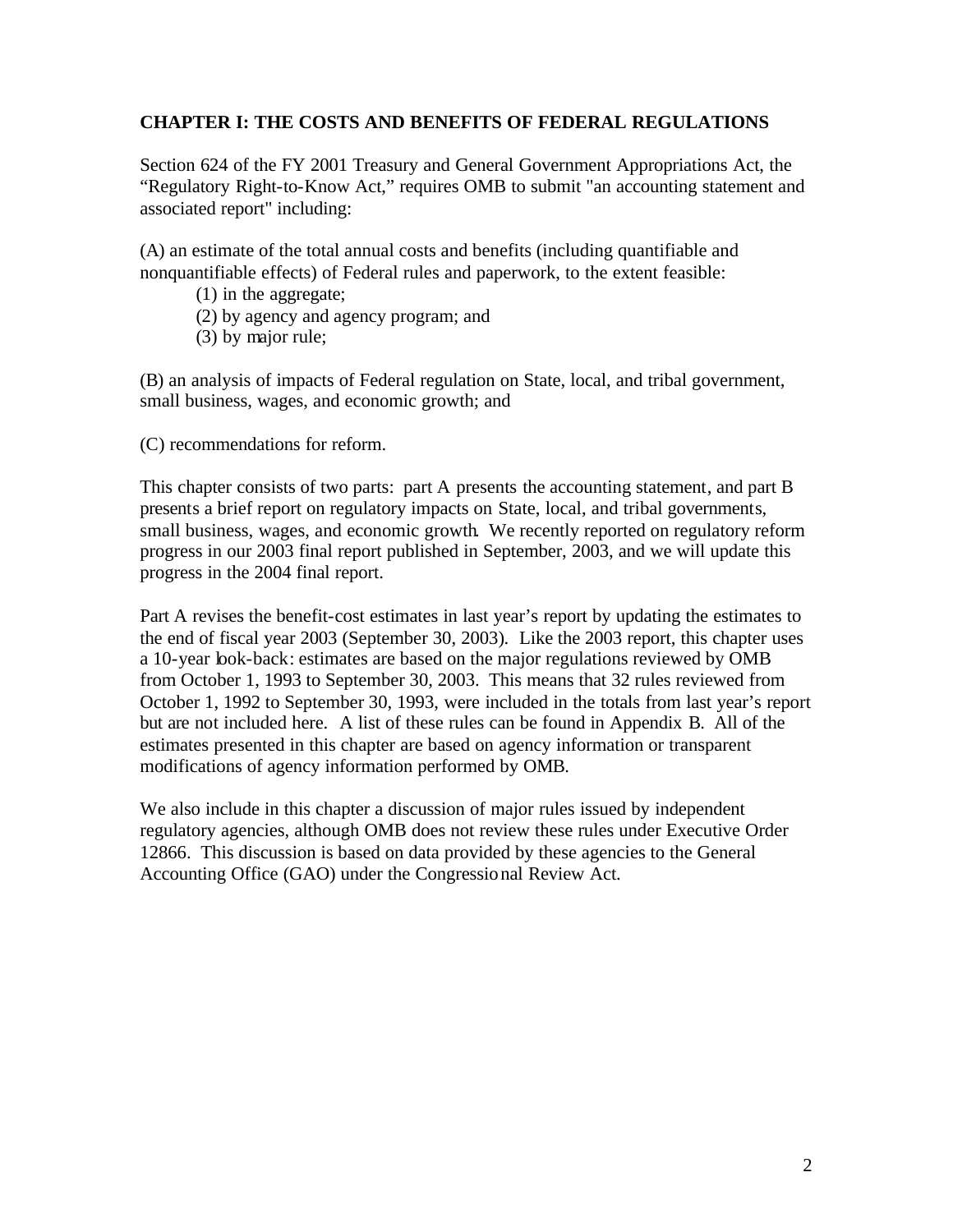## CHAPTER I: THE COSTS AND BENEFITS OF FEDERAL REGULATIONS

Section 624 of the FY 2001 Treasury and General Government Appropriations Act, the "Regulatory Right-to-Know Act," requires OMB to submit "an accounting statement and associated report" including:

(A) an estimate of the total annual costs and benefits (including quantifiable and nonquantifiable effects) of Federal rules and paperwork, to the extent feasible:

(1) in the aggregate;
(2) by agency and agency program; and
(3) by major rule;

(B) an analysis of impacts of Federal regulation on State, local, and tribal government, small business, wages, and economic growth; and

(C) recommendations for reform.

This chapter consists of two parts: part A presents the accounting statement, and part B presents a brief report on regulatory impacts on State, local, and tribal governments, small business, wages, and economic growth. We recently reported on regulatory reform progress in our 2003 final report published in September, 2003, and we will update this progress in the 2004 final report.

Part A revises the benefit-cost estimates in last year's report by updating the estimates to the end of fiscal year 2003 (September 30, 2003). Like the 2003 report, this chapter uses a 10-year look-back: estimates are based on the major regulations reviewed by OMB from October 1, 1993 to September 30, 2003. This means that 32 rules reviewed from October 1, 1992 to September 30, 1993, were included in the totals from last year's report but are not included here. A list of these rules can be found in Appendix B. All of the estimates presented in this chapter are based on agency information or transparent modifications of agency information performed by OMB.

We also include in this chapter a discussion of major rules issued by independent regulatory agencies, although OMB does not review these rules under Executive Order 12866. This discussion is based on data provided by these agencies to the General Accounting Office (GAO) under the Congressional Review Act.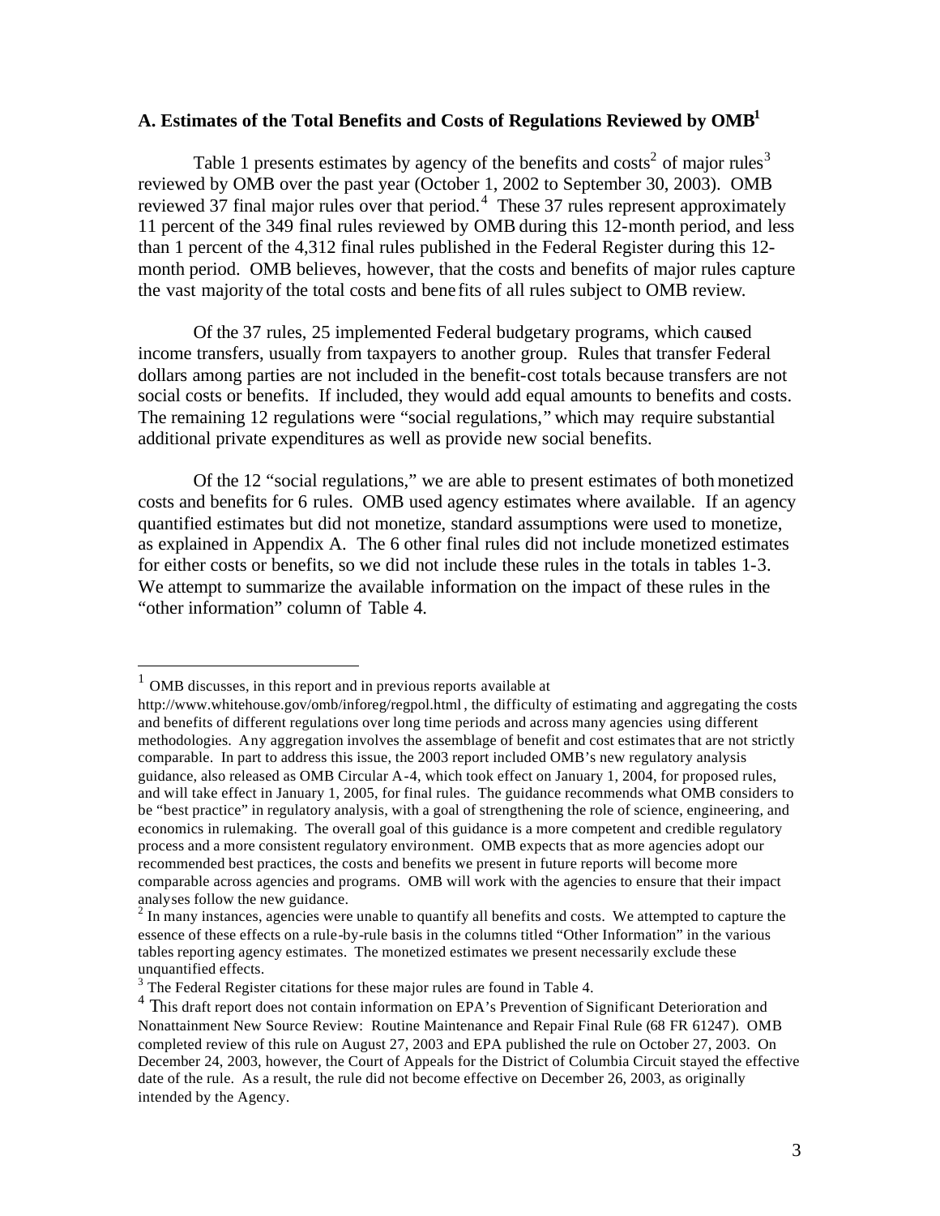### A. Estimates of the Total Benefits and Costs of Regulations Reviewed by OMB[1]

Table 1 presents estimates by agency of the benefits and costs[2] of major rules[3] reviewed by OMB over the past year (October 1, 2002 to September 30, 2003). OMB reviewed 37 final major rules over that period.[4] These 37 rules represent approximately 11 percent of the 349 final rules reviewed by OMB during this 12-month period, and less than 1 percent of the 4,312 final rules published in the Federal Register during this 12-month period. OMB believes, however, that the costs and benefits of major rules capture the vast majority of the total costs and benefits of all rules subject to OMB review.

Of the 37 rules, 25 implemented Federal budgetary programs, which caused income transfers, usually from taxpayers to another group. Rules that transfer Federal dollars among parties are not included in the benefit-cost totals because transfers are not social costs or benefits. If included, they would add equal amounts to benefits and costs. The remaining 12 regulations were "social regulations," which may require substantial additional private expenditures as well as provide new social benefits.

Of the 12 "social regulations," we are able to present estimates of both monetized costs and benefits for 6 rules. OMB used agency estimates where available. If an agency quantified estimates but did not monetize, standard assumptions were used to monetize, as explained in Appendix A. The 6 other final rules did not include monetized estimates for either costs or benefits, so we did not include these rules in the totals in tables 1-3. We attempt to summarize the available information on the impact of these rules in the "other information" column of Table 4.

---

[1] OMB discusses, in this report and in previous reports available at http://www.whitehouse.gov/omb/inforeg/regpol.html, the difficulty of estimating and aggregating the costs and benefits of different regulations over long time periods and across many agencies using different methodologies. Any aggregation involves the assemblage of benefit and cost estimates that are not strictly comparable. In part to address this issue, the 2003 report included OMB's new regulatory analysis guidance, also released as OMB Circular A-4, which took effect on January 1, 2004, for proposed rules, and will take effect in January 1, 2005, for final rules. The guidance recommends what OMB considers to be "best practice" in regulatory analysis, with a goal of strengthening the role of science, engineering, and economics in rulemaking. The overall goal of this guidance is a more competent and credible regulatory process and a more consistent regulatory environment. OMB expects that as more agencies adopt our recommended best practices, the costs and benefits we present in future reports will become more comparable across agencies and programs. OMB will work with the agencies to ensure that their impact analyses follow the new guidance.

[2] In many instances, agencies were unable to quantify all benefits and costs. We attempted to capture the essence of these effects on a rule-by-rule basis in the columns titled "Other Information" in the various tables reporting agency estimates. The monetized estimates we present necessarily exclude these unquantified effects.

[3] The Federal Register citations for these major rules are found in Table 4.

[4] This draft report does not contain information on EPA's Prevention of Significant Deterioration and Nonattainment New Source Review: Routine Maintenance and Repair Final Rule (68 FR 61247). OMB completed review of this rule on August 27, 2003 and EPA published the rule on October 27, 2003. On December 24, 2003, however, the Court of Appeals for the District of Columbia Circuit stayed the effective date of the rule. As a result, the rule did not become effective on December 26, 2003, as originally intended by the Agency.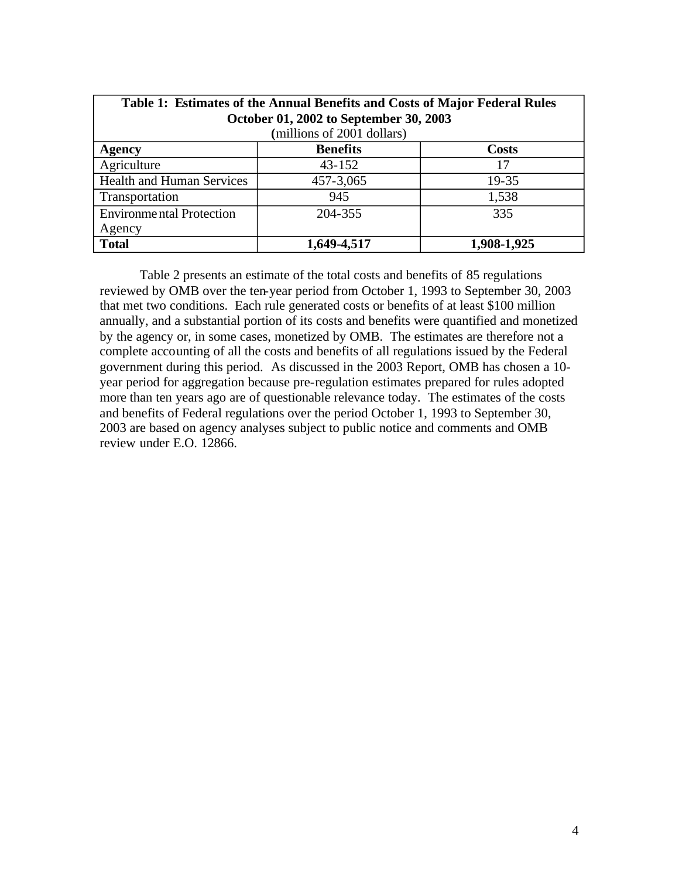| Table 1: Estimates of the Annual Benefits and Costs of Major Federal Rules October 01, 2002 to September 30, 2003 (millions of 2001 dollars) | | |
|---|---|---|
| **Agency** | **Benefits** | **Costs** |
| Agriculture | 43-152 | 17 |
| Health and Human Services | 457-3,065 | 19-35 |
| Transportation | 945 | 1,538 |
| Environmental Protection Agency | 204-355 | 335 |
| **Total** | **1,649-4,517** | **1,908-1,925** |

Table 2 presents an estimate of the total costs and benefits of 85 regulations reviewed by OMB over the ten-year period from October 1, 1993 to September 30, 2003 that met two conditions. Each rule generated costs or benefits of at least $100 million annually, and a substantial portion of its costs and benefits were quantified and monetized by the agency or, in some cases, monetized by OMB. The estimates are therefore not a complete accounting of all the costs and benefits of all regulations issued by the Federal government during this period. As discussed in the 2003 Report, OMB has chosen a 10-year period for aggregation because pre-regulation estimates prepared for rules adopted more than ten years ago are of questionable relevance today. The estimates of the costs and benefits of Federal regulations over the period October 1, 1993 to September 30, 2003 are based on agency analyses subject to public notice and comments and OMB review under E.O. 12866.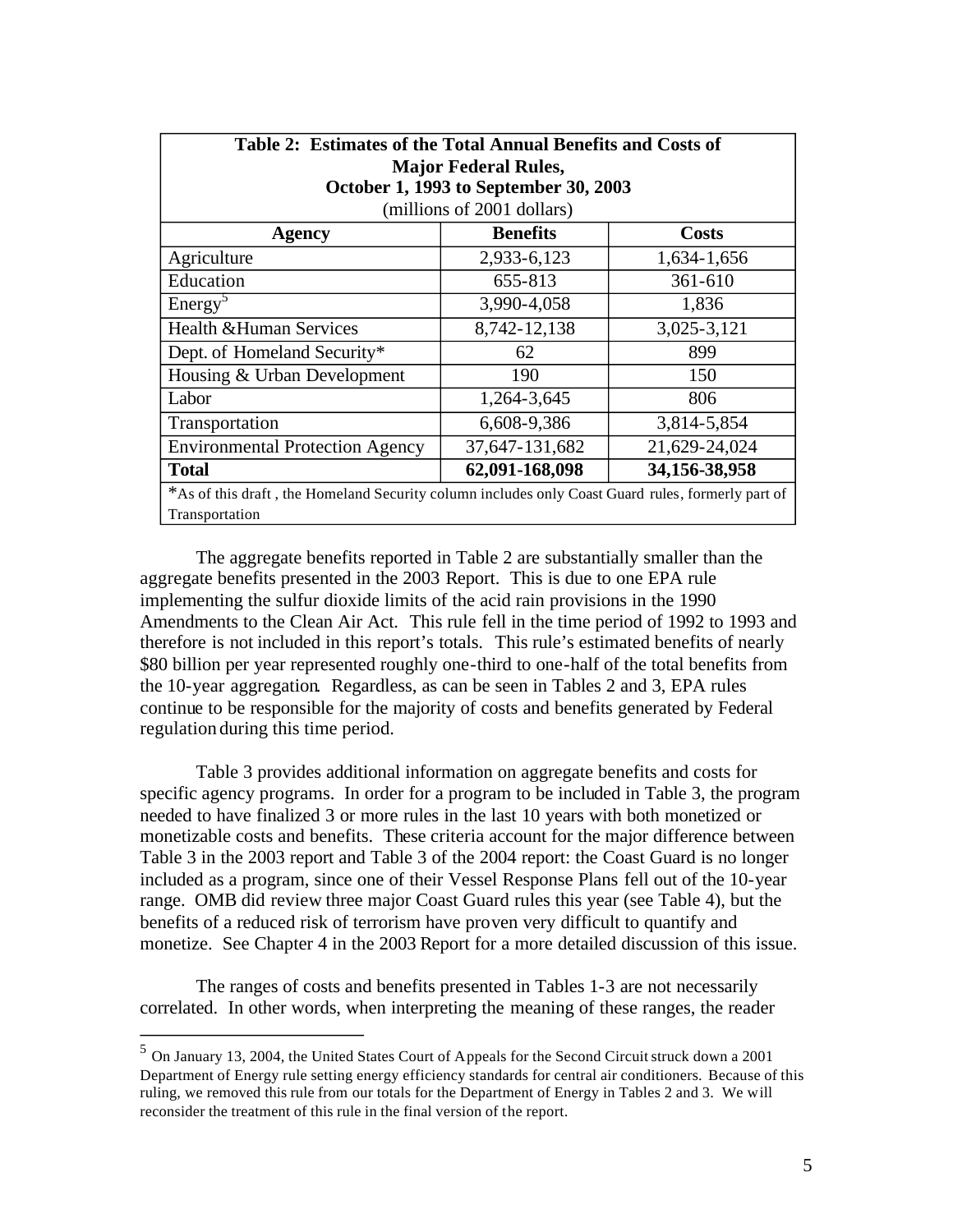| Table 2: Estimates of the Total Annual Benefits and Costs of Major Federal Rules, October 1, 1993 to September 30, 2003 (millions of 2001 dollars) | | |
|---|---|---|
| **Agency** | **Benefits** | **Costs** |
| Agriculture | 2,933-6,123 | 1,634-1,656 |
| Education | 655-813 | 361-610 |
| Energy[5] | 3,990-4,058 | 1,836 |
| Health &Human Services | 8,742-12,138 | 3,025-3,121 |
| Dept. of Homeland Security* | 62 | 899 |
| Housing & Urban Development | 190 | 150 |
| Labor | 1,264-3,645 | 806 |
| Transportation | 6,608-9,386 | 3,814-5,854 |
| Environmental Protection Agency | 37,647-131,682 | 21,629-24,024 |
| **Total** | **62,091-168,098** | **34,156-38,958** |

*As of this draft , the Homeland Security column includes only Coast Guard rules, formerly part of Transportation

The aggregate benefits reported in Table 2 are substantially smaller than the aggregate benefits presented in the 2003 Report. This is due to one EPA rule implementing the sulfur dioxide limits of the acid rain provisions in the 1990 Amendments to the Clean Air Act. This rule fell in the time period of 1992 to 1993 and therefore is not included in this report's totals. This rule's estimated benefits of nearly $80 billion per year represented roughly one-third to one-half of the total benefits from the 10-year aggregation. Regardless, as can be seen in Tables 2 and 3, EPA rules continue to be responsible for the majority of costs and benefits generated by Federal regulation during this time period.

Table 3 provides additional information on aggregate benefits and costs for specific agency programs. In order for a program to be included in Table 3, the program needed to have finalized 3 or more rules in the last 10 years with both monetized or monetizable costs and benefits. These criteria account for the major difference between Table 3 in the 2003 report and Table 3 of the 2004 report: the Coast Guard is no longer included as a program, since one of their Vessel Response Plans fell out of the 10-year range. OMB did review three major Coast Guard rules this year (see Table 4), but the benefits of a reduced risk of terrorism have proven very difficult to quantify and monetize. See Chapter 4 in the 2003 Report for a more detailed discussion of this issue.

The ranges of costs and benefits presented in Tables 1-3 are not necessarily correlated. In other words, when interpreting the meaning of these ranges, the reader

[5] On January 13, 2004, the United States Court of Appeals for the Second Circuit struck down a 2001 Department of Energy rule setting energy efficiency standards for central air conditioners. Because of this ruling, we removed this rule from our totals for the Department of Energy in Tables 2 and 3. We will reconsider the treatment of this rule in the final version of the report.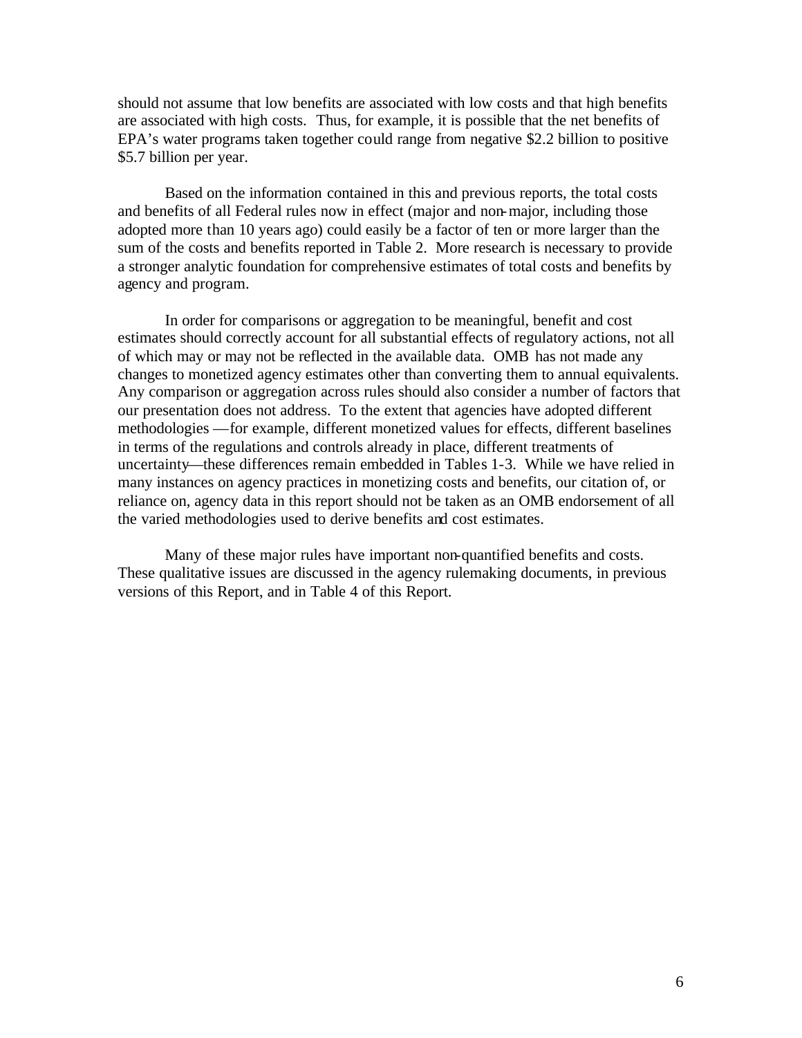should not assume that low benefits are associated with low costs and that high benefits are associated with high costs. Thus, for example, it is possible that the net benefits of EPA's water programs taken together could range from negative $2.2 billion to positive $5.7 billion per year.

Based on the information contained in this and previous reports, the total costs and benefits of all Federal rules now in effect (major and non-major, including those adopted more than 10 years ago) could easily be a factor of ten or more larger than the sum of the costs and benefits reported in Table 2. More research is necessary to provide a stronger analytic foundation for comprehensive estimates of total costs and benefits by agency and program.

In order for comparisons or aggregation to be meaningful, benefit and cost estimates should correctly account for all substantial effects of regulatory actions, not all of which may or may not be reflected in the available data. OMB has not made any changes to monetized agency estimates other than converting them to annual equivalents. Any comparison or aggregation across rules should also consider a number of factors that our presentation does not address. To the extent that agencies have adopted different methodologies — for example, different monetized values for effects, different baselines in terms of the regulations and controls already in place, different treatments of uncertainty—these differences remain embedded in Tables 1-3. While we have relied in many instances on agency practices in monetizing costs and benefits, our citation of, or reliance on, agency data in this report should not be taken as an OMB endorsement of all the varied methodologies used to derive benefits and cost estimates.

Many of these major rules have important non-quantified benefits and costs. These qualitative issues are discussed in the agency rulemaking documents, in previous versions of this Report, and in Table 4 of this Report.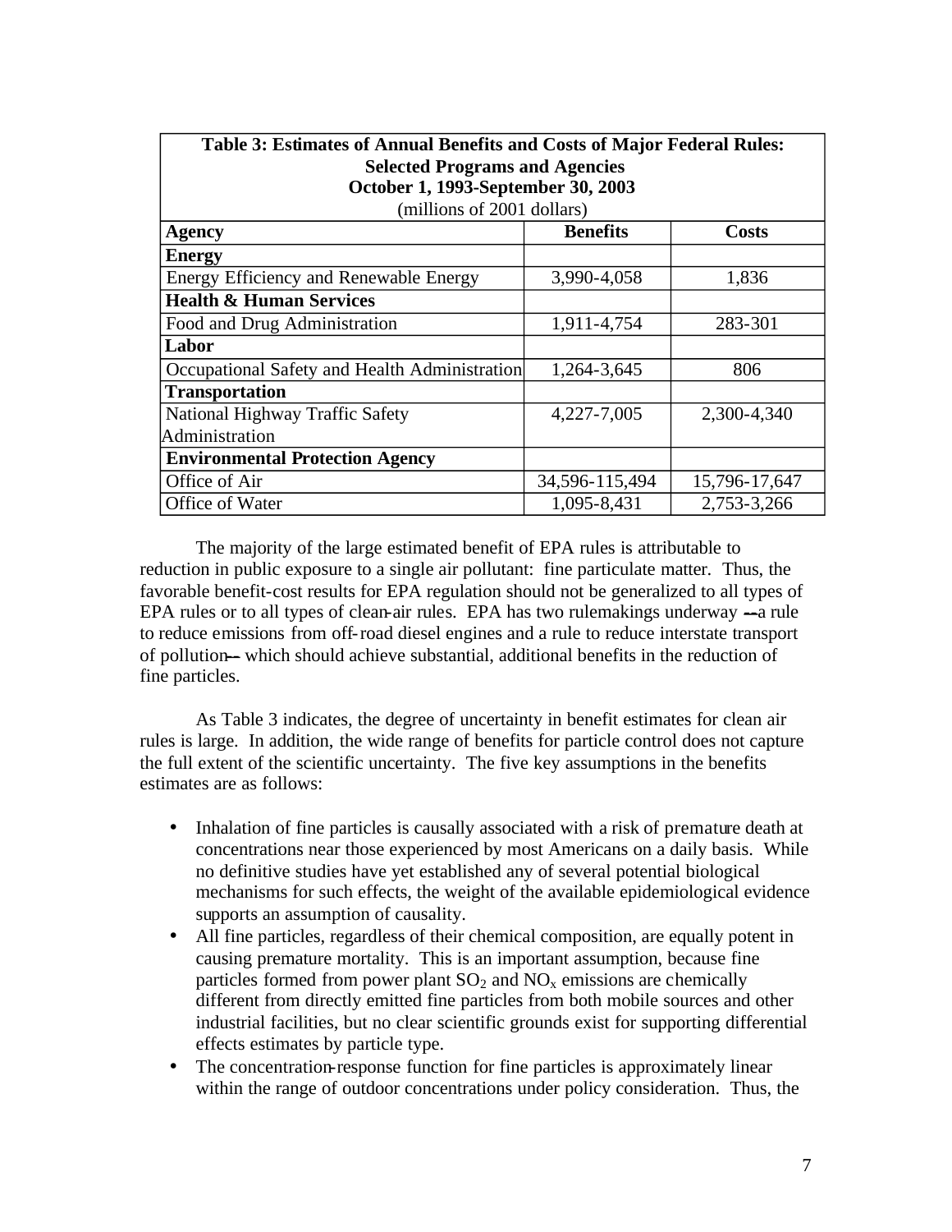| Table 3: Estimates of Annual Benefits and Costs of Major Federal Rules: Selected Programs and Agencies October 1, 1993-September 30, 2003 (millions of 2001 dollars) | | |
|---|---|---|
| **Agency** | **Benefits** | **Costs** |
| **Energy** | | |
| Energy Efficiency and Renewable Energy | 3,990-4,058 | 1,836 |
| **Health & Human Services** | | |
| Food and Drug Administration | 1,911-4,754 | 283-301 |
| **Labor** | | |
| Occupational Safety and Health Administration | 1,264-3,645 | 806 |
| **Transportation** | | |
| National Highway Traffic Safety Administration | 4,227-7,005 | 2,300-4,340 |
| **Environmental Protection Agency** | | |
| Office of Air | 34,596-115,494 | 15,796-17,647 |
| Office of Water | 1,095-8,431 | 2,753-3,266 |

The majority of the large estimated benefit of EPA rules is attributable to reduction in public exposure to a single air pollutant: fine particulate matter. Thus, the favorable benefit-cost results for EPA regulation should not be generalized to all types of EPA rules or to all types of clean-air rules. EPA has two rulemakings underway --a rule to reduce emissions from off-road diesel engines and a rule to reduce interstate transport of pollution-- which should achieve substantial, additional benefits in the reduction of fine particles.

As Table 3 indicates, the degree of uncertainty in benefit estimates for clean air rules is large. In addition, the wide range of benefits for particle control does not capture the full extent of the scientific uncertainty. The five key assumptions in the benefits estimates are as follows:

- Inhalation of fine particles is causally associated with a risk of premature death at concentrations near those experienced by most Americans on a daily basis. While no definitive studies have yet established any of several potential biological mechanisms for such effects, the weight of the available epidemiological evidence supports an assumption of causality.
- All fine particles, regardless of their chemical composition, are equally potent in causing premature mortality. This is an important assumption, because fine particles formed from power plant $SO_2$ and $NO_x$ emissions are chemically different from directly emitted fine particles from both mobile sources and other industrial facilities, but no clear scientific grounds exist for supporting differential effects estimates by particle type.
- The concentration-response function for fine particles is approximately linear within the range of outdoor concentrations under policy consideration. Thus, the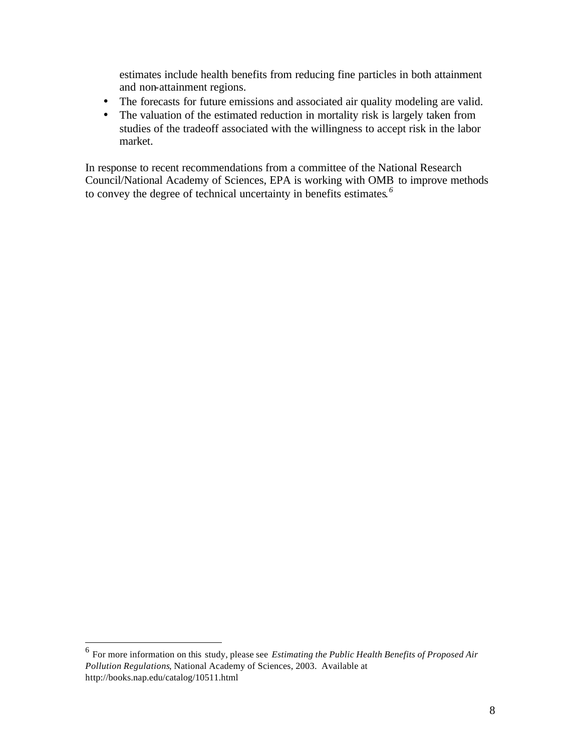estimates include health benefits from reducing fine particles in both attainment and non-attainment regions.

- The forecasts for future emissions and associated air quality modeling are valid.
- The valuation of the estimated reduction in mortality risk is largely taken from studies of the tradeoff associated with the willingness to accept risk in the labor market.

In response to recent recommendations from a committee of the National Research Council/National Academy of Sciences, EPA is working with OMB to improve methods to convey the degree of technical uncertainty in benefits estimates.[6]

---

[6] For more information on this study, please see *Estimating the Public Health Benefits of Proposed Air Pollution Regulations*, National Academy of Sciences, 2003. Available at http://books.nap.edu/catalog/10511.html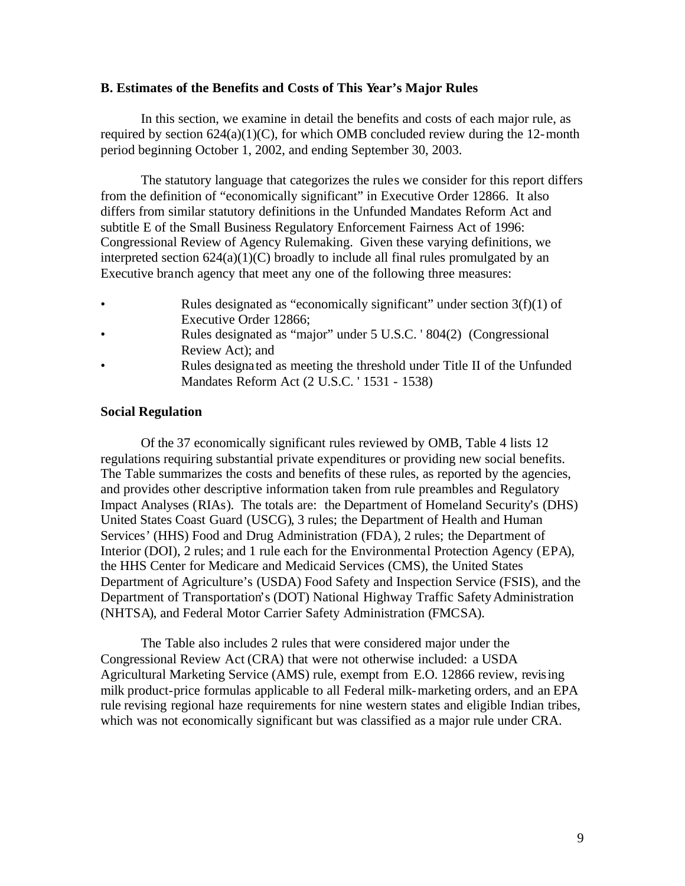### B. Estimates of the Benefits and Costs of This Year's Major Rules

In this section, we examine in detail the benefits and costs of each major rule, as required by section 624(a)(1)(C), for which OMB concluded review during the 12-month period beginning October 1, 2002, and ending September 30, 2003.

The statutory language that categorizes the rules we consider for this report differs from the definition of "economically significant" in Executive Order 12866. It also differs from similar statutory definitions in the Unfunded Mandates Reform Act and subtitle E of the Small Business Regulatory Enforcement Fairness Act of 1996: Congressional Review of Agency Rulemaking. Given these varying definitions, we interpreted section 624(a)(1)(C) broadly to include all final rules promulgated by an Executive branch agency that meet any one of the following three measures:

- Rules designated as "economically significant" under section 3(f)(1) of Executive Order 12866;
- Rules designated as "major" under 5 U.S.C. ' 804(2) (Congressional Review Act); and
- Rules designated as meeting the threshold under Title II of the Unfunded Mandates Reform Act (2 U.S.C. ' 1531 - 1538)

### Social Regulation

Of the 37 economically significant rules reviewed by OMB, Table 4 lists 12 regulations requiring substantial private expenditures or providing new social benefits. The Table summarizes the costs and benefits of these rules, as reported by the agencies, and provides other descriptive information taken from rule preambles and Regulatory Impact Analyses (RIAs). The totals are: the Department of Homeland Security's (DHS) United States Coast Guard (USCG), 3 rules; the Department of Health and Human Services' (HHS) Food and Drug Administration (FDA), 2 rules; the Department of Interior (DOI), 2 rules; and 1 rule each for the Environmental Protection Agency (EPA), the HHS Center for Medicare and Medicaid Services (CMS), the United States Department of Agriculture's (USDA) Food Safety and Inspection Service (FSIS), and the Department of Transportation's (DOT) National Highway Traffic Safety Administration (NHTSA), and Federal Motor Carrier Safety Administration (FMCSA).

The Table also includes 2 rules that were considered major under the Congressional Review Act (CRA) that were not otherwise included: a USDA Agricultural Marketing Service (AMS) rule, exempt from E.O. 12866 review, revising milk product-price formulas applicable to all Federal milk-marketing orders, and an EPA rule revising regional haze requirements for nine western states and eligible Indian tribes, which was not economically significant but was classified as a major rule under CRA.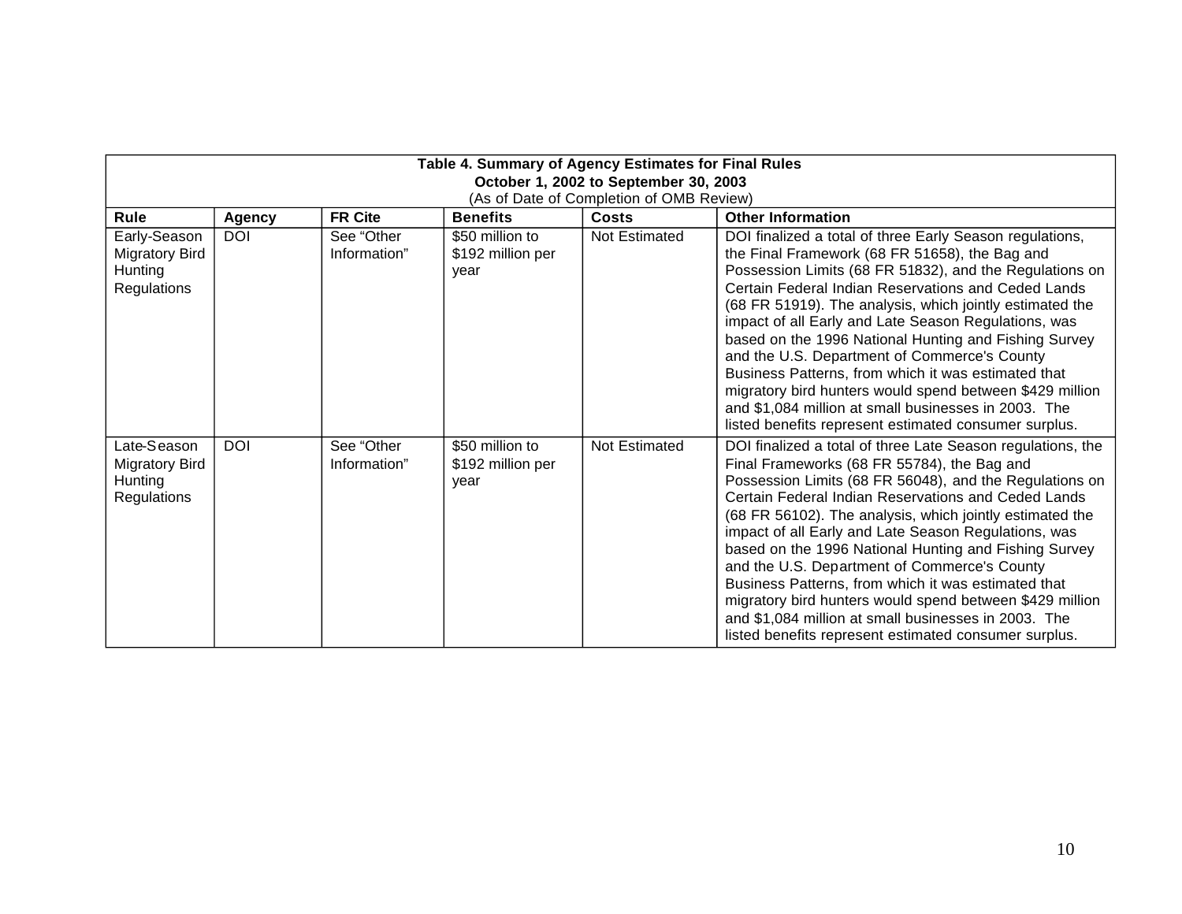**Table 4. Summary of Agency Estimates for Final Rules**
**October 1, 2002 to September 30, 2003**
(As of Date of Completion of OMB Review)

| Rule | Agency | FR Cite | Benefits | Costs | Other Information |
|---|---|---|---|---|---|
| Early-Season Migratory Bird Hunting Regulations | DOI | See "Other Information" | $50 million to $192 million per year | Not Estimated | DOI finalized a total of three Early Season regulations, the Final Framework (68 FR 51658), the Bag and Possession Limits (68 FR 51832), and the Regulations on Certain Federal Indian Reservations and Ceded Lands (68 FR 51919). The analysis, which jointly estimated the impact of all Early and Late Season Regulations, was based on the 1996 National Hunting and Fishing Survey and the U.S. Department of Commerce's County Business Patterns, from which it was estimated that migratory bird hunters would spend between $429 million and $1,084 million at small businesses in 2003. The listed benefits represent estimated consumer surplus. |
| Late-Season Migratory Bird Hunting Regulations | DOI | See "Other Information" | $50 million to $192 million per year | Not Estimated | DOI finalized a total of three Late Season regulations, the Final Frameworks (68 FR 55784), the Bag and Possession Limits (68 FR 56048), and the Regulations on Certain Federal Indian Reservations and Ceded Lands (68 FR 56102). The analysis, which jointly estimated the impact of all Early and Late Season Regulations, was based on the 1996 National Hunting and Fishing Survey and the U.S. Department of Commerce's County Business Patterns, from which it was estimated that migratory bird hunters would spend between $429 million and $1,084 million at small businesses in 2003. The listed benefits represent estimated consumer surplus. |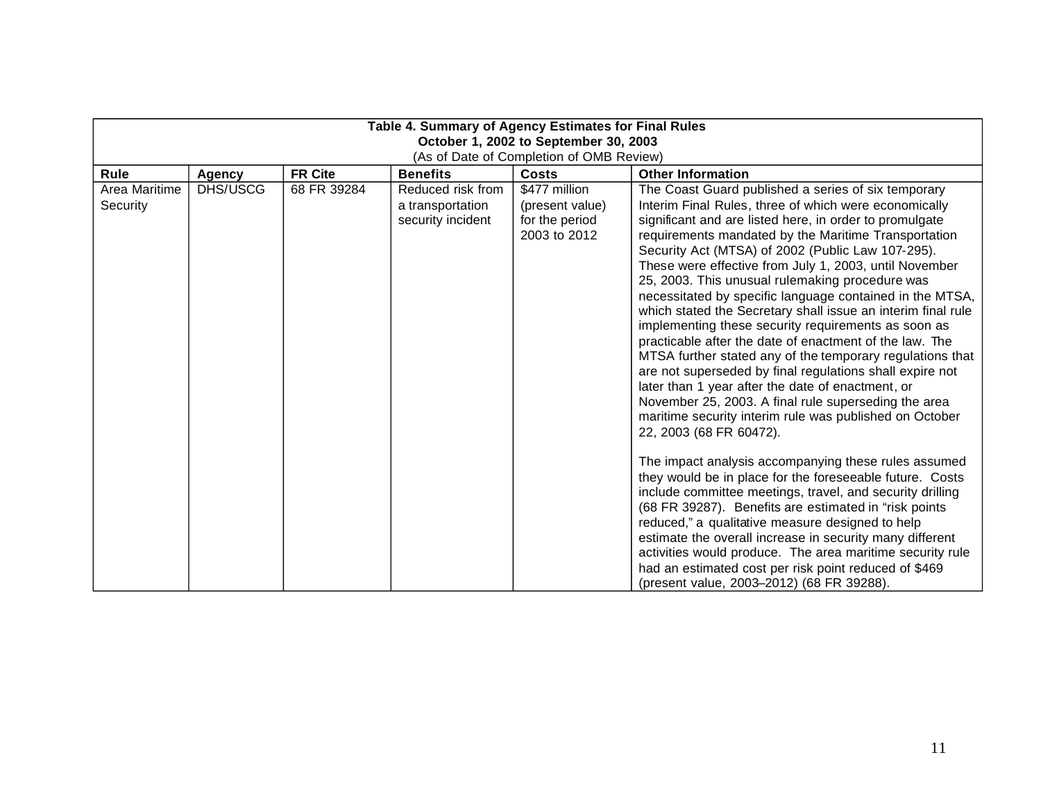**Table 4. Summary of Agency Estimates for Final Rules**
**October 1, 2002 to September 30, 2003**
(As of Date of Completion of OMB Review)

| Rule | Agency | FR Cite | Benefits | Costs | Other Information |
|---|---|---|---|---|---|
| Area Maritime Security | DHS/USCG | 68 FR 39284 | Reduced risk from a transportation security incident | $477 million (present value) for the period 2003 to 2012 | The Coast Guard published a series of six temporary Interim Final Rules, three of which were economically significant and are listed here, in order to promulgate requirements mandated by the Maritime Transportation Security Act (MTSA) of 2002 (Public Law 107-295). These were effective from July 1, 2003, until November 25, 2003. This unusual rulemaking procedure was necessitated by specific language contained in the MTSA, which stated the Secretary shall issue an interim final rule implementing these security requirements as soon as practicable after the date of enactment of the law. The MTSA further stated any of the temporary regulations that are not superseded by final regulations shall expire not later than 1 year after the date of enactment, or November 25, 2003. A final rule superseding the area maritime security interim rule was published on October 22, 2003 (68 FR 60472).<br><br>The impact analysis accompanying these rules assumed they would be in place for the foreseeable future. Costs include committee meetings, travel, and security drilling (68 FR 39287). Benefits are estimated in "risk points reduced," a qualitative measure designed to help estimate the overall increase in security many different activities would produce. The area maritime security rule had an estimated cost per risk point reduced of $469 (present value, 2003–2012) (68 FR 39288). |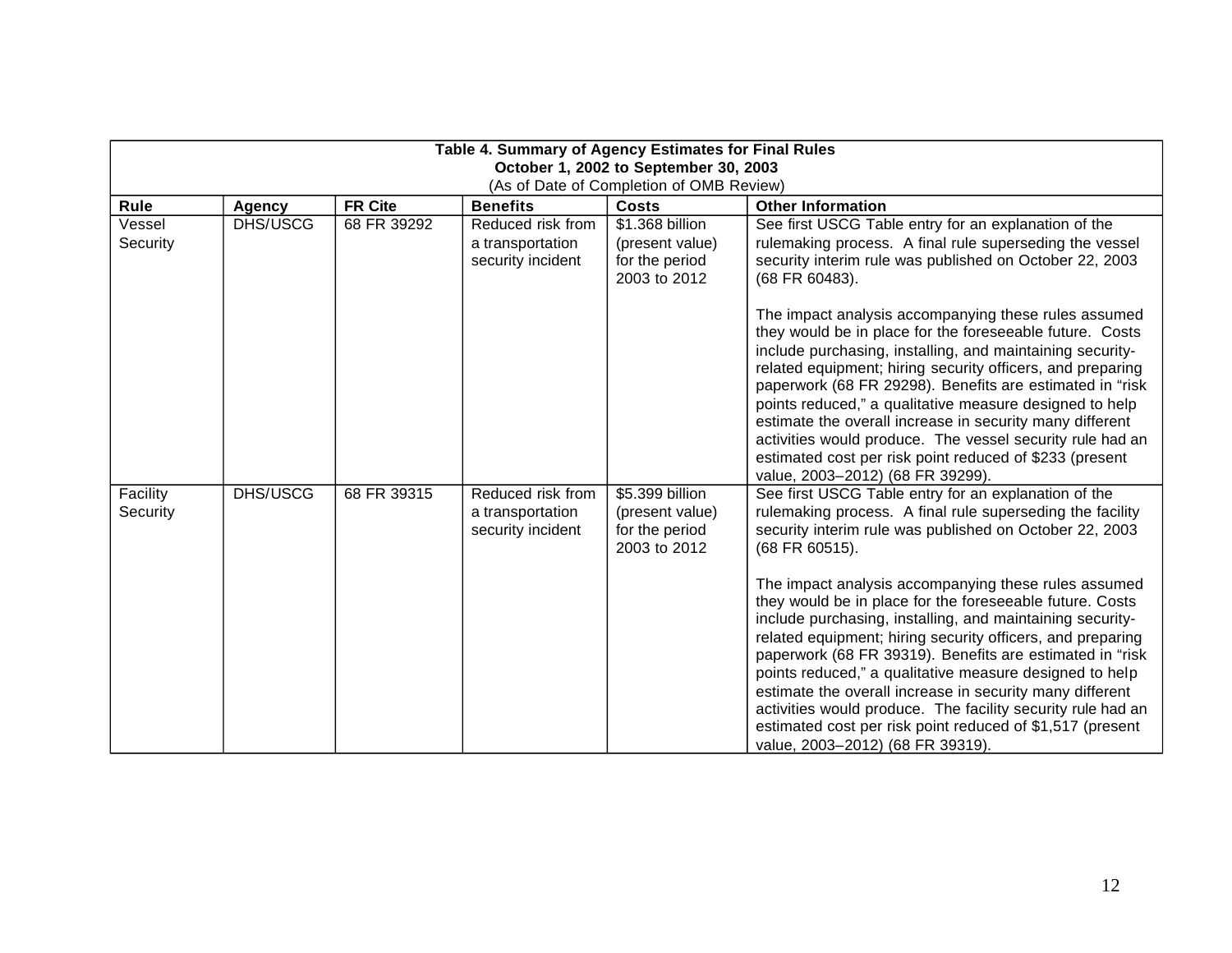| **Table 4. Summary of Agency Estimates for Final Rules October 1, 2002 to September 30, 2003** (As of Date of Completion of OMB Review) | | | | | |
|---|---|---|---|---|---|
| **Rule** | **Agency** | **FR Cite** | **Benefits** | **Costs** | **Other Information** |
| Vessel Security | DHS/USCG | 68 FR 39292 | Reduced risk from a transportation security incident | \$1.368 billion (present value) for the period 2003 to 2012 | See first USCG Table entry for an explanation of the rulemaking process. A final rule superseding the vessel security interim rule was published on October 22, 2003 (68 FR 60483).<br><br>The impact analysis accompanying these rules assumed they would be in place for the foreseeable future. Costs include purchasing, installing, and maintaining security-related equipment; hiring security officers, and preparing paperwork (68 FR 29298). Benefits are estimated in "risk points reduced," a qualitative measure designed to help estimate the overall increase in security many different activities would produce. The vessel security rule had an estimated cost per risk point reduced of \$233 (present value, 2003–2012) (68 FR 39299). |
| Facility Security | DHS/USCG | 68 FR 39315 | Reduced risk from a transportation security incident | \$5.399 billion (present value) for the period 2003 to 2012 | See first USCG Table entry for an explanation of the rulemaking process. A final rule superseding the facility security interim rule was published on October 22, 2003 (68 FR 60515).<br><br>The impact analysis accompanying these rules assumed they would be in place for the foreseeable future. Costs include purchasing, installing, and maintaining security-related equipment; hiring security officers, and preparing paperwork (68 FR 39319). Benefits are estimated in "risk points reduced," a qualitative measure designed to help estimate the overall increase in security many different activities would produce. The facility security rule had an estimated cost per risk point reduced of \$1,517 (present value, 2003–2012) (68 FR 39319). |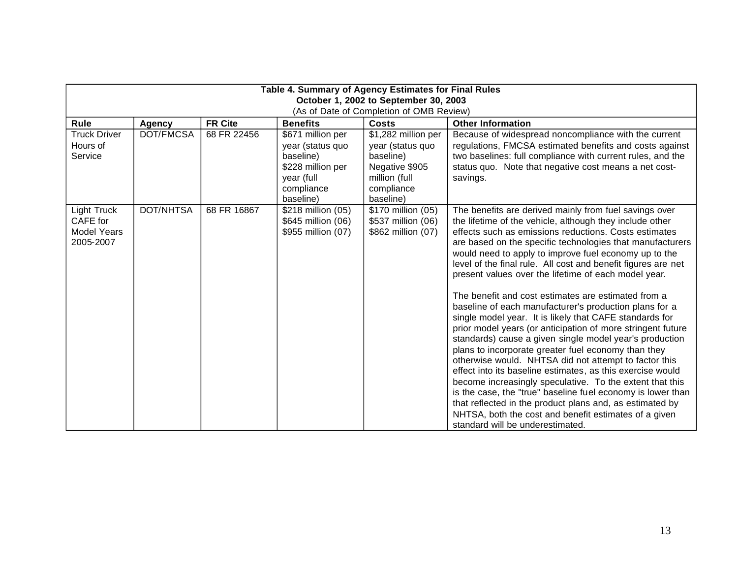**Table 4. Summary of Agency Estimates for Final Rules**
**October 1, 2002 to September 30, 2003**
(As of Date of Completion of OMB Review)

| Rule | Agency | FR Cite | Benefits | Costs | Other Information |
|---|---|---|---|---|---|
| Truck Driver Hours of Service | DOT/FMCSA | 68 FR 22456 | $671 million per year (status quo baseline)<br>$228 million per year (full compliance baseline) | $1,282 million per year (status quo baseline)<br>Negative $905 million (full compliance baseline) | Because of widespread noncompliance with the current regulations, FMCSA estimated benefits and costs against two baselines: full compliance with current rules, and the status quo. Note that negative cost means a net cost-savings. |
| Light Truck CAFE for Model Years 2005-2007 | DOT/NHTSA | 68 FR 16867 | $218 million (05)<br>$645 million (06)<br>$955 million (07) | $170 million (05)<br>$537 million (06)<br>$862 million (07) | The benefits are derived mainly from fuel savings over the lifetime of the vehicle, although they include other effects such as emissions reductions. Costs estimates are based on the specific technologies that manufacturers would need to apply to improve fuel economy up to the level of the final rule. All cost and benefit figures are net present values over the lifetime of each model year.<br><br>The benefit and cost estimates are estimated from a baseline of each manufacturer's production plans for a single model year. It is likely that CAFE standards for prior model years (or anticipation of more stringent future standards) cause a given single model year's production plans to incorporate greater fuel economy than they otherwise would. NHTSA did not attempt to factor this effect into its baseline estimates, as this exercise would become increasingly speculative. To the extent that this is the case, the "true" baseline fuel economy is lower than that reflected in the product plans and, as estimated by NHTSA, both the cost and benefit estimates of a given standard will be underestimated. |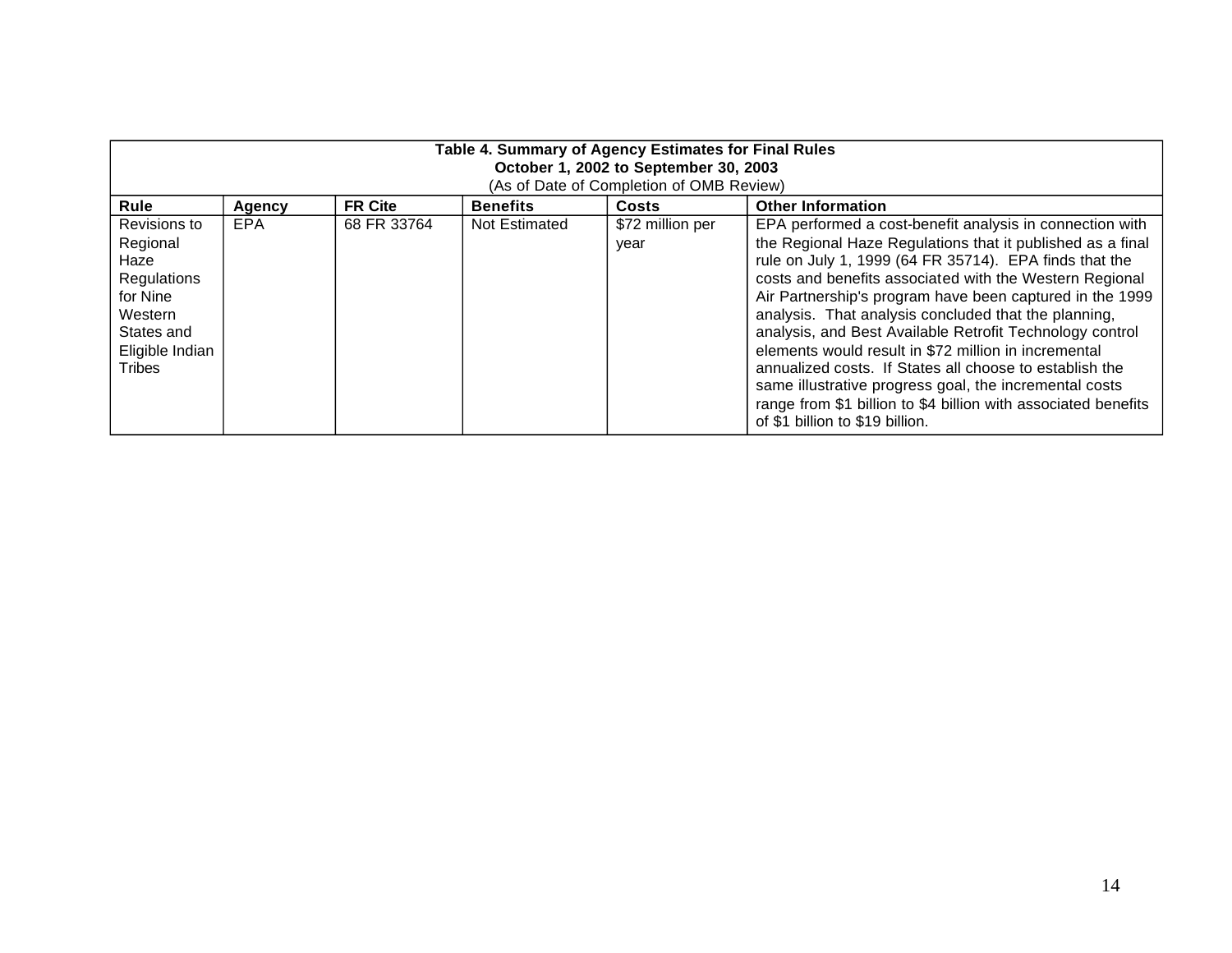| **Table 4. Summary of Agency Estimates for Final Rules October 1, 2002 to September 30, 2003** (As of Date of Completion of OMB Review) | | | | | |
|---|---|---|---|---|---|
| **Rule** | **Agency** | **FR Cite** | **Benefits** | **Costs** | **Other Information** |
| Revisions to Regional Haze Regulations for Nine Western States and Eligible Indian Tribes | EPA | 68 FR 33764 | Not Estimated | $72 million per year | EPA performed a cost-benefit analysis in connection with the Regional Haze Regulations that it published as a final rule on July 1, 1999 (64 FR 35714). EPA finds that the costs and benefits associated with the Western Regional Air Partnership's program have been captured in the 1999 analysis. That analysis concluded that the planning, analysis, and Best Available Retrofit Technology control elements would result in $72 million in incremental annualized costs. If States all choose to establish the same illustrative progress goal, the incremental costs range from $1 billion to $4 billion with associated benefits of $1 billion to $19 billion. |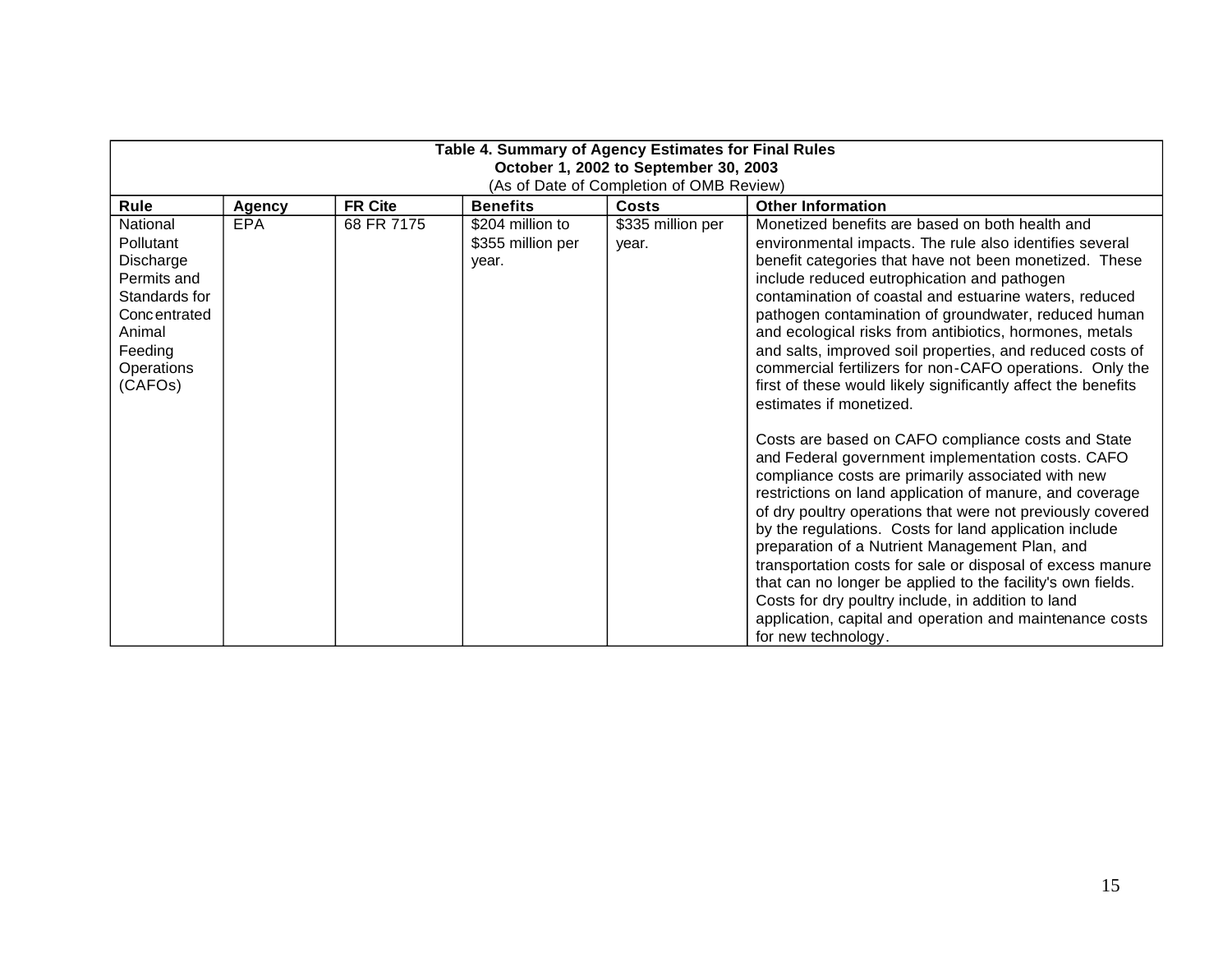**Table 4. Summary of Agency Estimates for Final Rules**
**October 1, 2002 to September 30, 2003**
(As of Date of Completion of OMB Review)

| Rule | Agency | FR Cite | Benefits | Costs | Other Information |
|---|---|---|---|---|---|
| National Pollutant Discharge Permits and Standards for Concentrated Animal Feeding Operations (CAFOs) | EPA | 68 FR 7175 | $204 million to $355 million per year. | $335 million per year. | Monetized benefits are based on both health and environmental impacts. The rule also identifies several benefit categories that have not been monetized. These include reduced eutrophication and pathogen contamination of coastal and estuarine waters, reduced pathogen contamination of groundwater, reduced human and ecological risks from antibiotics, hormones, metals and salts, improved soil properties, and reduced costs of commercial fertilizers for non-CAFO operations. Only the first of these would likely significantly affect the benefits estimates if monetized.<br><br>Costs are based on CAFO compliance costs and State and Federal government implementation costs. CAFO compliance costs are primarily associated with new restrictions on land application of manure, and coverage of dry poultry operations that were not previously covered by the regulations. Costs for land application include preparation of a Nutrient Management Plan, and transportation costs for sale or disposal of excess manure that can no longer be applied to the facility's own fields. Costs for dry poultry include, in addition to land application, capital and operation and maintenance costs for new technology. |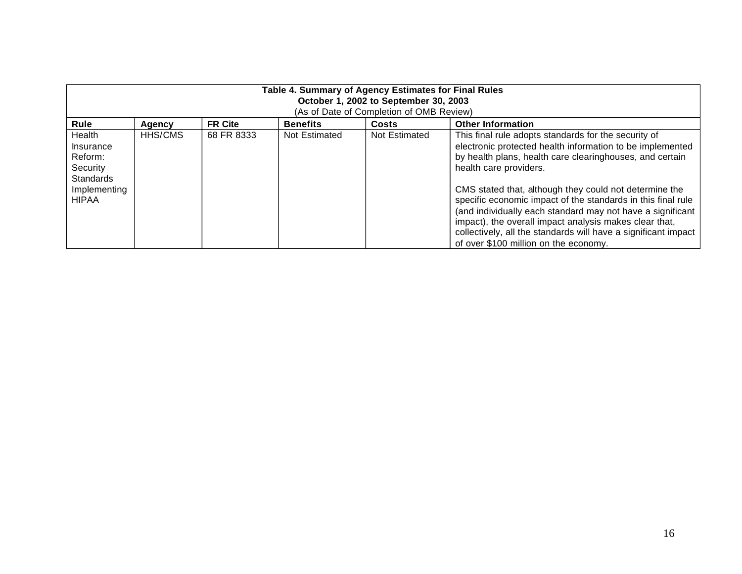**Table 4. Summary of Agency Estimates for Final Rules**
**October 1, 2002 to September 30, 2003**
(As of Date of Completion of OMB Review)

| Rule | Agency | FR Cite | Benefits | Costs | Other Information |
|---|---|---|---|---|---|
| Health Insurance Reform: Security Standards Implementing HIPAA | HHS/CMS | 68 FR 8333 | Not Estimated | Not Estimated | This final rule adopts standards for the security of electronic protected health information to be implemented by health plans, health care clearinghouses, and certain health care providers.<br><br>CMS stated that, although they could not determine the specific economic impact of the standards in this final rule (and individually each standard may not have a significant impact), the overall impact analysis makes clear that, collectively, all the standards will have a significant impact of over $100 million on the economy. |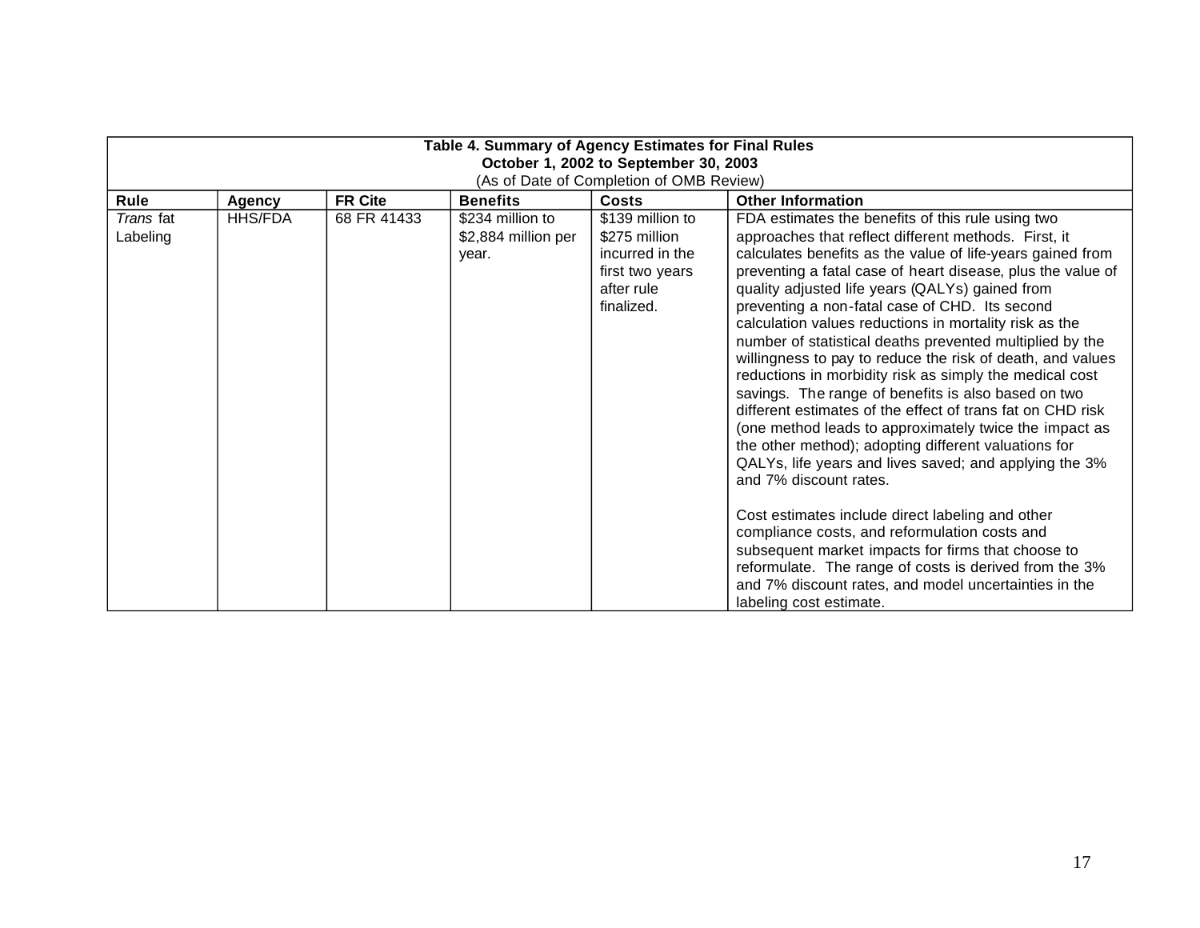**Table 4. Summary of Agency Estimates for Final Rules**
**October 1, 2002 to September 30, 2003**
(As of Date of Completion of OMB Review)

| Rule | Agency | FR Cite | Benefits | Costs | Other Information |
|---|---|---|---|---|---|
| *Trans* fat Labeling | HHS/FDA | 68 FR 41433 | $234 million to $2,884 million per year. | $139 million to $275 million incurred in the first two years after rule finalized. | FDA estimates the benefits of this rule using two approaches that reflect different methods. First, it calculates benefits as the value of life-years gained from preventing a fatal case of heart disease, plus the value of quality adjusted life years (QALYs) gained from preventing a non-fatal case of CHD. Its second calculation values reductions in mortality risk as the number of statistical deaths prevented multiplied by the willingness to pay to reduce the risk of death, and values reductions in morbidity risk as simply the medical cost savings. The range of benefits is also based on two different estimates of the effect of trans fat on CHD risk (one method leads to approximately twice the impact as the other method); adopting different valuations for QALYs, life years and lives saved; and applying the 3% and 7% discount rates.<br><br>Cost estimates include direct labeling and other compliance costs, and reformulation costs and subsequent market impacts for firms that choose to reformulate. The range of costs is derived from the 3% and 7% discount rates, and model uncertainties in the labeling cost estimate. |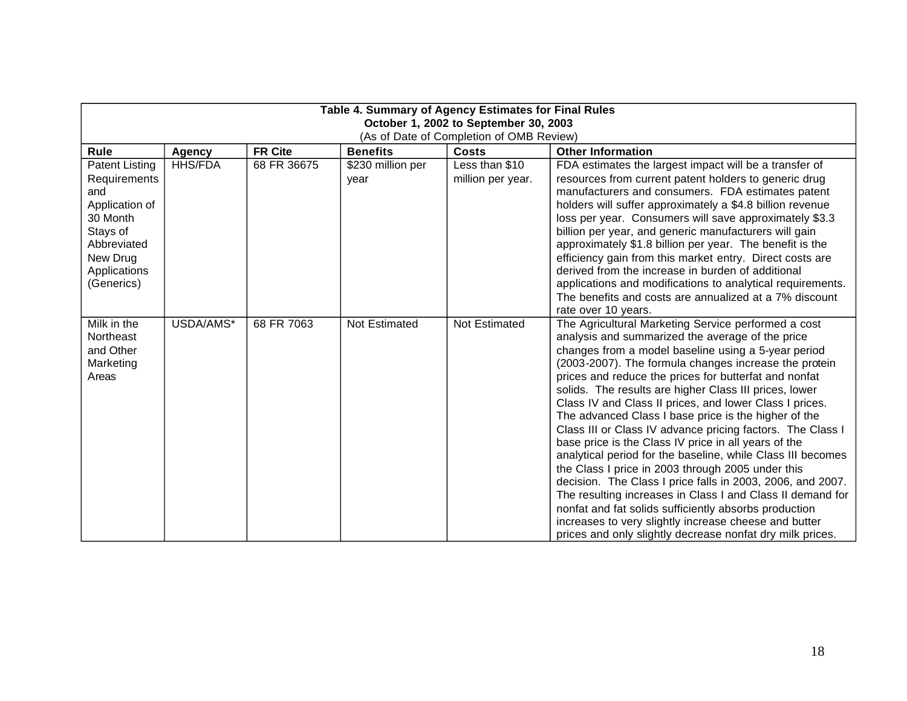**Table 4. Summary of Agency Estimates for Final Rules**
**October 1, 2002 to September 30, 2003**
(As of Date of Completion of OMB Review)

| Rule | Agency | FR Cite | Benefits | Costs | Other Information |
|---|---|---|---|---|---|
| Patent Listing Requirements and Application of 30 Month Stays of Abbreviated New Drug Applications (Generics) | HHS/FDA | 68 FR 36675 | $230 million per year | Less than $10 million per year. | FDA estimates the largest impact will be a transfer of resources from current patent holders to generic drug manufacturers and consumers. FDA estimates patent holders will suffer approximately a $4.8 billion revenue loss per year. Consumers will save approximately $3.3 billion per year, and generic manufacturers will gain approximately $1.8 billion per year. The benefit is the efficiency gain from this market entry. Direct costs are derived from the increase in burden of additional applications and modifications to analytical requirements. The benefits and costs are annualized at a 7% discount rate over 10 years. |
| Milk in the Northeast and Other Marketing Areas | USDA/AMS* | 68 FR 7063 | Not Estimated | Not Estimated | The Agricultural Marketing Service performed a cost analysis and summarized the average of the price changes from a model baseline using a 5-year period (2003-2007). The formula changes increase the protein prices and reduce the prices for butterfat and nonfat solids. The results are higher Class III prices, lower Class IV and Class II prices, and lower Class I prices. The advanced Class I base price is the higher of the Class III or Class IV advance pricing factors. The Class I base price is the Class IV price in all years of the analytical period for the baseline, while Class III becomes the Class I price in 2003 through 2005 under this decision. The Class I price falls in 2003, 2006, and 2007. The resulting increases in Class I and Class II demand for nonfat and fat solids sufficiently absorbs production increases to very slightly increase cheese and butter prices and only slightly decrease nonfat dry milk prices. |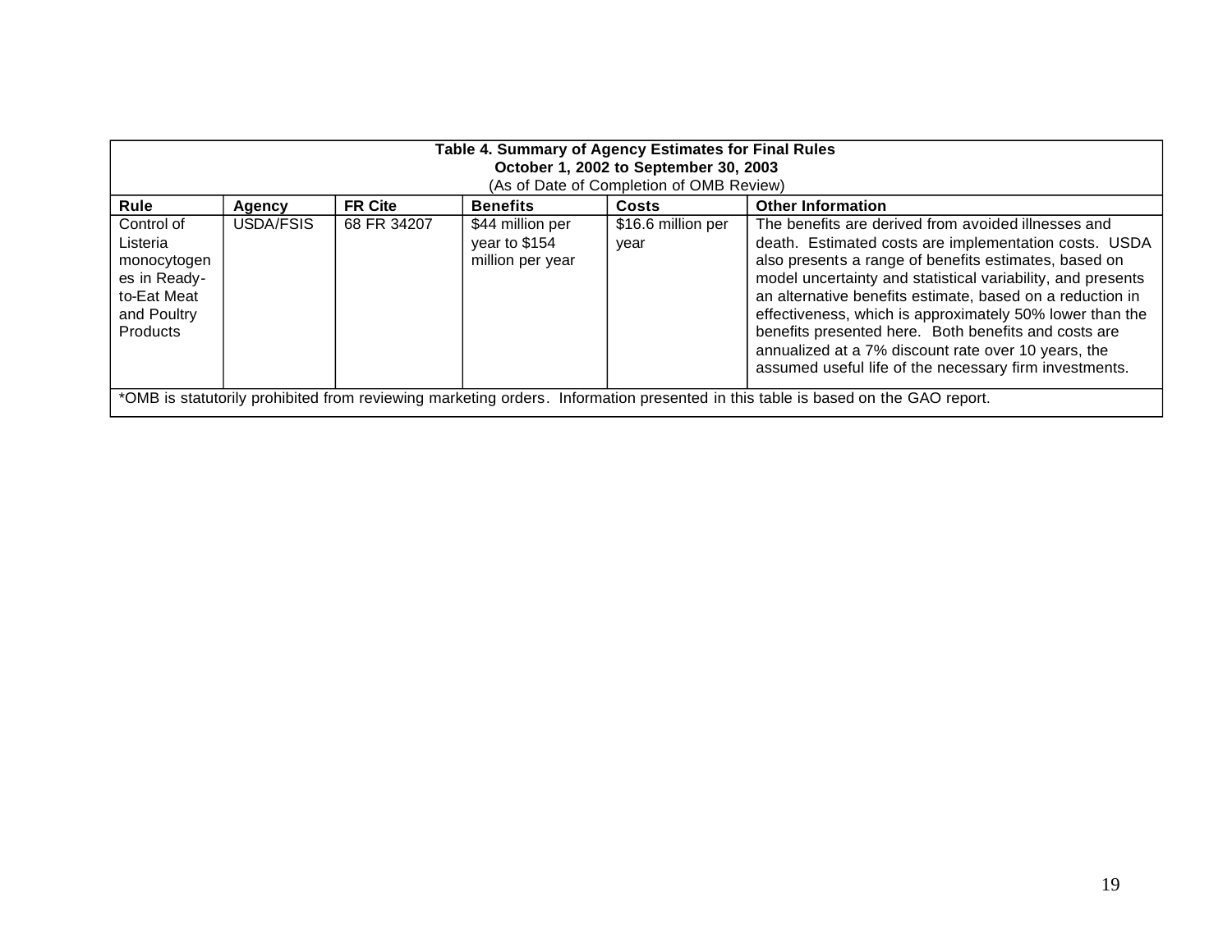**Table 4. Summary of Agency Estimates for Final Rules**
**October 1, 2002 to September 30, 2003**
(As of Date of Completion of OMB Review)

| Rule | Agency | FR Cite | Benefits | Costs | Other Information |
|---|---|---|---|---|---|
| Control of Listeria monocytogenes in Ready-to-Eat Meat and Poultry Products | USDA/FSIS | 68 FR 34207 | $44 million per year to $154 million per year | $16.6 million per year | The benefits are derived from avoided illnesses and death. Estimated costs are implementation costs. USDA also presents a range of benefits estimates, based on model uncertainty and statistical variability, and presents an alternative benefits estimate, based on a reduction in effectiveness, which is approximately 50% lower than the benefits presented here. Both benefits and costs are annualized at a 7% discount rate over 10 years, the assumed useful life of the necessary firm investments. |

*OMB is statutorily prohibited from reviewing marketing orders. Information presented in this table is based on the GAO report.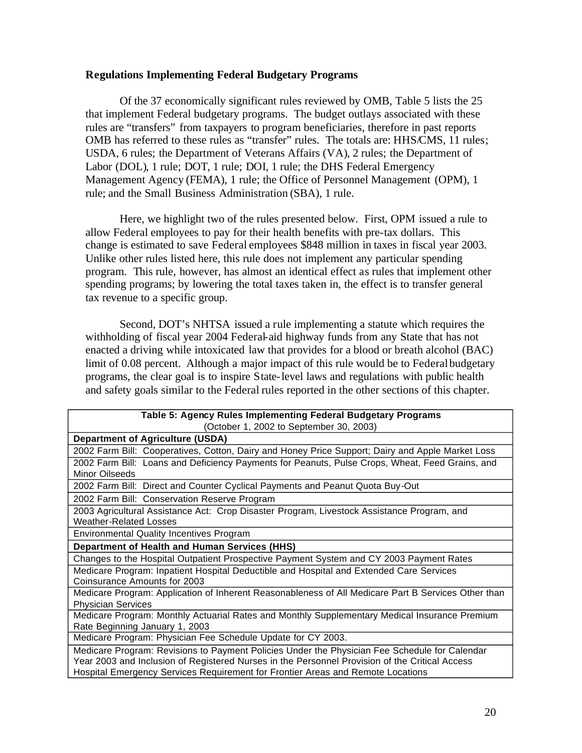**Regulations Implementing Federal Budgetary Programs**

Of the 37 economically significant rules reviewed by OMB, Table 5 lists the 25 that implement Federal budgetary programs. The budget outlays associated with these rules are "transfers" from taxpayers to program beneficiaries, therefore in past reports OMB has referred to these rules as "transfer" rules. The totals are: HHS/CMS, 11 rules; USDA, 6 rules; the Department of Veterans Affairs (VA), 2 rules; the Department of Labor (DOL), 1 rule; DOT, 1 rule; DOI, 1 rule; the DHS Federal Emergency Management Agency (FEMA), 1 rule; the Office of Personnel Management (OPM), 1 rule; and the Small Business Administration (SBA), 1 rule.

Here, we highlight two of the rules presented below. First, OPM issued a rule to allow Federal employees to pay for their health benefits with pre-tax dollars. This change is estimated to save Federal employees \$848 million in taxes in fiscal year 2003. Unlike other rules listed here, this rule does not implement any particular spending program. This rule, however, has almost an identical effect as rules that implement other spending programs; by lowering the total taxes taken in, the effect is to transfer general tax revenue to a specific group.

Second, DOT's NHTSA issued a rule implementing a statute which requires the withholding of fiscal year 2004 Federal-aid highway funds from any State that has not enacted a driving while intoxicated law that provides for a blood or breath alcohol (BAC) limit of 0.08 percent. Although a major impact of this rule would be to Federal budgetary programs, the clear goal is to inspire State-level laws and regulations with public health and safety goals similar to the Federal rules reported in the other sections of this chapter.

| Table 5: Agency Rules Implementing Federal Budgetary Programs (October 1, 2002 to September 30, 2003) |
|---|
| **Department of Agriculture (USDA)** |
| 2002 Farm Bill: Cooperatives, Cotton, Dairy and Honey Price Support; Dairy and Apple Market Loss |
| 2002 Farm Bill: Loans and Deficiency Payments for Peanuts, Pulse Crops, Wheat, Feed Grains, and Minor Oilseeds |
| 2002 Farm Bill: Direct and Counter Cyclical Payments and Peanut Quota Buy-Out |
| 2002 Farm Bill: Conservation Reserve Program |
| 2003 Agricultural Assistance Act: Crop Disaster Program, Livestock Assistance Program, and Weather-Related Losses |
| Environmental Quality Incentives Program |
| **Department of Health and Human Services (HHS)** |
| Changes to the Hospital Outpatient Prospective Payment System and CY 2003 Payment Rates |
| Medicare Program: Inpatient Hospital Deductible and Hospital and Extended Care Services Coinsurance Amounts for 2003 |
| Medicare Program: Application of Inherent Reasonableness of All Medicare Part B Services Other than Physician Services |
| Medicare Program: Monthly Actuarial Rates and Monthly Supplementary Medical Insurance Premium Rate Beginning January 1, 2003 |
| Medicare Program: Physician Fee Schedule Update for CY 2003. |
| Medicare Program: Revisions to Payment Policies Under the Physician Fee Schedule for Calendar Year 2003 and Inclusion of Registered Nurses in the Personnel Provision of the Critical Access Hospital Emergency Services Requirement for Frontier Areas and Remote Locations |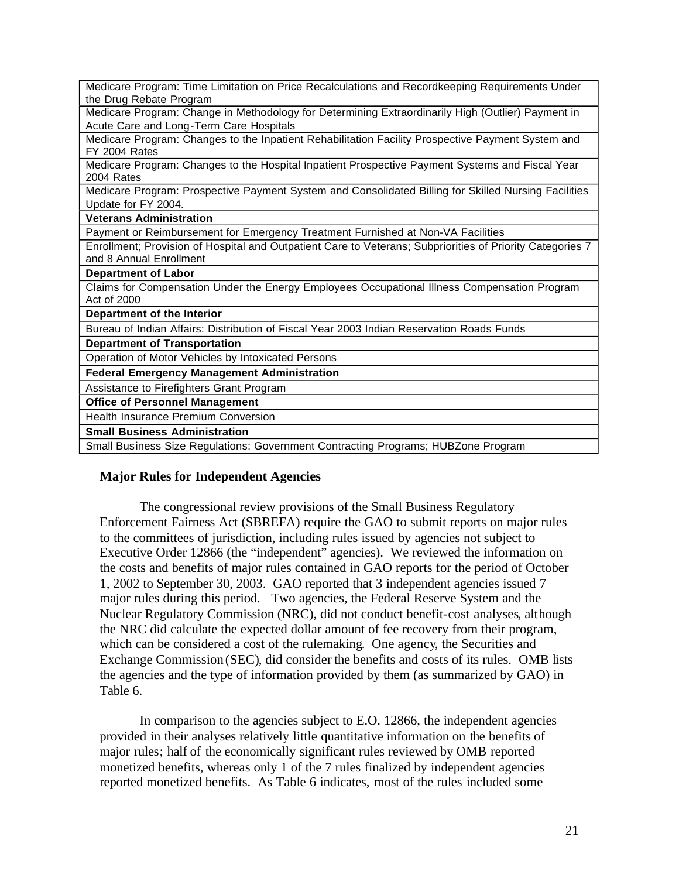| |
|---|
| Medicare Program: Time Limitation on Price Recalculations and Recordkeeping Requirements Under the Drug Rebate Program |
| Medicare Program: Change in Methodology for Determining Extraordinarily High (Outlier) Payment in Acute Care and Long-Term Care Hospitals |
| Medicare Program: Changes to the Inpatient Rehabilitation Facility Prospective Payment System and FY 2004 Rates |
| Medicare Program: Changes to the Hospital Inpatient Prospective Payment Systems and Fiscal Year 2004 Rates |
| Medicare Program: Prospective Payment System and Consolidated Billing for Skilled Nursing Facilities Update for FY 2004. |
| **Veterans Administration** |
| Payment or Reimbursement for Emergency Treatment Furnished at Non-VA Facilities |
| Enrollment; Provision of Hospital and Outpatient Care to Veterans; Subpriorities of Priority Categories 7 and 8 Annual Enrollment |
| **Department of Labor** |
| Claims for Compensation Under the Energy Employees Occupational Illness Compensation Program Act of 2000 |
| **Department of the Interior** |
| Bureau of Indian Affairs: Distribution of Fiscal Year 2003 Indian Reservation Roads Funds |
| **Department of Transportation** |
| Operation of Motor Vehicles by Intoxicated Persons |
| **Federal Emergency Management Administration** |
| Assistance to Firefighters Grant Program |
| **Office of Personnel Management** |
| Health Insurance Premium Conversion |
| **Small Business Administration** |
| Small Business Size Regulations: Government Contracting Programs; HUBZone Program |

## Major Rules for Independent Agencies

The congressional review provisions of the Small Business Regulatory Enforcement Fairness Act (SBREFA) require the GAO to submit reports on major rules to the committees of jurisdiction, including rules issued by agencies not subject to Executive Order 12866 (the "independent" agencies). We reviewed the information on the costs and benefits of major rules contained in GAO reports for the period of October 1, 2002 to September 30, 2003. GAO reported that 3 independent agencies issued 7 major rules during this period. Two agencies, the Federal Reserve System and the Nuclear Regulatory Commission (NRC), did not conduct benefit-cost analyses, although the NRC did calculate the expected dollar amount of fee recovery from their program, which can be considered a cost of the rulemaking. One agency, the Securities and Exchange Commission (SEC), did consider the benefits and costs of its rules. OMB lists the agencies and the type of information provided by them (as summarized by GAO) in Table 6.

In comparison to the agencies subject to E.O. 12866, the independent agencies provided in their analyses relatively little quantitative information on the benefits of major rules; half of the economically significant rules reviewed by OMB reported monetized benefits, whereas only 1 of the 7 rules finalized by independent agencies reported monetized benefits. As Table 6 indicates, most of the rules included some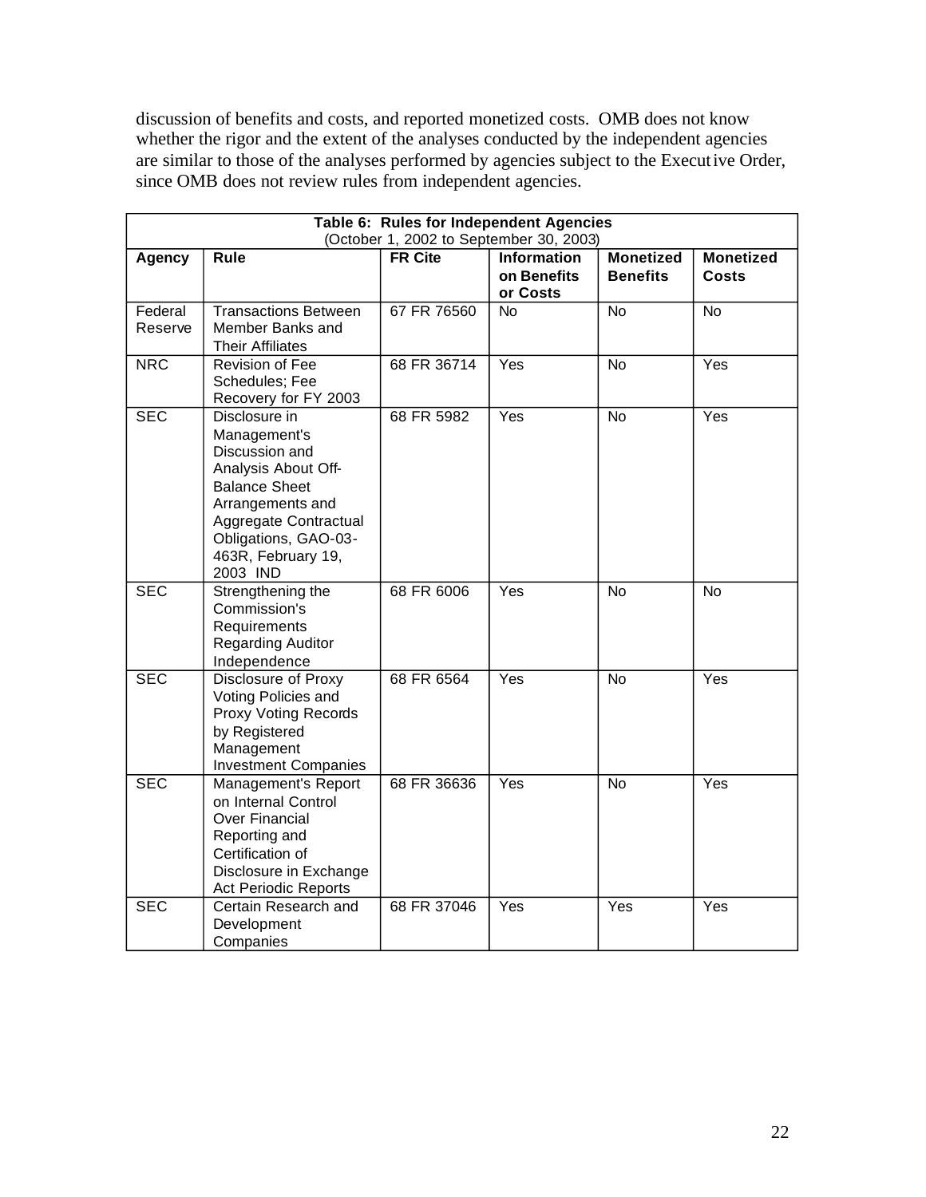discussion of benefits and costs, and reported monetized costs. OMB does not know whether the rigor and the extent of the analyses conducted by the independent agencies are similar to those of the analyses performed by agencies subject to the Executive Order, since OMB does not review rules from independent agencies.

| **Table 6: Rules for Independent Agencies** (October 1, 2002 to September 30, 2003) | | | | | |
|---|---|---|---|---|---|
| **Agency** | **Rule** | **FR Cite** | **Information on Benefits or Costs** | **Monetized Benefits** | **Monetized Costs** |
| Federal Reserve | Transactions Between Member Banks and Their Affiliates | 67 FR 76560 | No | No | No |
| NRC | Revision of Fee Schedules; Fee Recovery for FY 2003 | 68 FR 36714 | Yes | No | Yes |
| SEC | Disclosure in Management's Discussion and Analysis About Off-Balance Sheet Arrangements and Aggregate Contractual Obligations, GAO-03-463R, February 19, 2003 IND | 68 FR 5982 | Yes | No | Yes |
| SEC | Strengthening the Commission's Requirements Regarding Auditor Independence | 68 FR 6006 | Yes | No | No |
| SEC | Disclosure of Proxy Voting Policies and Proxy Voting Records by Registered Management Investment Companies | 68 FR 6564 | Yes | No | Yes |
| SEC | Management's Report on Internal Control Over Financial Reporting and Certification of Disclosure in Exchange Act Periodic Reports | 68 FR 36636 | Yes | No | Yes |
| SEC | Certain Research and Development Companies | 68 FR 37046 | Yes | Yes | Yes |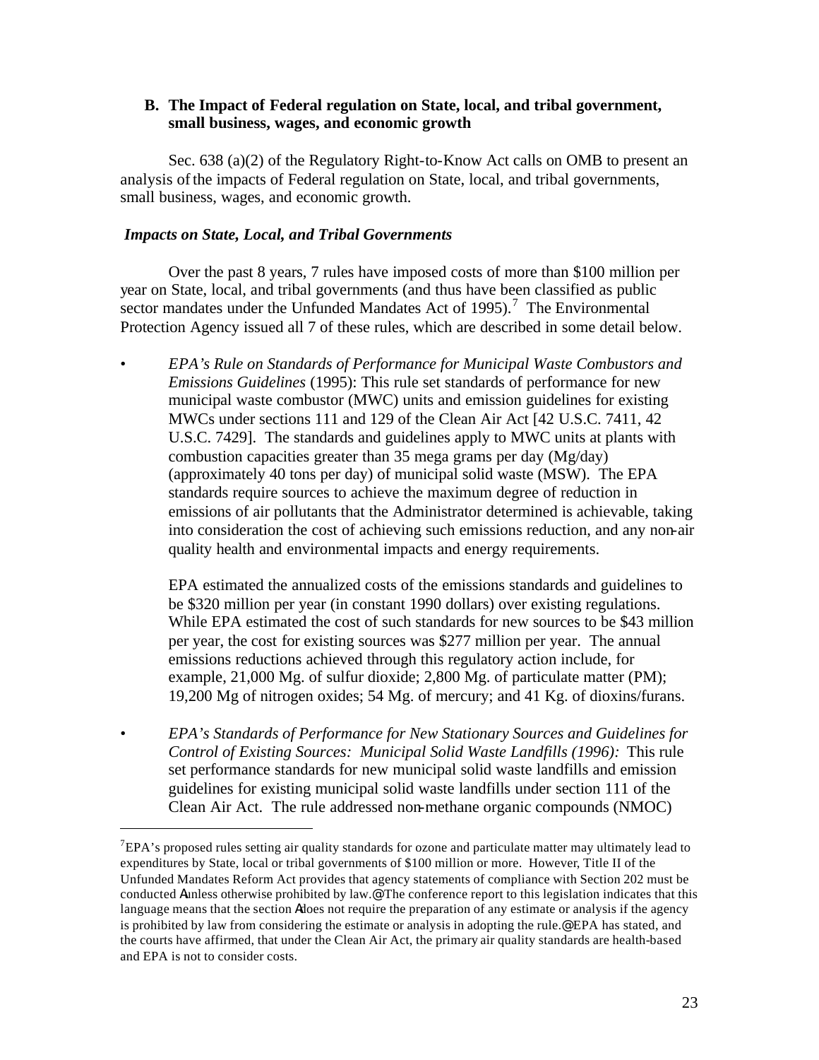### B. The Impact of Federal regulation on State, local, and tribal government, small business, wages, and economic growth

Sec. 638 (a)(2) of the Regulatory Right-to-Know Act calls on OMB to present an analysis of the impacts of Federal regulation on State, local, and tribal governments, small business, wages, and economic growth.

***Impacts on State, Local, and Tribal Governments***

Over the past 8 years, 7 rules have imposed costs of more than $100 million per year on State, local, and tribal governments (and thus have been classified as public sector mandates under the Unfunded Mandates Act of 1995).[7] The Environmental Protection Agency issued all 7 of these rules, which are described in some detail below.

- *EPA's Rule on Standards of Performance for Municipal Waste Combustors and Emissions Guidelines* (1995): This rule set standards of performance for new municipal waste combustor (MWC) units and emission guidelines for existing MWCs under sections 111 and 129 of the Clean Air Act [42 U.S.C. 7411, 42 U.S.C. 7429]. The standards and guidelines apply to MWC units at plants with combustion capacities greater than 35 mega grams per day (Mg/day) (approximately 40 tons per day) of municipal solid waste (MSW). The EPA standards require sources to achieve the maximum degree of reduction in emissions of air pollutants that the Administrator determined is achievable, taking into consideration the cost of achieving such emissions reduction, and any non-air quality health and environmental impacts and energy requirements.

  EPA estimated the annualized costs of the emissions standards and guidelines to be $320 million per year (in constant 1990 dollars) over existing regulations. While EPA estimated the cost of such standards for new sources to be $43 million per year, the cost for existing sources was $277 million per year. The annual emissions reductions achieved through this regulatory action include, for example, 21,000 Mg. of sulfur dioxide; 2,800 Mg. of particulate matter (PM); 19,200 Mg of nitrogen oxides; 54 Mg. of mercury; and 41 Kg. of dioxins/furans.

- *EPA's Standards of Performance for New Stationary Sources and Guidelines for Control of Existing Sources: Municipal Solid Waste Landfills (1996):* This rule set performance standards for new municipal solid waste landfills and emission guidelines for existing municipal solid waste landfills under section 111 of the Clean Air Act. The rule addressed non-methane organic compounds (NMOC)

---

[7] EPA's proposed rules setting air quality standards for ozone and particulate matter may ultimately lead to expenditures by State, local or tribal governments of $100 million or more. However, Title II of the Unfunded Mandates Reform Act provides that agency statements of compliance with Section 202 must be conducted Aunless otherwise prohibited by law.@ The conference report to this legislation indicates that this language means that the section Adoes not require the preparation of any estimate or analysis if the agency is prohibited by law from considering the estimate or analysis in adopting the rule.@ EPA has stated, and the courts have affirmed, that under the Clean Air Act, the primary air quality standards are health-based and EPA is not to consider costs.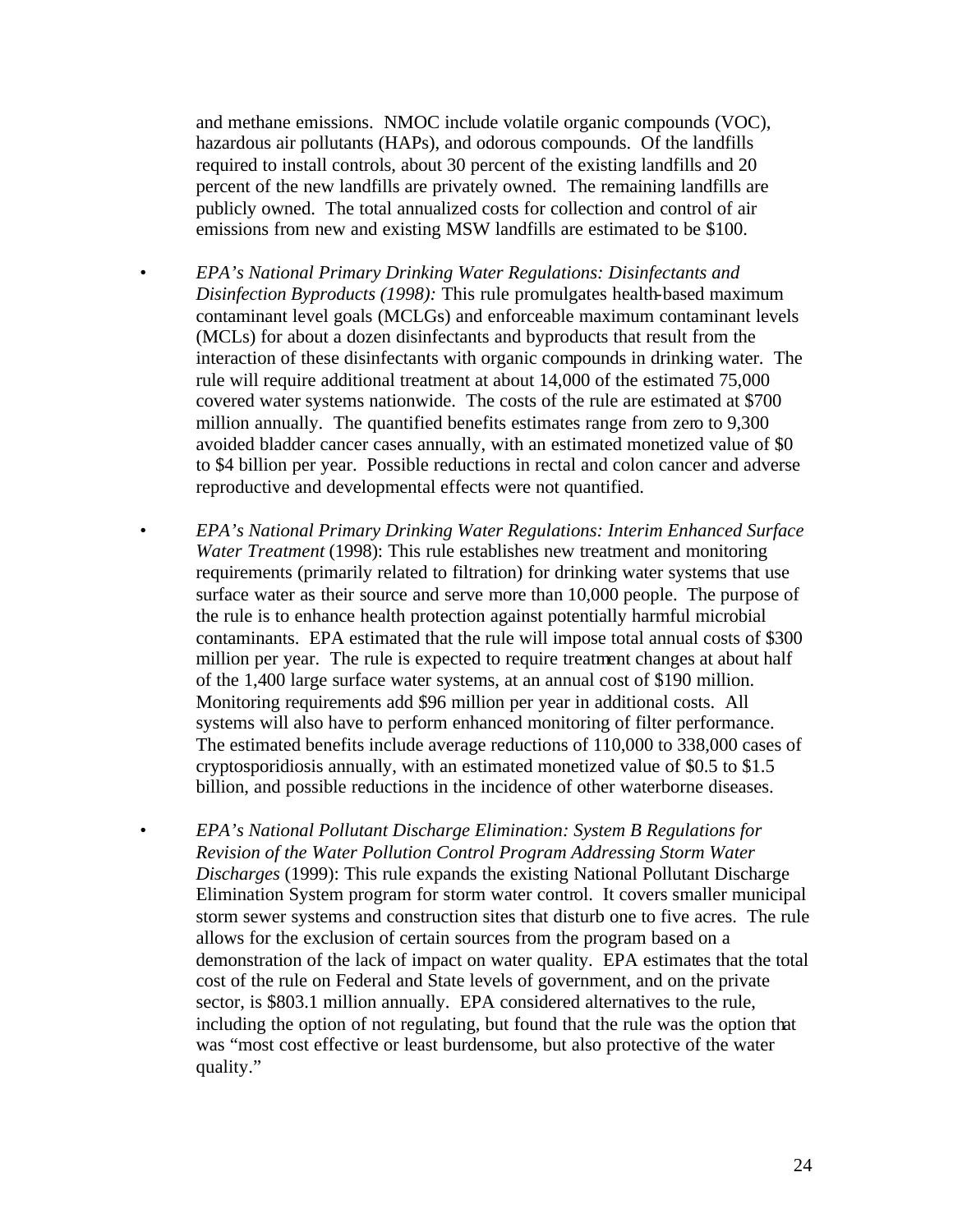and methane emissions. NMOC include volatile organic compounds (VOC), hazardous air pollutants (HAPs), and odorous compounds. Of the landfills required to install controls, about 30 percent of the existing landfills and 20 percent of the new landfills are privately owned. The remaining landfills are publicly owned. The total annualized costs for collection and control of air emissions from new and existing MSW landfills are estimated to be $100.

- *EPA's National Primary Drinking Water Regulations: Disinfectants and Disinfection Byproducts (1998):* This rule promulgates health-based maximum contaminant level goals (MCLGs) and enforceable maximum contaminant levels (MCLs) for about a dozen disinfectants and byproducts that result from the interaction of these disinfectants with organic compounds in drinking water. The rule will require additional treatment at about 14,000 of the estimated 75,000 covered water systems nationwide. The costs of the rule are estimated at $700 million annually. The quantified benefits estimates range from zero to 9,300 avoided bladder cancer cases annually, with an estimated monetized value of $0 to $4 billion per year. Possible reductions in rectal and colon cancer and adverse reproductive and developmental effects were not quantified.

- *EPA's National Primary Drinking Water Regulations: Interim Enhanced Surface Water Treatment* (1998): This rule establishes new treatment and monitoring requirements (primarily related to filtration) for drinking water systems that use surface water as their source and serve more than 10,000 people. The purpose of the rule is to enhance health protection against potentially harmful microbial contaminants. EPA estimated that the rule will impose total annual costs of $300 million per year. The rule is expected to require treatment changes at about half of the 1,400 large surface water systems, at an annual cost of $190 million. Monitoring requirements add $96 million per year in additional costs. All systems will also have to perform enhanced monitoring of filter performance. The estimated benefits include average reductions of 110,000 to 338,000 cases of cryptosporidiosis annually, with an estimated monetized value of $0.5 to $1.5 billion, and possible reductions in the incidence of other waterborne diseases.

- *EPA's National Pollutant Discharge Elimination: System B Regulations for Revision of the Water Pollution Control Program Addressing Storm Water Discharges* (1999): This rule expands the existing National Pollutant Discharge Elimination System program for storm water control. It covers smaller municipal storm sewer systems and construction sites that disturb one to five acres. The rule allows for the exclusion of certain sources from the program based on a demonstration of the lack of impact on water quality. EPA estimates that the total cost of the rule on Federal and State levels of government, and on the private sector, is $803.1 million annually. EPA considered alternatives to the rule, including the option of not regulating, but found that the rule was the option that was "most cost effective or least burdensome, but also protective of the water quality."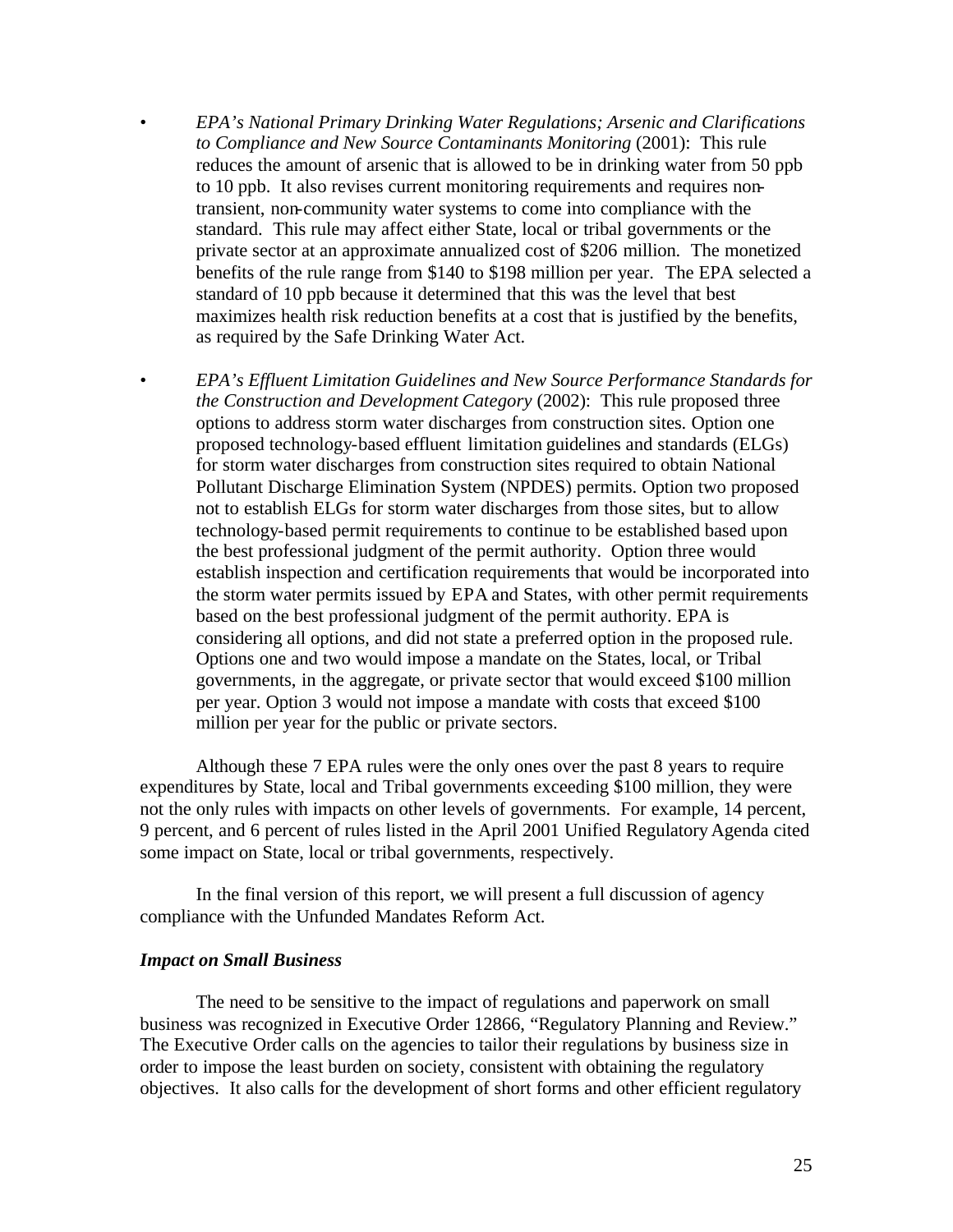- *EPA's National Primary Drinking Water Regulations; Arsenic and Clarifications to Compliance and New Source Contaminants Monitoring* (2001): This rule reduces the amount of arsenic that is allowed to be in drinking water from 50 ppb to 10 ppb. It also revises current monitoring requirements and requires non-transient, non-community water systems to come into compliance with the standard. This rule may affect either State, local or tribal governments or the private sector at an approximate annualized cost of $206 million. The monetized benefits of the rule range from $140 to $198 million per year. The EPA selected a standard of 10 ppb because it determined that this was the level that best maximizes health risk reduction benefits at a cost that is justified by the benefits, as required by the Safe Drinking Water Act.

- *EPA's Effluent Limitation Guidelines and New Source Performance Standards for the Construction and Development Category* (2002): This rule proposed three options to address storm water discharges from construction sites. Option one proposed technology-based effluent limitation guidelines and standards (ELGs) for storm water discharges from construction sites required to obtain National Pollutant Discharge Elimination System (NPDES) permits. Option two proposed not to establish ELGs for storm water discharges from those sites, but to allow technology-based permit requirements to continue to be established based upon the best professional judgment of the permit authority. Option three would establish inspection and certification requirements that would be incorporated into the storm water permits issued by EPA and States, with other permit requirements based on the best professional judgment of the permit authority. EPA is considering all options, and did not state a preferred option in the proposed rule. Options one and two would impose a mandate on the States, local, or Tribal governments, in the aggregate, or private sector that would exceed $100 million per year. Option 3 would not impose a mandate with costs that exceed $100 million per year for the public or private sectors.

Although these 7 EPA rules were the only ones over the past 8 years to require expenditures by State, local and Tribal governments exceeding $100 million, they were not the only rules with impacts on other levels of governments. For example, 14 percent, 9 percent, and 6 percent of rules listed in the April 2001 Unified Regulatory Agenda cited some impact on State, local or tribal governments, respectively.

In the final version of this report, we will present a full discussion of agency compliance with the Unfunded Mandates Reform Act.

### *Impact on Small Business*

The need to be sensitive to the impact of regulations and paperwork on small business was recognized in Executive Order 12866, "Regulatory Planning and Review." The Executive Order calls on the agencies to tailor their regulations by business size in order to impose the least burden on society, consistent with obtaining the regulatory objectives. It also calls for the development of short forms and other efficient regulatory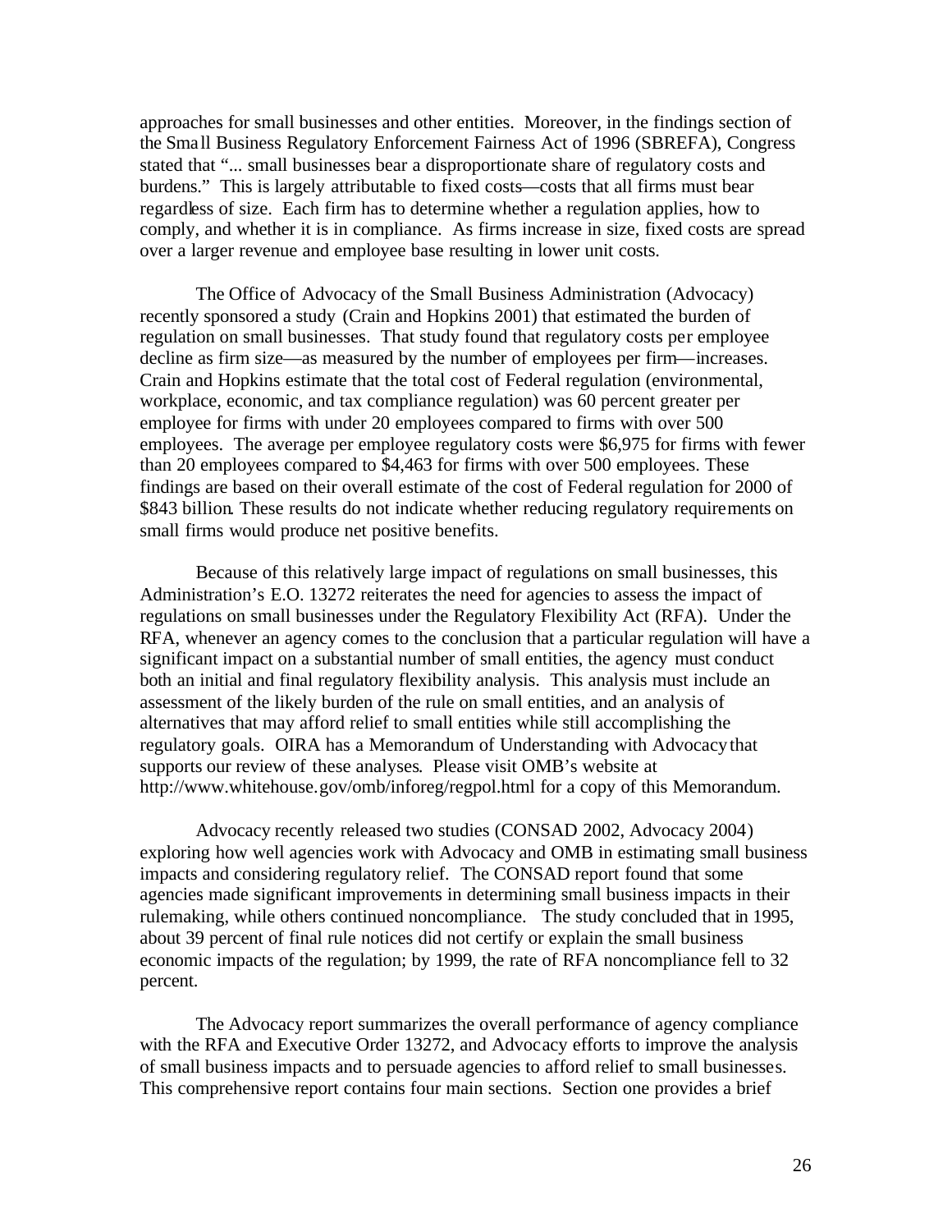approaches for small businesses and other entities. Moreover, in the findings section of the Small Business Regulatory Enforcement Fairness Act of 1996 (SBREFA), Congress stated that "... small businesses bear a disproportionate share of regulatory costs and burdens." This is largely attributable to fixed costs—costs that all firms must bear regardless of size. Each firm has to determine whether a regulation applies, how to comply, and whether it is in compliance. As firms increase in size, fixed costs are spread over a larger revenue and employee base resulting in lower unit costs.

The Office of Advocacy of the Small Business Administration (Advocacy) recently sponsored a study (Crain and Hopkins 2001) that estimated the burden of regulation on small businesses. That study found that regulatory costs per employee decline as firm size—as measured by the number of employees per firm—increases. Crain and Hopkins estimate that the total cost of Federal regulation (environmental, workplace, economic, and tax compliance regulation) was 60 percent greater per employee for firms with under 20 employees compared to firms with over 500 employees. The average per employee regulatory costs were $6,975 for firms with fewer than 20 employees compared to $4,463 for firms with over 500 employees. These findings are based on their overall estimate of the cost of Federal regulation for 2000 of $843 billion. These results do not indicate whether reducing regulatory requirements on small firms would produce net positive benefits.

Because of this relatively large impact of regulations on small businesses, this Administration's E.O. 13272 reiterates the need for agencies to assess the impact of regulations on small businesses under the Regulatory Flexibility Act (RFA). Under the RFA, whenever an agency comes to the conclusion that a particular regulation will have a significant impact on a substantial number of small entities, the agency must conduct both an initial and final regulatory flexibility analysis. This analysis must include an assessment of the likely burden of the rule on small entities, and an analysis of alternatives that may afford relief to small entities while still accomplishing the regulatory goals. OIRA has a Memorandum of Understanding with Advocacy that supports our review of these analyses. Please visit OMB's website at http://www.whitehouse.gov/omb/inforeg/regpol.html for a copy of this Memorandum.

Advocacy recently released two studies (CONSAD 2002, Advocacy 2004) exploring how well agencies work with Advocacy and OMB in estimating small business impacts and considering regulatory relief. The CONSAD report found that some agencies made significant improvements in determining small business impacts in their rulemaking, while others continued noncompliance. The study concluded that in 1995, about 39 percent of final rule notices did not certify or explain the small business economic impacts of the regulation; by 1999, the rate of RFA noncompliance fell to 32 percent.

The Advocacy report summarizes the overall performance of agency compliance with the RFA and Executive Order 13272, and Advocacy efforts to improve the analysis of small business impacts and to persuade agencies to afford relief to small businesses. This comprehensive report contains four main sections. Section one provides a brief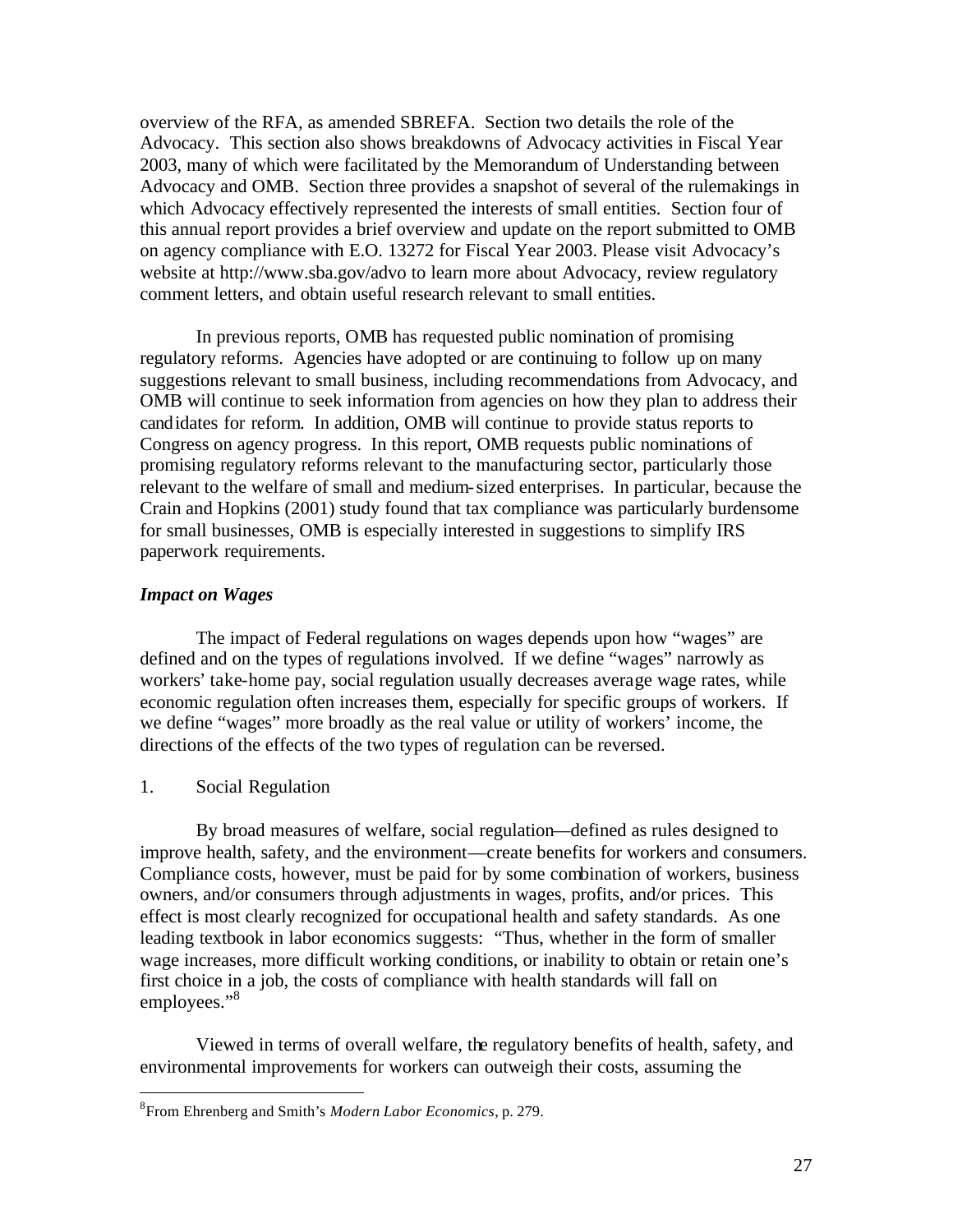overview of the RFA, as amended SBREFA. Section two details the role of the Advocacy. This section also shows breakdowns of Advocacy activities in Fiscal Year 2003, many of which were facilitated by the Memorandum of Understanding between Advocacy and OMB. Section three provides a snapshot of several of the rulemakings in which Advocacy effectively represented the interests of small entities. Section four of this annual report provides a brief overview and update on the report submitted to OMB on agency compliance with E.O. 13272 for Fiscal Year 2003. Please visit Advocacy's website at http://www.sba.gov/advo to learn more about Advocacy, review regulatory comment letters, and obtain useful research relevant to small entities.

In previous reports, OMB has requested public nomination of promising regulatory reforms. Agencies have adopted or are continuing to follow up on many suggestions relevant to small business, including recommendations from Advocacy, and OMB will continue to seek information from agencies on how they plan to address their candidates for reform. In addition, OMB will continue to provide status reports to Congress on agency progress. In this report, OMB requests public nominations of promising regulatory reforms relevant to the manufacturing sector, particularly those relevant to the welfare of small and medium-sized enterprises. In particular, because the Crain and Hopkins (2001) study found that tax compliance was particularly burdensome for small businesses, OMB is especially interested in suggestions to simplify IRS paperwork requirements.

### *Impact on Wages*

The impact of Federal regulations on wages depends upon how "wages" are defined and on the types of regulations involved. If we define "wages" narrowly as workers' take-home pay, social regulation usually decreases average wage rates, while economic regulation often increases them, especially for specific groups of workers. If we define "wages" more broadly as the real value or utility of workers' income, the directions of the effects of the two types of regulation can be reversed.

1. Social Regulation

By broad measures of welfare, social regulation—defined as rules designed to improve health, safety, and the environment—create benefits for workers and consumers. Compliance costs, however, must be paid for by some combination of workers, business owners, and/or consumers through adjustments in wages, profits, and/or prices. This effect is most clearly recognized for occupational health and safety standards. As one leading textbook in labor economics suggests: "Thus, whether in the form of smaller wage increases, more difficult working conditions, or inability to obtain or retain one's first choice in a job, the costs of compliance with health standards will fall on employees."[8]

Viewed in terms of overall welfare, the regulatory benefits of health, safety, and environmental improvements for workers can outweigh their costs, assuming the

[8]From Ehrenberg and Smith's *Modern Labor Economics*, p. 279.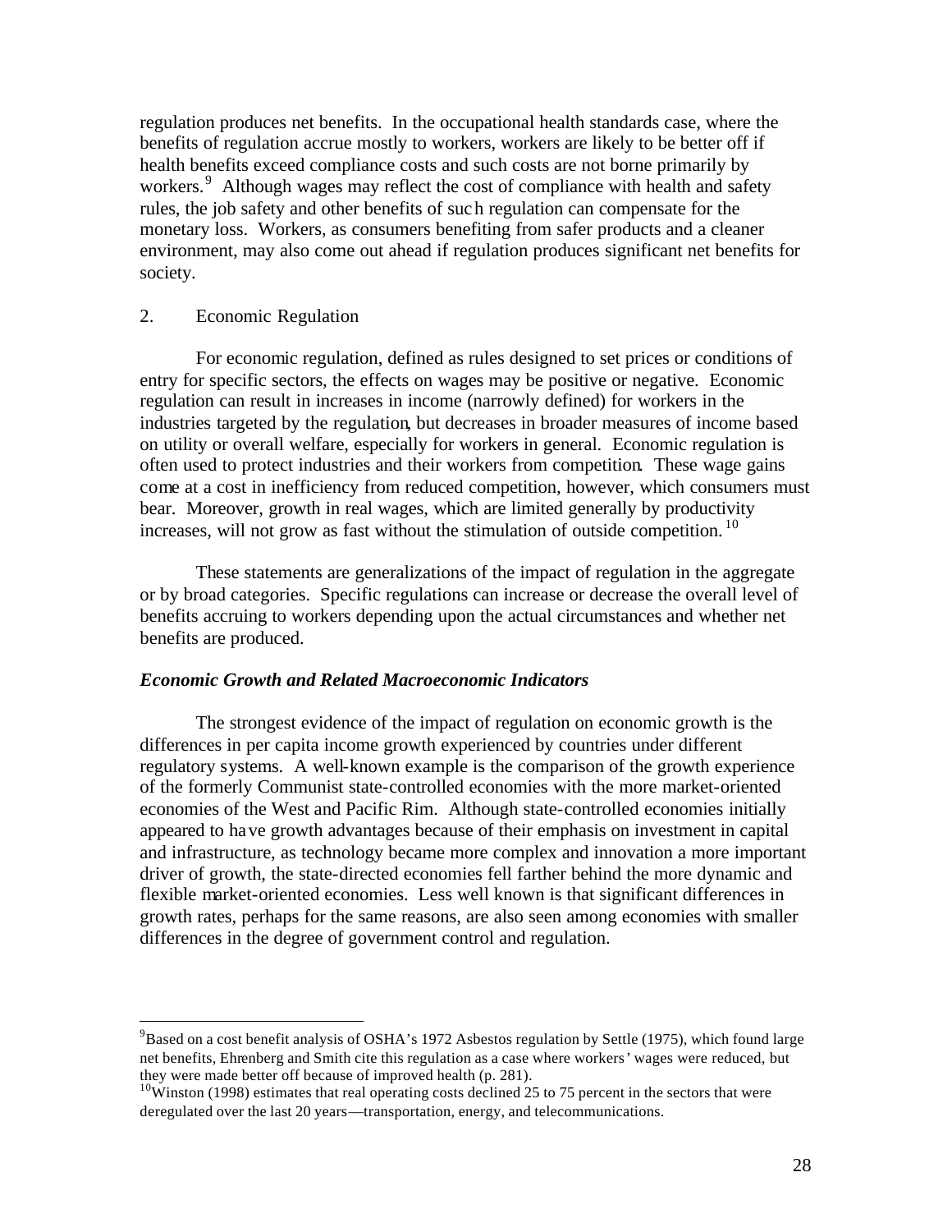regulation produces net benefits. In the occupational health standards case, where the benefits of regulation accrue mostly to workers, workers are likely to be better off if health benefits exceed compliance costs and such costs are not borne primarily by workers.[9] Although wages may reflect the cost of compliance with health and safety rules, the job safety and other benefits of such regulation can compensate for the monetary loss. Workers, as consumers benefiting from safer products and a cleaner environment, may also come out ahead if regulation produces significant net benefits for society.

2. Economic Regulation

For economic regulation, defined as rules designed to set prices or conditions of entry for specific sectors, the effects on wages may be positive or negative. Economic regulation can result in increases in income (narrowly defined) for workers in the industries targeted by the regulation, but decreases in broader measures of income based on utility or overall welfare, especially for workers in general. Economic regulation is often used to protect industries and their workers from competition. These wage gains come at a cost in inefficiency from reduced competition, however, which consumers must bear. Moreover, growth in real wages, which are limited generally by productivity increases, will not grow as fast without the stimulation of outside competition.[10]

These statements are generalizations of the impact of regulation in the aggregate or by broad categories. Specific regulations can increase or decrease the overall level of benefits accruing to workers depending upon the actual circumstances and whether net benefits are produced.

### *Economic Growth and Related Macroeconomic Indicators*

The strongest evidence of the impact of regulation on economic growth is the differences in per capita income growth experienced by countries under different regulatory systems. A well-known example is the comparison of the growth experience of the formerly Communist state-controlled economies with the more market-oriented economies of the West and Pacific Rim. Although state-controlled economies initially appeared to have growth advantages because of their emphasis on investment in capital and infrastructure, as technology became more complex and innovation a more important driver of growth, the state-directed economies fell farther behind the more dynamic and flexible market-oriented economies. Less well known is that significant differences in growth rates, perhaps for the same reasons, are also seen among economies with smaller differences in the degree of government control and regulation.

---

[9] Based on a cost benefit analysis of OSHA's 1972 Asbestos regulation by Settle (1975), which found large net benefits, Ehrenberg and Smith cite this regulation as a case where workers' wages were reduced, but they were made better off because of improved health (p. 281).

[10] Winston (1998) estimates that real operating costs declined 25 to 75 percent in the sectors that were deregulated over the last 20 years—transportation, energy, and telecommunications.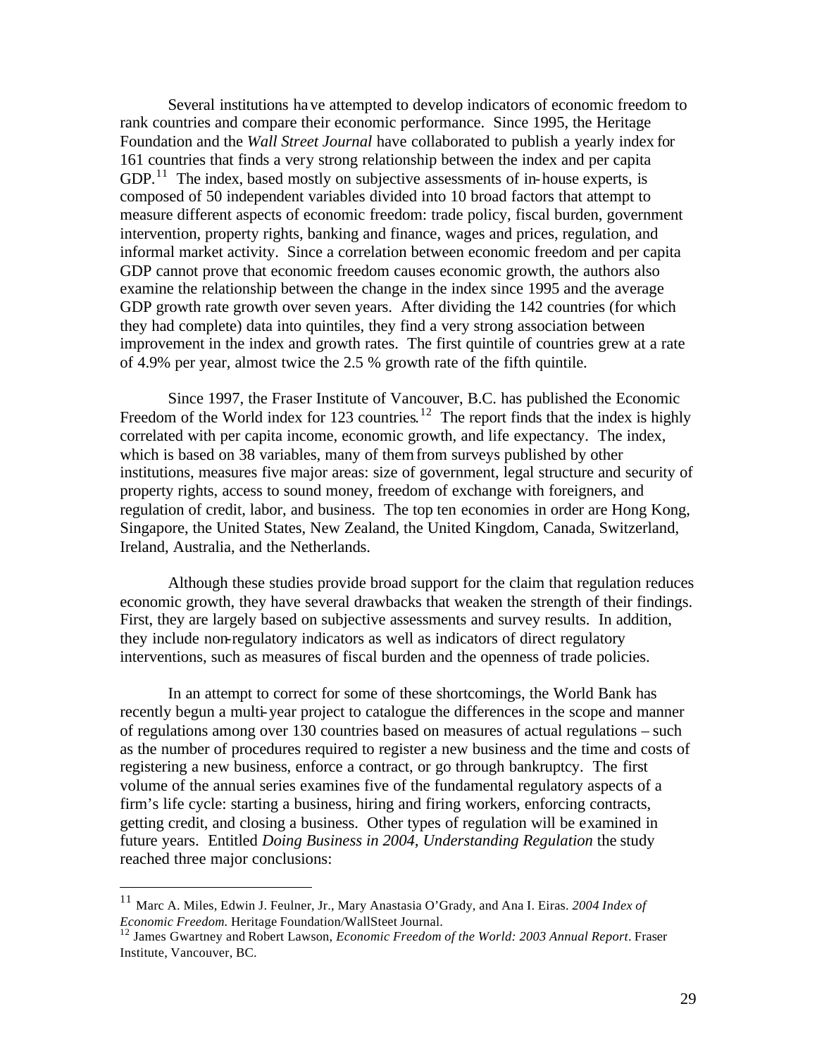Several institutions have attempted to develop indicators of economic freedom to rank countries and compare their economic performance. Since 1995, the Heritage Foundation and the *Wall Street Journal* have collaborated to publish a yearly index for 161 countries that finds a very strong relationship between the index and per capita GDP.[11] The index, based mostly on subjective assessments of in-house experts, is composed of 50 independent variables divided into 10 broad factors that attempt to measure different aspects of economic freedom: trade policy, fiscal burden, government intervention, property rights, banking and finance, wages and prices, regulation, and informal market activity. Since a correlation between economic freedom and per capita GDP cannot prove that economic freedom causes economic growth, the authors also examine the relationship between the change in the index since 1995 and the average GDP growth rate growth over seven years. After dividing the 142 countries (for which they had complete) data into quintiles, they find a very strong association between improvement in the index and growth rates. The first quintile of countries grew at a rate of 4.9% per year, almost twice the 2.5 % growth rate of the fifth quintile.

Since 1997, the Fraser Institute of Vancouver, B.C. has published the Economic Freedom of the World index for 123 countries.[12] The report finds that the index is highly correlated with per capita income, economic growth, and life expectancy. The index, which is based on 38 variables, many of them from surveys published by other institutions, measures five major areas: size of government, legal structure and security of property rights, access to sound money, freedom of exchange with foreigners, and regulation of credit, labor, and business. The top ten economies in order are Hong Kong, Singapore, the United States, New Zealand, the United Kingdom, Canada, Switzerland, Ireland, Australia, and the Netherlands.

Although these studies provide broad support for the claim that regulation reduces economic growth, they have several drawbacks that weaken the strength of their findings. First, they are largely based on subjective assessments and survey results. In addition, they include non-regulatory indicators as well as indicators of direct regulatory interventions, such as measures of fiscal burden and the openness of trade policies.

In an attempt to correct for some of these shortcomings, the World Bank has recently begun a multi-year project to catalogue the differences in the scope and manner of regulations among over 130 countries based on measures of actual regulations – such as the number of procedures required to register a new business and the time and costs of registering a new business, enforce a contract, or go through bankruptcy. The first volume of the annual series examines five of the fundamental regulatory aspects of a firm's life cycle: starting a business, hiring and firing workers, enforcing contracts, getting credit, and closing a business. Other types of regulation will be examined in future years. Entitled *Doing Business in 2004, Understanding Regulation* the study reached three major conclusions:

---

[11] Marc A. Miles, Edwin J. Feulner, Jr., Mary Anastasia O'Grady, and Ana I. Eiras. *2004 Index of Economic Freedom.* Heritage Foundation/WallSteet Journal.

[12] James Gwartney and Robert Lawson, *Economic Freedom of the World: 2003 Annual Report*. Fraser Institute, Vancouver, BC.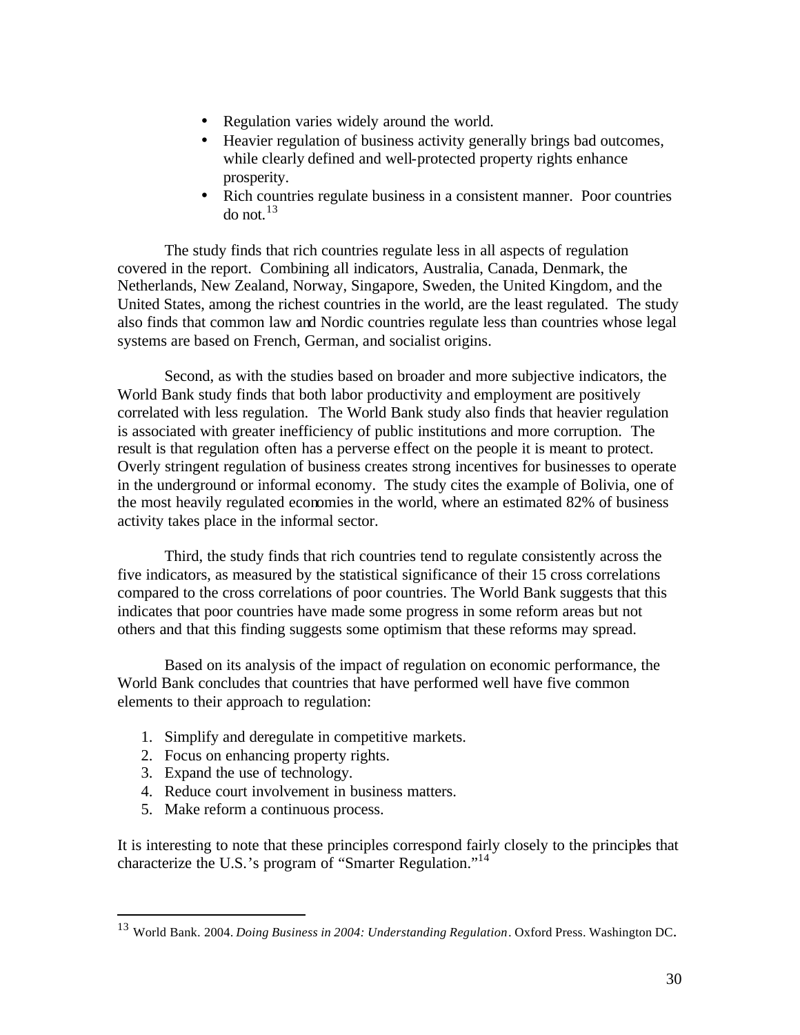- Regulation varies widely around the world.
- Heavier regulation of business activity generally brings bad outcomes, while clearly defined and well-protected property rights enhance prosperity.
- Rich countries regulate business in a consistent manner. Poor countries do not.[13]

The study finds that rich countries regulate less in all aspects of regulation covered in the report. Combining all indicators, Australia, Canada, Denmark, the Netherlands, New Zealand, Norway, Singapore, Sweden, the United Kingdom, and the United States, among the richest countries in the world, are the least regulated. The study also finds that common law and Nordic countries regulate less than countries whose legal systems are based on French, German, and socialist origins.

Second, as with the studies based on broader and more subjective indicators, the World Bank study finds that both labor productivity and employment are positively correlated with less regulation. The World Bank study also finds that heavier regulation is associated with greater inefficiency of public institutions and more corruption. The result is that regulation often has a perverse effect on the people it is meant to protect. Overly stringent regulation of business creates strong incentives for businesses to operate in the underground or informal economy. The study cites the example of Bolivia, one of the most heavily regulated economies in the world, where an estimated 82% of business activity takes place in the informal sector.

Third, the study finds that rich countries tend to regulate consistently across the five indicators, as measured by the statistical significance of their 15 cross correlations compared to the cross correlations of poor countries. The World Bank suggests that this indicates that poor countries have made some progress in some reform areas but not others and that this finding suggests some optimism that these reforms may spread.

Based on its analysis of the impact of regulation on economic performance, the World Bank concludes that countries that have performed well have five common elements to their approach to regulation:

1. Simplify and deregulate in competitive markets.
2. Focus on enhancing property rights.
3. Expand the use of technology.
4. Reduce court involvement in business matters.
5. Make reform a continuous process.

It is interesting to note that these principles correspond fairly closely to the principles that characterize the U.S.'s program of "Smarter Regulation."[14]

---

[13] World Bank. 2004. *Doing Business in 2004: Understanding Regulation*. Oxford Press. Washington DC.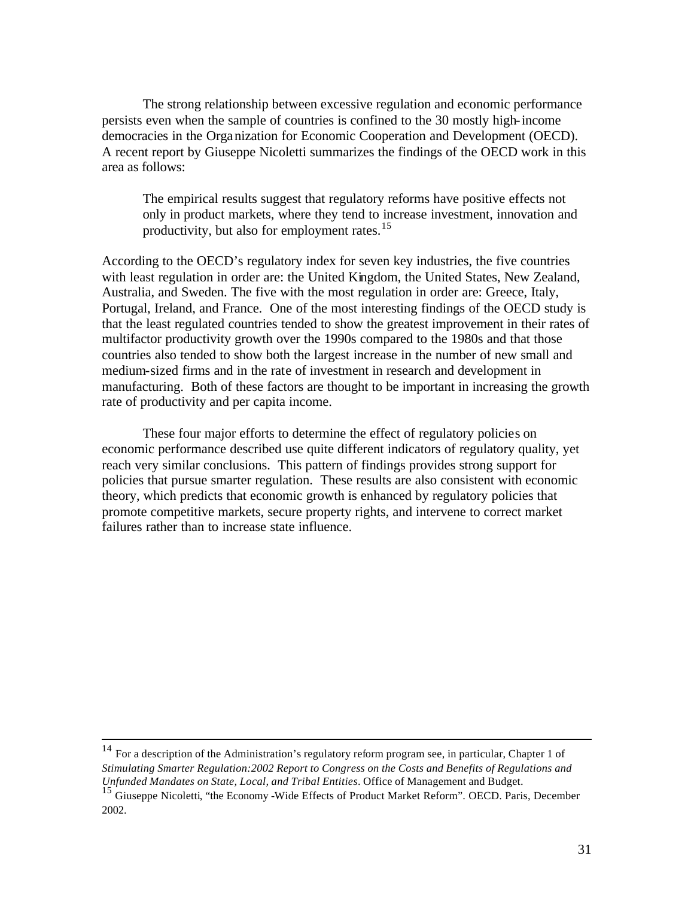The strong relationship between excessive regulation and economic performance persists even when the sample of countries is confined to the 30 mostly high-income democracies in the Organization for Economic Cooperation and Development (OECD). A recent report by Giuseppe Nicoletti summarizes the findings of the OECD work in this area as follows:

> The empirical results suggest that regulatory reforms have positive effects not only in product markets, where they tend to increase investment, innovation and productivity, but also for employment rates.[15]

According to the OECD's regulatory index for seven key industries, the five countries with least regulation in order are: the United Kingdom, the United States, New Zealand, Australia, and Sweden. The five with the most regulation in order are: Greece, Italy, Portugal, Ireland, and France. One of the most interesting findings of the OECD study is that the least regulated countries tended to show the greatest improvement in their rates of multifactor productivity growth over the 1990s compared to the 1980s and that those countries also tended to show both the largest increase in the number of new small and medium-sized firms and in the rate of investment in research and development in manufacturing. Both of these factors are thought to be important in increasing the growth rate of productivity and per capita income.

These four major efforts to determine the effect of regulatory policies on economic performance described use quite different indicators of regulatory quality, yet reach very similar conclusions. This pattern of findings provides strong support for policies that pursue smarter regulation. These results are also consistent with economic theory, which predicts that economic growth is enhanced by regulatory policies that promote competitive markets, secure property rights, and intervene to correct market failures rather than to increase state influence.

---

[14] For a description of the Administration's regulatory reform program see, in particular, Chapter 1 of *Stimulating Smarter Regulation:2002 Report to Congress on the Costs and Benefits of Regulations and Unfunded Mandates on State, Local, and Tribal Entities*. Office of Management and Budget.

[15] Giuseppe Nicoletti, "the Economy -Wide Effects of Product Market Reform". OECD. Paris, December 2002.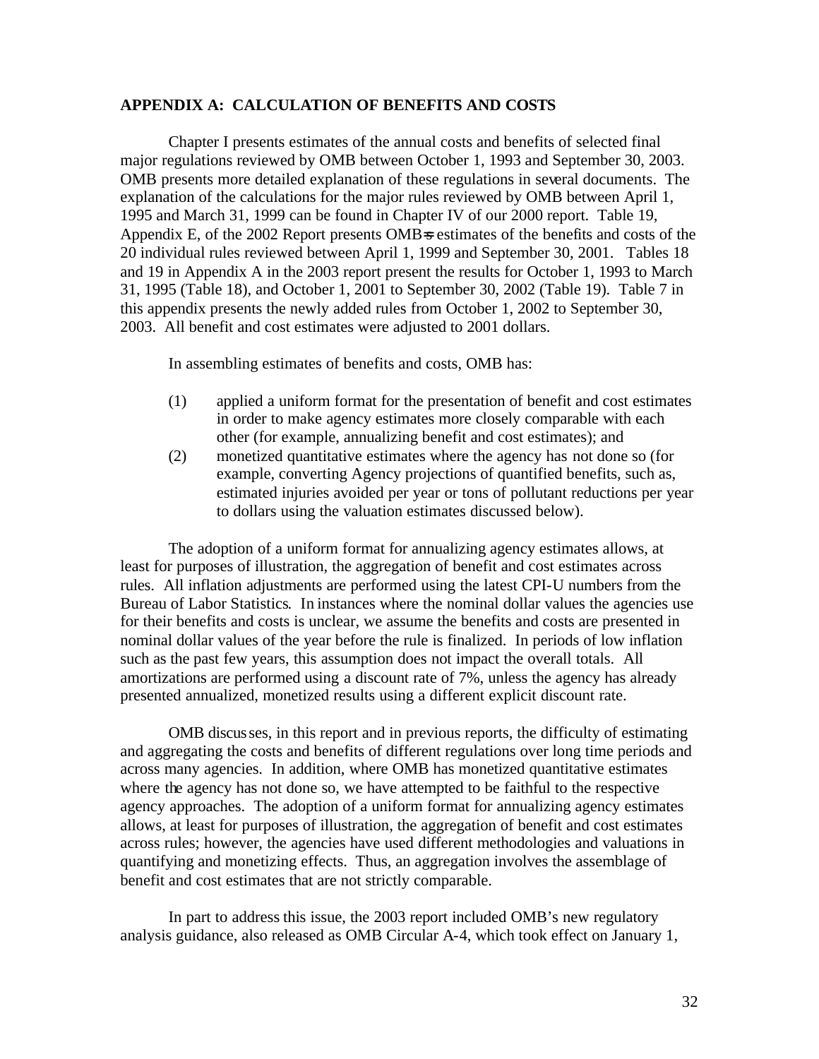## APPENDIX A: CALCULATION OF BENEFITS AND COSTS

Chapter I presents estimates of the annual costs and benefits of selected final major regulations reviewed by OMB between October 1, 1993 and September 30, 2003. OMB presents more detailed explanation of these regulations in several documents. The explanation of the calculations for the major rules reviewed by OMB between April 1, 1995 and March 31, 1999 can be found in Chapter IV of our 2000 report. Table 19, Appendix E, of the 2002 Report presents OMB=s estimates of the benefits and costs of the 20 individual rules reviewed between April 1, 1999 and September 30, 2001. Tables 18 and 19 in Appendix A in the 2003 report present the results for October 1, 1993 to March 31, 1995 (Table 18), and October 1, 2001 to September 30, 2002 (Table 19). Table 7 in this appendix presents the newly added rules from October 1, 2002 to September 30, 2003. All benefit and cost estimates were adjusted to 2001 dollars.

In assembling estimates of benefits and costs, OMB has:

(1) applied a uniform format for the presentation of benefit and cost estimates in order to make agency estimates more closely comparable with each other (for example, annualizing benefit and cost estimates); and

(2) monetized quantitative estimates where the agency has not done so (for example, converting Agency projections of quantified benefits, such as, estimated injuries avoided per year or tons of pollutant reductions per year to dollars using the valuation estimates discussed below).

The adoption of a uniform format for annualizing agency estimates allows, at least for purposes of illustration, the aggregation of benefit and cost estimates across rules. All inflation adjustments are performed using the latest CPI-U numbers from the Bureau of Labor Statistics. In instances where the nominal dollar values the agencies use for their benefits and costs is unclear, we assume the benefits and costs are presented in nominal dollar values of the year before the rule is finalized. In periods of low inflation such as the past few years, this assumption does not impact the overall totals. All amortizations are performed using a discount rate of 7%, unless the agency has already presented annualized, monetized results using a different explicit discount rate.

OMB discusses, in this report and in previous reports, the difficulty of estimating and aggregating the costs and benefits of different regulations over long time periods and across many agencies. In addition, where OMB has monetized quantitative estimates where the agency has not done so, we have attempted to be faithful to the respective agency approaches. The adoption of a uniform format for annualizing agency estimates allows, at least for purposes of illustration, the aggregation of benefit and cost estimates across rules; however, the agencies have used different methodologies and valuations in quantifying and monetizing effects. Thus, an aggregation involves the assemblage of benefit and cost estimates that are not strictly comparable.

In part to address this issue, the 2003 report included OMB's new regulatory analysis guidance, also released as OMB Circular A-4, which took effect on January 1,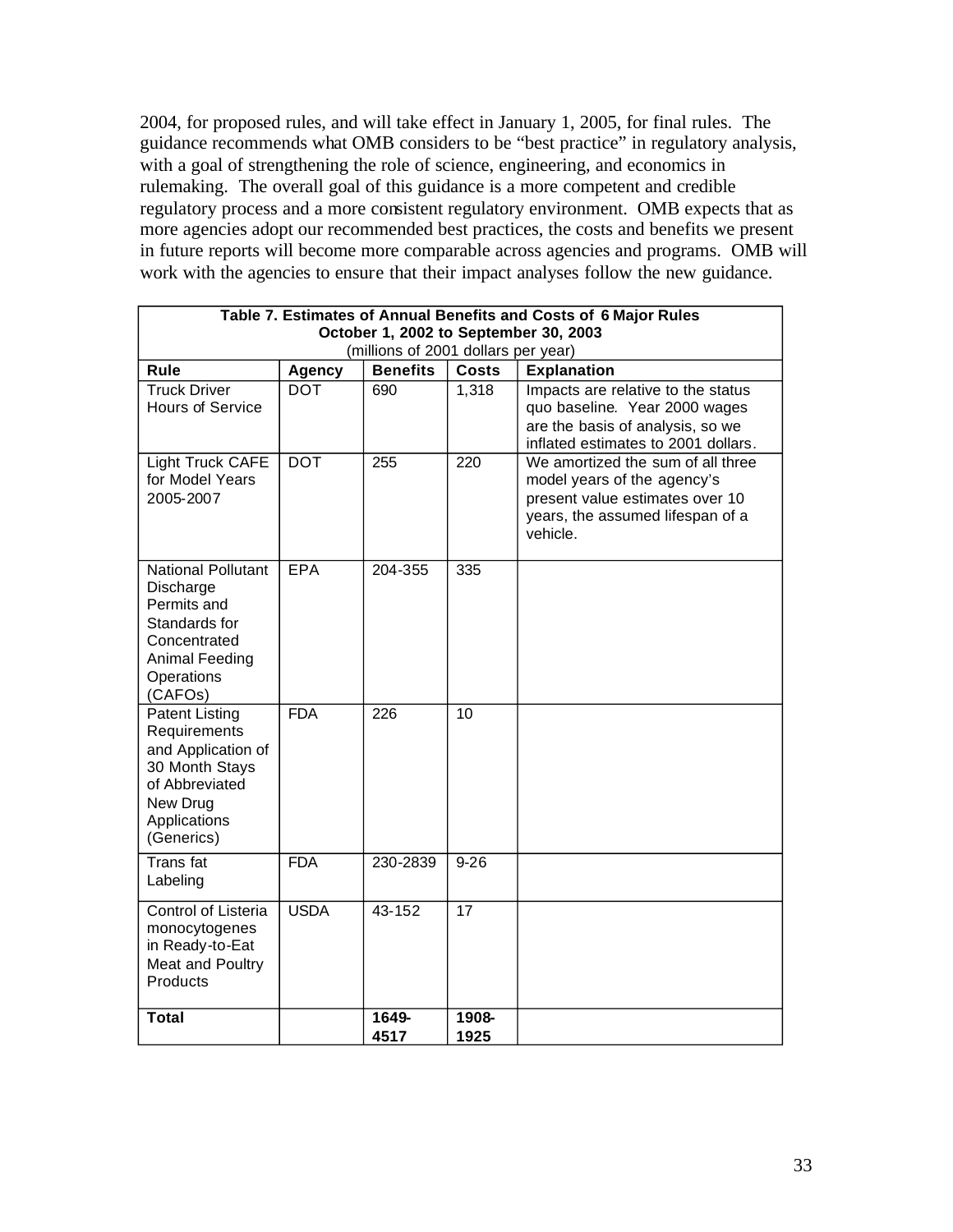2004, for proposed rules, and will take effect in January 1, 2005, for final rules. The guidance recommends what OMB considers to be "best practice" in regulatory analysis, with a goal of strengthening the role of science, engineering, and economics in rulemaking. The overall goal of this guidance is a more competent and credible regulatory process and a more consistent regulatory environment. OMB expects that as more agencies adopt our recommended best practices, the costs and benefits we present in future reports will become more comparable across agencies and programs. OMB will work with the agencies to ensure that their impact analyses follow the new guidance.

**Table 7. Estimates of Annual Benefits and Costs of 6 Major Rules**
**October 1, 2002 to September 30, 2003**
(millions of 2001 dollars per year)

| Rule | Agency | Benefits | Costs | Explanation |
|---|---|---|---|---|
| Truck Driver Hours of Service | DOT | 690 | 1,318 | Impacts are relative to the status quo baseline. Year 2000 wages are the basis of analysis, so we inflated estimates to 2001 dollars. |
| Light Truck CAFE for Model Years 2005-2007 | DOT | 255 | 220 | We amortized the sum of all three model years of the agency's present value estimates over 10 years, the assumed lifespan of a vehicle. |
| National Pollutant Discharge Permits and Standards for Concentrated Animal Feeding Operations (CAFOs) | EPA | 204-355 | 335 | |
| Patent Listing Requirements and Application of 30 Month Stays of Abbreviated New Drug Applications (Generics) | FDA | 226 | 10 | |
| Trans fat Labeling | FDA | 230-2839 | 9-26 | |
| Control of Listeria monocytogenes in Ready-to-Eat Meat and Poultry Products | USDA | 43-152 | 17 | |
| **Total** | | **1649-4517** | **1908-1925** | |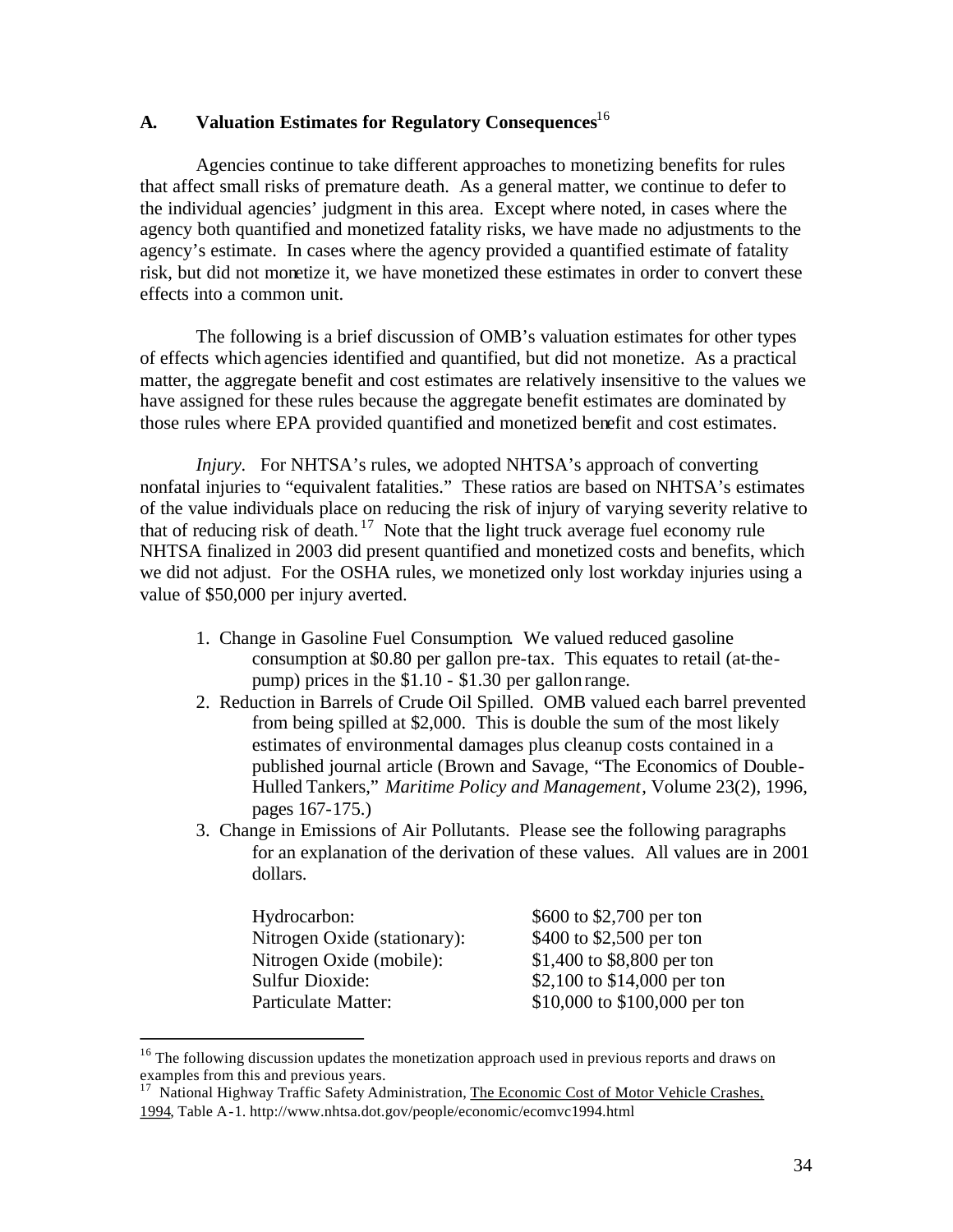## A. Valuation Estimates for Regulatory Consequences[16]

Agencies continue to take different approaches to monetizing benefits for rules that affect small risks of premature death. As a general matter, we continue to defer to the individual agencies' judgment in this area. Except where noted, in cases where the agency both quantified and monetized fatality risks, we have made no adjustments to the agency's estimate. In cases where the agency provided a quantified estimate of fatality risk, but did not monetize it, we have monetized these estimates in order to convert these effects into a common unit.

The following is a brief discussion of OMB's valuation estimates for other types of effects which agencies identified and quantified, but did not monetize. As a practical matter, the aggregate benefit and cost estimates are relatively insensitive to the values we have assigned for these rules because the aggregate benefit estimates are dominated by those rules where EPA provided quantified and monetized benefit and cost estimates.

*Injury.* For NHTSA's rules, we adopted NHTSA's approach of converting nonfatal injuries to "equivalent fatalities." These ratios are based on NHTSA's estimates of the value individuals place on reducing the risk of injury of varying severity relative to that of reducing risk of death.[17] Note that the light truck average fuel economy rule NHTSA finalized in 2003 did present quantified and monetized costs and benefits, which we did not adjust. For the OSHA rules, we monetized only lost workday injuries using a value of $50,000 per injury averted.

1. Change in Gasoline Fuel Consumption. We valued reduced gasoline consumption at $0.80 per gallon pre-tax. This equates to retail (at-the-pump) prices in the $1.10 - $1.30 per gallon range.
2. Reduction in Barrels of Crude Oil Spilled. OMB valued each barrel prevented from being spilled at $2,000. This is double the sum of the most likely estimates of environmental damages plus cleanup costs contained in a published journal article (Brown and Savage, "The Economics of Double-Hulled Tankers," *Maritime Policy and Management*, Volume 23(2), 1996, pages 167-175.)
3. Change in Emissions of Air Pollutants. Please see the following paragraphs for an explanation of the derivation of these values. All values are in 2001 dollars.

| | |
|---|---|
| Hydrocarbon: | $600 to $2,700 per ton |
| Nitrogen Oxide (stationary): | $400 to $2,500 per ton |
| Nitrogen Oxide (mobile): | $1,400 to $8,800 per ton |
| Sulfur Dioxide: | $2,100 to $14,000 per ton |
| Particulate Matter: | $10,000 to $100,000 per ton |

[16] The following discussion updates the monetization approach used in previous reports and draws on examples from this and previous years.

[17] National Highway Traffic Safety Administration, The Economic Cost of Motor Vehicle Crashes, 1994, Table A-1. http://www.nhtsa.dot.gov/people/economic/ecomvc1994.html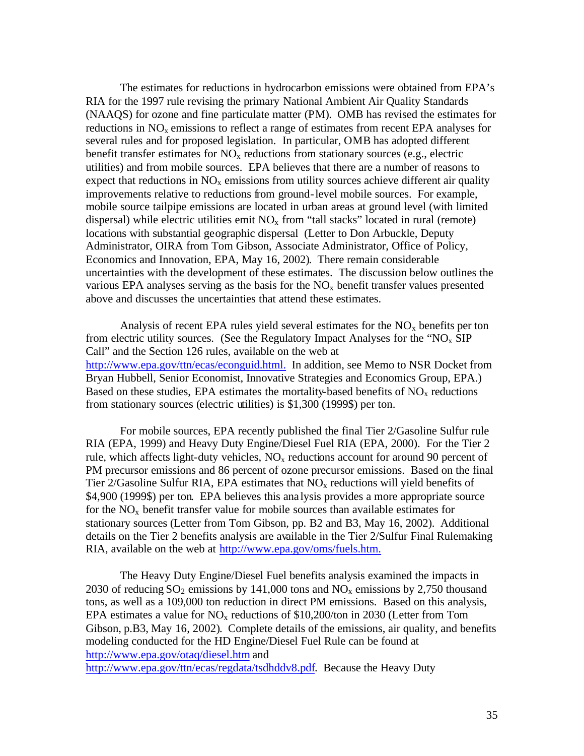The estimates for reductions in hydrocarbon emissions were obtained from EPA's RIA for the 1997 rule revising the primary National Ambient Air Quality Standards (NAAQS) for ozone and fine particulate matter (PM). OMB has revised the estimates for reductions in $NO_x$ emissions to reflect a range of estimates from recent EPA analyses for several rules and for proposed legislation. In particular, OMB has adopted different benefit transfer estimates for $NO_x$ reductions from stationary sources (e.g., electric utilities) and from mobile sources. EPA believes that there are a number of reasons to expect that reductions in $NO_x$ emissions from utility sources achieve different air quality improvements relative to reductions from ground-level mobile sources. For example, mobile source tailpipe emissions are located in urban areas at ground level (with limited dispersal) while electric utilities emit $NO_x$ from "tall stacks" located in rural (remote) locations with substantial geographic dispersal (Letter to Don Arbuckle, Deputy Administrator, OIRA from Tom Gibson, Associate Administrator, Office of Policy, Economics and Innovation, EPA, May 16, 2002). There remain considerable uncertainties with the development of these estimates. The discussion below outlines the various EPA analyses serving as the basis for the $NO_x$ benefit transfer values presented above and discusses the uncertainties that attend these estimates.

Analysis of recent EPA rules yield several estimates for the $NO_x$ benefits per ton from electric utility sources. (See the Regulatory Impact Analyses for the "$NO_x$ SIP Call" and the Section 126 rules, available on the web at http://www.epa.gov/ttn/ecas/econguid.html. In addition, see Memo to NSR Docket from Bryan Hubbell, Senior Economist, Innovative Strategies and Economics Group, EPA.) Based on these studies, EPA estimates the mortality-based benefits of $NO_x$ reductions from stationary sources (electric utilities) is $1,300 (1999$) per ton.

For mobile sources, EPA recently published the final Tier 2/Gasoline Sulfur rule RIA (EPA, 1999) and Heavy Duty Engine/Diesel Fuel RIA (EPA, 2000). For the Tier 2 rule, which affects light-duty vehicles, $NO_x$ reductions account for around 90 percent of PM precursor emissions and 86 percent of ozone precursor emissions. Based on the final Tier 2/Gasoline Sulfur RIA, EPA estimates that $NO_x$ reductions will yield benefits of $4,900 (1999$) per ton. EPA believes this analysis provides a more appropriate source for the $NO_x$ benefit transfer value for mobile sources than available estimates for stationary sources (Letter from Tom Gibson, pp. B2 and B3, May 16, 2002). Additional details on the Tier 2 benefits analysis are available in the Tier 2/Sulfur Final Rulemaking RIA, available on the web at http://www.epa.gov/oms/fuels.htm.

The Heavy Duty Engine/Diesel Fuel benefits analysis examined the impacts in 2030 of reducing $SO_2$ emissions by 141,000 tons and $NO_x$ emissions by 2,750 thousand tons, as well as a 109,000 ton reduction in direct PM emissions. Based on this analysis, EPA estimates a value for $NO_x$ reductions of $10,200/ton in 2030 (Letter from Tom Gibson, p.B3, May 16, 2002). Complete details of the emissions, air quality, and benefits modeling conducted for the HD Engine/Diesel Fuel Rule can be found at http://www.epa.gov/otaq/diesel.htm and http://www.epa.gov/ttn/ecas/regdata/tsdhddv8.pdf. Because the Heavy Duty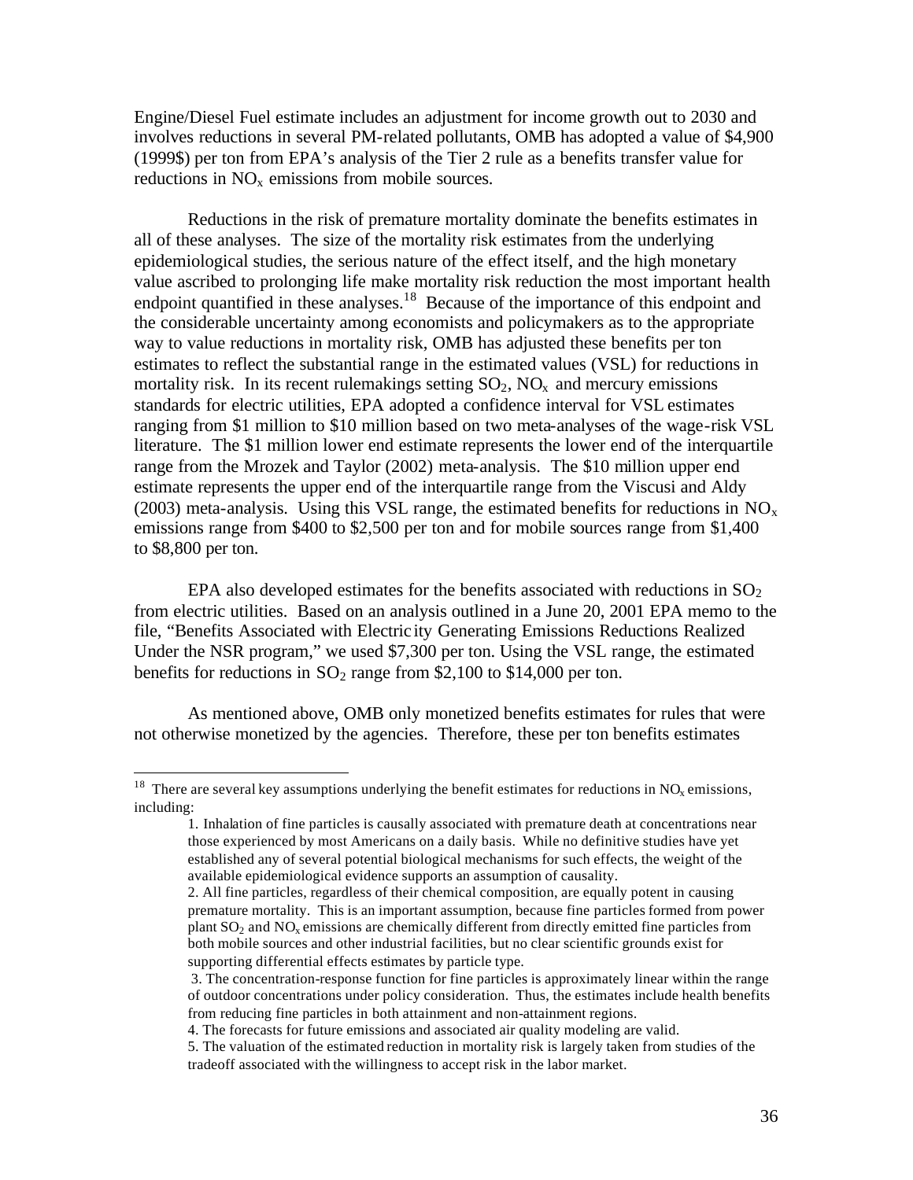Engine/Diesel Fuel estimate includes an adjustment for income growth out to 2030 and involves reductions in several PM-related pollutants, OMB has adopted a value of $4,900 (1999$) per ton from EPA's analysis of the Tier 2 rule as a benefits transfer value for reductions in $NO_x$ emissions from mobile sources.

Reductions in the risk of premature mortality dominate the benefits estimates in all of these analyses. The size of the mortality risk estimates from the underlying epidemiological studies, the serious nature of the effect itself, and the high monetary value ascribed to prolonging life make mortality risk reduction the most important health endpoint quantified in these analyses.[18] Because of the importance of this endpoint and the considerable uncertainty among economists and policymakers as to the appropriate way to value reductions in mortality risk, OMB has adjusted these benefits per ton estimates to reflect the substantial range in the estimated values (VSL) for reductions in mortality risk. In its recent rulemakings setting $SO_2$, $NO_x$ and mercury emissions standards for electric utilities, EPA adopted a confidence interval for VSL estimates ranging from $1 million to $10 million based on two meta-analyses of the wage-risk VSL literature. The $1 million lower end estimate represents the lower end of the interquartile range from the Mrozek and Taylor (2002) meta-analysis. The $10 million upper end estimate represents the upper end of the interquartile range from the Viscusi and Aldy (2003) meta-analysis. Using this VSL range, the estimated benefits for reductions in $NO_x$ emissions range from $400 to $2,500 per ton and for mobile sources range from $1,400 to $8,800 per ton.

EPA also developed estimates for the benefits associated with reductions in $SO_2$ from electric utilities. Based on an analysis outlined in a June 20, 2001 EPA memo to the file, "Benefits Associated with Electricity Generating Emissions Reductions Realized Under the NSR program," we used $7,300 per ton. Using the VSL range, the estimated benefits for reductions in $SO_2$ range from $2,100 to $14,000 per ton.

As mentioned above, OMB only monetized benefits estimates for rules that were not otherwise monetized by the agencies. Therefore, these per ton benefits estimates

---

[18] There are several key assumptions underlying the benefit estimates for reductions in $NO_x$ emissions, including:

1. Inhalation of fine particles is causally associated with premature death at concentrations near those experienced by most Americans on a daily basis. While no definitive studies have yet established any of several potential biological mechanisms for such effects, the weight of the available epidemiological evidence supports an assumption of causality.
2. All fine particles, regardless of their chemical composition, are equally potent in causing premature mortality. This is an important assumption, because fine particles formed from power plant $SO_2$ and $NO_x$ emissions are chemically different from directly emitted fine particles from both mobile sources and other industrial facilities, but no clear scientific grounds exist for supporting differential effects estimates by particle type.
3. The concentration-response function for fine particles is approximately linear within the range of outdoor concentrations under policy consideration. Thus, the estimates include health benefits from reducing fine particles in both attainment and non-attainment regions.
4. The forecasts for future emissions and associated air quality modeling are valid.
5. The valuation of the estimated reduction in mortality risk is largely taken from studies of the tradeoff associated with the willingness to accept risk in the labor market.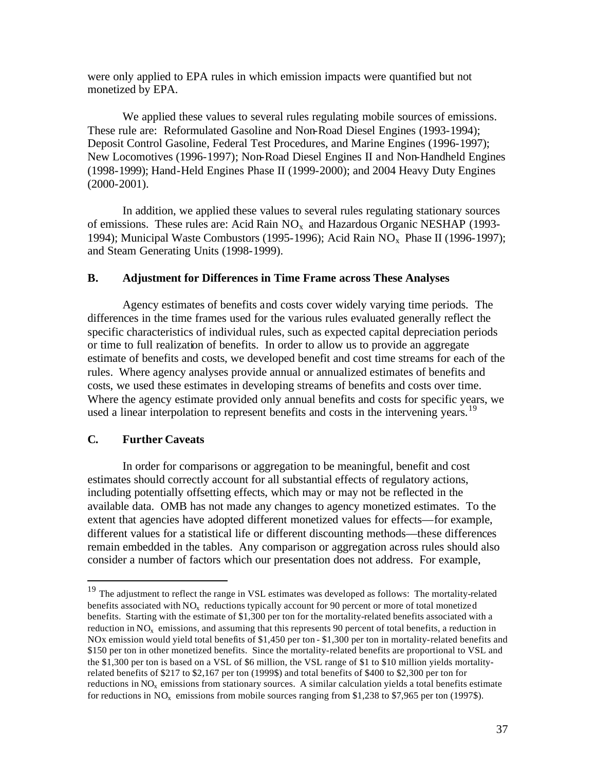were only applied to EPA rules in which emission impacts were quantified but not monetized by EPA.

We applied these values to several rules regulating mobile sources of emissions. These rule are: Reformulated Gasoline and Non-Road Diesel Engines (1993-1994); Deposit Control Gasoline, Federal Test Procedures, and Marine Engines (1996-1997); New Locomotives (1996-1997); Non-Road Diesel Engines II and Non-Handheld Engines (1998-1999); Hand-Held Engines Phase II (1999-2000); and 2004 Heavy Duty Engines (2000-2001).

In addition, we applied these values to several rules regulating stationary sources of emissions. These rules are: Acid Rain $NO_x$ and Hazardous Organic NESHAP (1993-1994); Municipal Waste Combustors (1995-1996); Acid Rain $NO_x$ Phase II (1996-1997); and Steam Generating Units (1998-1999).

### B. Adjustment for Differences in Time Frame across These Analyses

Agency estimates of benefits and costs cover widely varying time periods. The differences in the time frames used for the various rules evaluated generally reflect the specific characteristics of individual rules, such as expected capital depreciation periods or time to full realization of benefits. In order to allow us to provide an aggregate estimate of benefits and costs, we developed benefit and cost time streams for each of the rules. Where agency analyses provide annual or annualized estimates of benefits and costs, we used these estimates in developing streams of benefits and costs over time. Where the agency estimate provided only annual benefits and costs for specific years, we used a linear interpolation to represent benefits and costs in the intervening years.[19]

### C. Further Caveats

In order for comparisons or aggregation to be meaningful, benefit and cost estimates should correctly account for all substantial effects of regulatory actions, including potentially offsetting effects, which may or may not be reflected in the available data. OMB has not made any changes to agency monetized estimates. To the extent that agencies have adopted different monetized values for effects—for example, different values for a statistical life or different discounting methods—these differences remain embedded in the tables. Any comparison or aggregation across rules should also consider a number of factors which our presentation does not address. For example,

---

[19] The adjustment to reflect the range in VSL estimates was developed as follows: The mortality-related benefits associated with $NO_x$ reductions typically account for 90 percent or more of total monetized benefits. Starting with the estimate of $1,300 per ton for the mortality-related benefits associated with a reduction in $NO_x$ emissions, and assuming that this represents 90 percent of total benefits, a reduction in NOx emission would yield total benefits of $1,450 per ton - $1,300 per ton in mortality-related benefits and $150 per ton in other monetized benefits. Since the mortality-related benefits are proportional to VSL and the $1,300 per ton is based on a VSL of $6 million, the VSL range of $1 to $10 million yields mortality-related benefits of $217 to $2,167 per ton (1999$) and total benefits of $400 to $2,300 per ton for reductions in $NO_x$ emissions from stationary sources. A similar calculation yields a total benefits estimate for reductions in $NO_x$ emissions from mobile sources ranging from $1,238 to $7,965 per ton (1997$).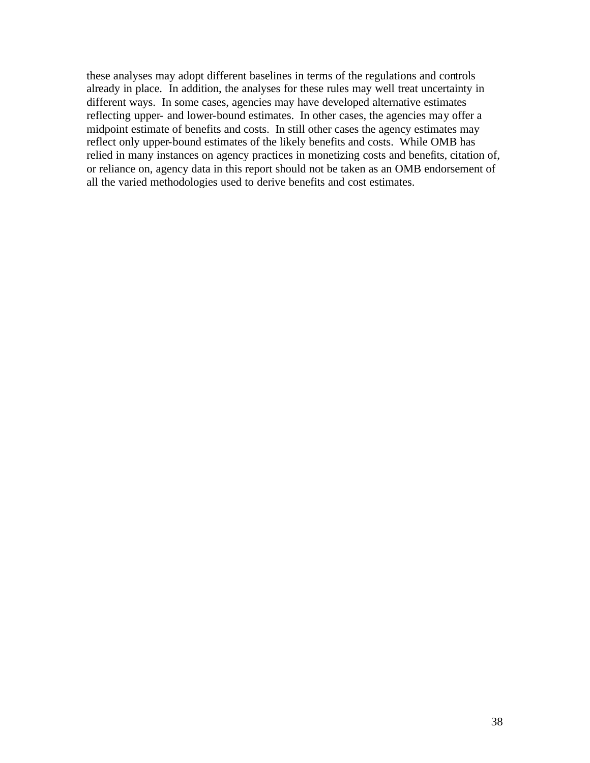these analyses may adopt different baselines in terms of the regulations and controls already in place. In addition, the analyses for these rules may well treat uncertainty in different ways. In some cases, agencies may have developed alternative estimates reflecting upper- and lower-bound estimates. In other cases, the agencies may offer a midpoint estimate of benefits and costs. In still other cases the agency estimates may reflect only upper-bound estimates of the likely benefits and costs. While OMB has relied in many instances on agency practices in monetizing costs and benefits, citation of, or reliance on, agency data in this report should not be taken as an OMB endorsement of all the varied methodologies used to derive benefits and cost estimates.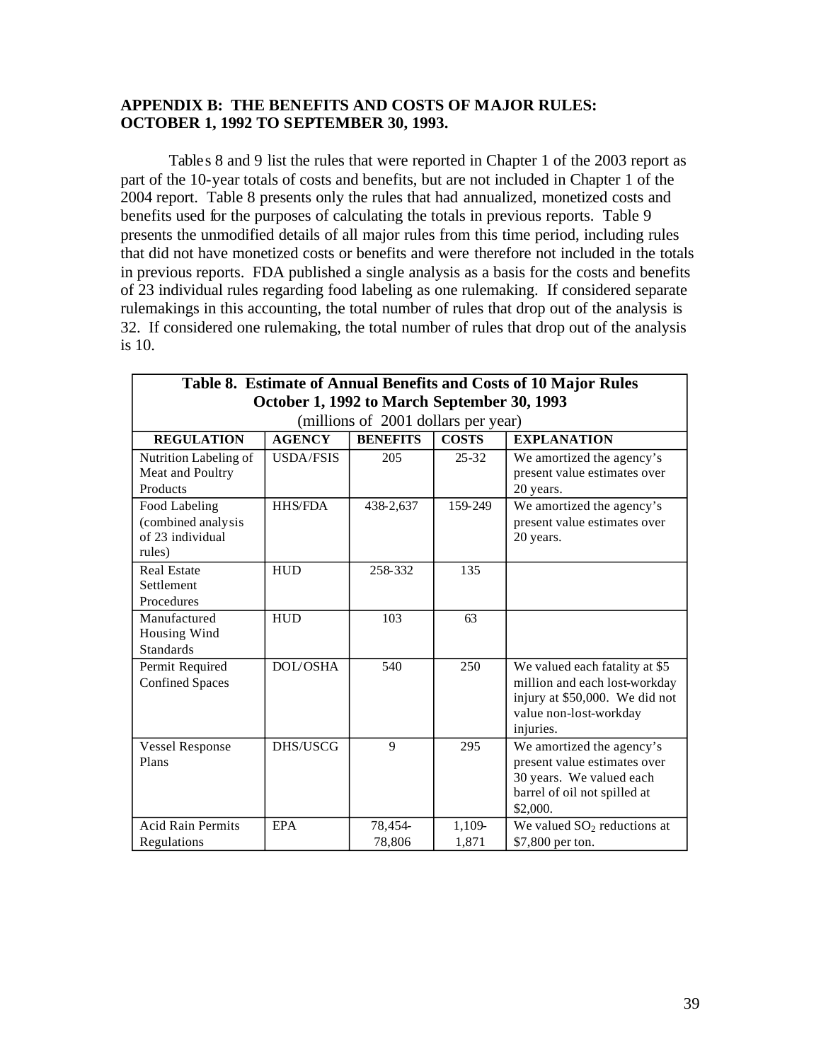## APPENDIX B: THE BENEFITS AND COSTS OF MAJOR RULES: OCTOBER 1, 1992 TO SEPTEMBER 30, 1993.

Tables 8 and 9 list the rules that were reported in Chapter 1 of the 2003 report as part of the 10-year totals of costs and benefits, but are not included in Chapter 1 of the 2004 report. Table 8 presents only the rules that had annualized, monetized costs and benefits used for the purposes of calculating the totals in previous reports. Table 9 presents the unmodified details of all major rules from this time period, including rules that did not have monetized costs or benefits and were therefore not included in the totals in previous reports. FDA published a single analysis as a basis for the costs and benefits of 23 individual rules regarding food labeling as one rulemaking. If considered separate rulemakings in this accounting, the total number of rules that drop out of the analysis is 32. If considered one rulemaking, the total number of rules that drop out of the analysis is 10.

**Table 8. Estimate of Annual Benefits and Costs of 10 Major Rules October 1, 1992 to March September 30, 1993**
(millions of 2001 dollars per year)

| REGULATION | AGENCY | BENEFITS | COSTS | EXPLANATION |
|---|---|---|---|---|
| Nutrition Labeling of Meat and Poultry Products | USDA/FSIS | 205 | 25-32 | We amortized the agency's present value estimates over 20 years. |
| Food Labeling (combined analysis of 23 individual rules) | HHS/FDA | 438-2,637 | 159-249 | We amortized the agency's present value estimates over 20 years. |
| Real Estate Settlement Procedures | HUD | 258-332 | 135 | |
| Manufactured Housing Wind Standards | HUD | 103 | 63 | |
| Permit Required Confined Spaces | DOL/OSHA | 540 | 250 | We valued each fatality at $5 million and each lost-workday injury at $50,000. We did not value non-lost-workday injuries. |
| Vessel Response Plans | DHS/USCG | 9 | 295 | We amortized the agency's present value estimates over 30 years. We valued each barrel of oil not spilled at $2,000. |
| Acid Rain Permits Regulations | EPA | 78,454-78,806 | 1,109-1,871 | We valued $SO_2$ reductions at $7,800 per ton. |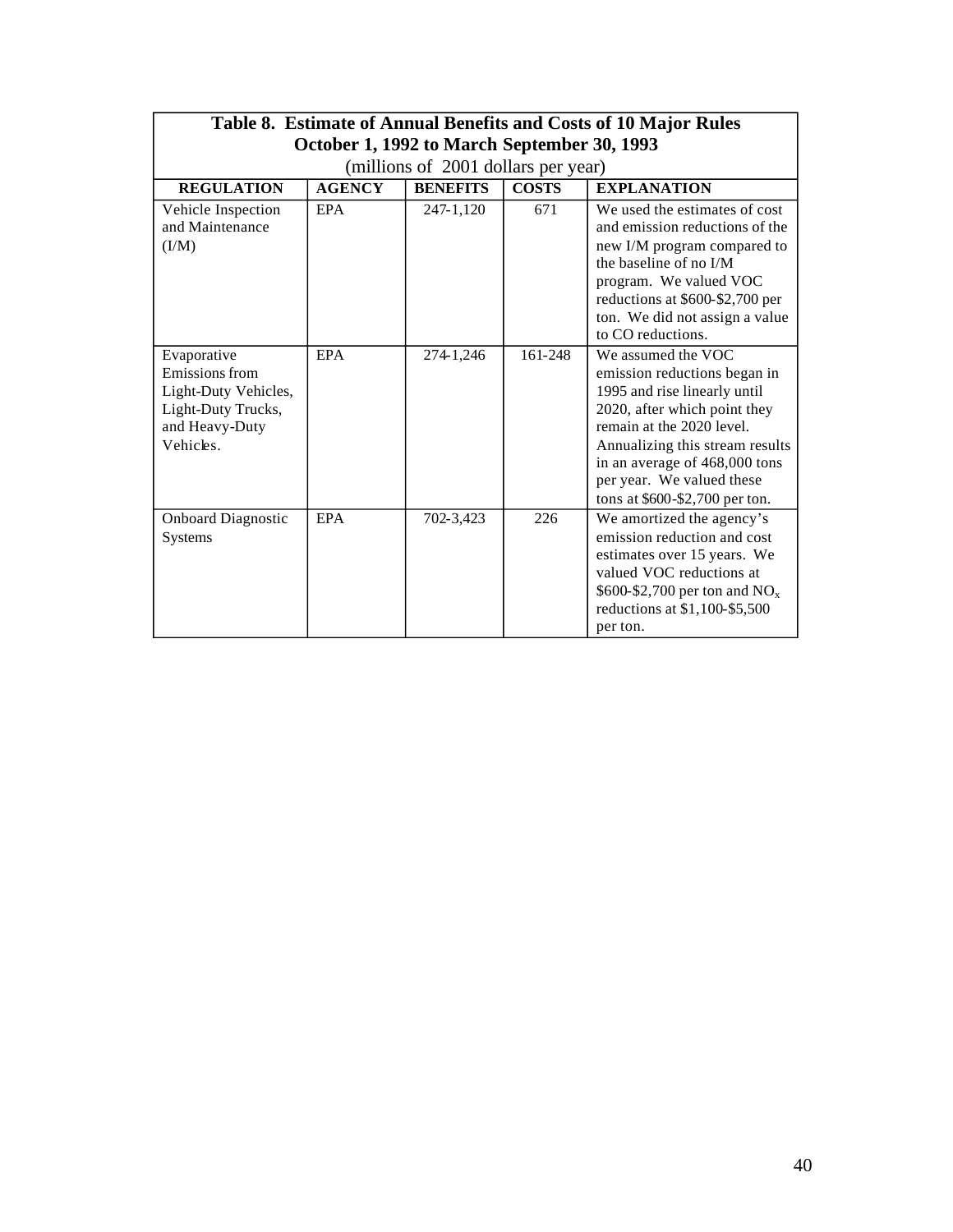| **Table 8. Estimate of Annual Benefits and Costs of 10 Major Rules October 1, 1992 to March September 30, 1993** (millions of 2001 dollars per year) | | | | |
|---|---|---|---|---|
| **REGULATION** | **AGENCY** | **BENEFITS** | **COSTS** | **EXPLANATION** |
| Vehicle Inspection and Maintenance (I/M) | EPA | 247-1,120 | 671 | We used the estimates of cost and emission reductions of the new I/M program compared to the baseline of no I/M program. We valued VOC reductions at $600-$2,700 per ton. We did not assign a value to CO reductions. |
| Evaporative Emissions from Light-Duty Vehicles, Light-Duty Trucks, and Heavy-Duty Vehicles. | EPA | 274-1,246 | 161-248 | We assumed the VOC emission reductions began in 1995 and rise linearly until 2020, after which point they remain at the 2020 level. Annualizing this stream results in an average of 468,000 tons per year. We valued these tons at $600-$2,700 per ton. |
| Onboard Diagnostic Systems | EPA | 702-3,423 | 226 | We amortized the agency's emission reduction and cost estimates over 15 years. We valued VOC reductions at $600-$2,700 per ton and $NO_x$ reductions at $1,100-$5,500 per ton. |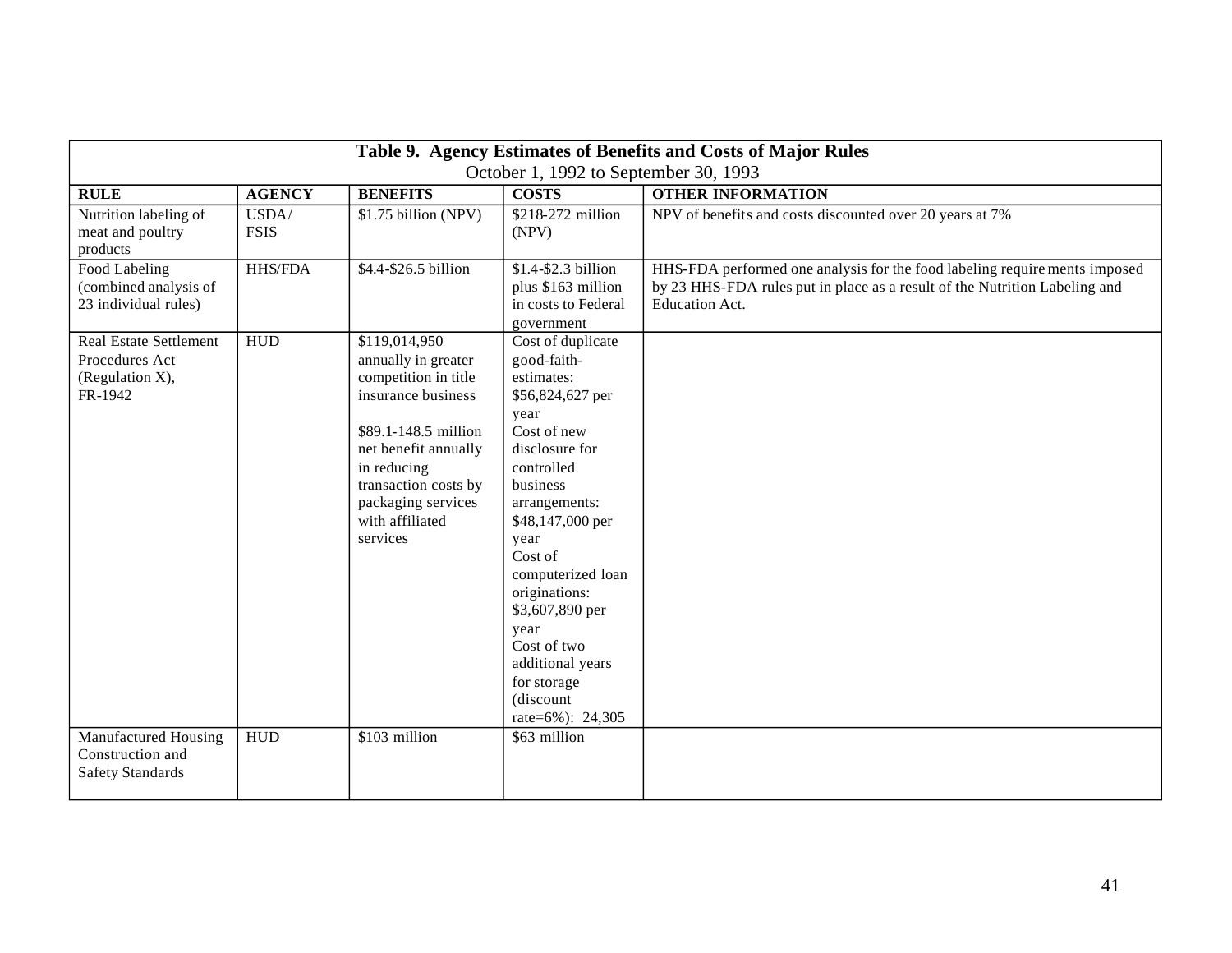**Table 9. Agency Estimates of Benefits and Costs of Major Rules**

October 1, 1992 to September 30, 1993

| RULE | AGENCY | BENEFITS | COSTS | OTHER INFORMATION |
|---|---|---|---|---|
| Nutrition labeling of meat and poultry products | USDA/ FSIS | $1.75 billion (NPV) | $218-272 million (NPV) | NPV of benefits and costs discounted over 20 years at 7% |
| Food Labeling (combined analysis of 23 individual rules) | HHS/FDA | $4.4-$26.5 billion | $1.4-$2.3 billion plus $163 million in costs to Federal government | HHS-FDA performed one analysis for the food labeling requirements imposed by 23 HHS-FDA rules put in place as a result of the Nutrition Labeling and Education Act. |
| Real Estate Settlement Procedures Act (Regulation X), FR-1942 | HUD | $119,014,950 annually in greater competition in title insurance business<br><br>$89.1-148.5 million net benefit annually in reducing transaction costs by packaging services with affiliated services | Cost of duplicate good-faith-estimates: $56,824,627 per year<br>Cost of new disclosure for controlled business arrangements: $48,147,000 per year<br>Cost of computerized loan originations: $3,607,890 per year<br>Cost of two additional years for storage (discount rate=6%): 24,305 | |
| Manufactured Housing Construction and Safety Standards | HUD | $103 million | $63 million | |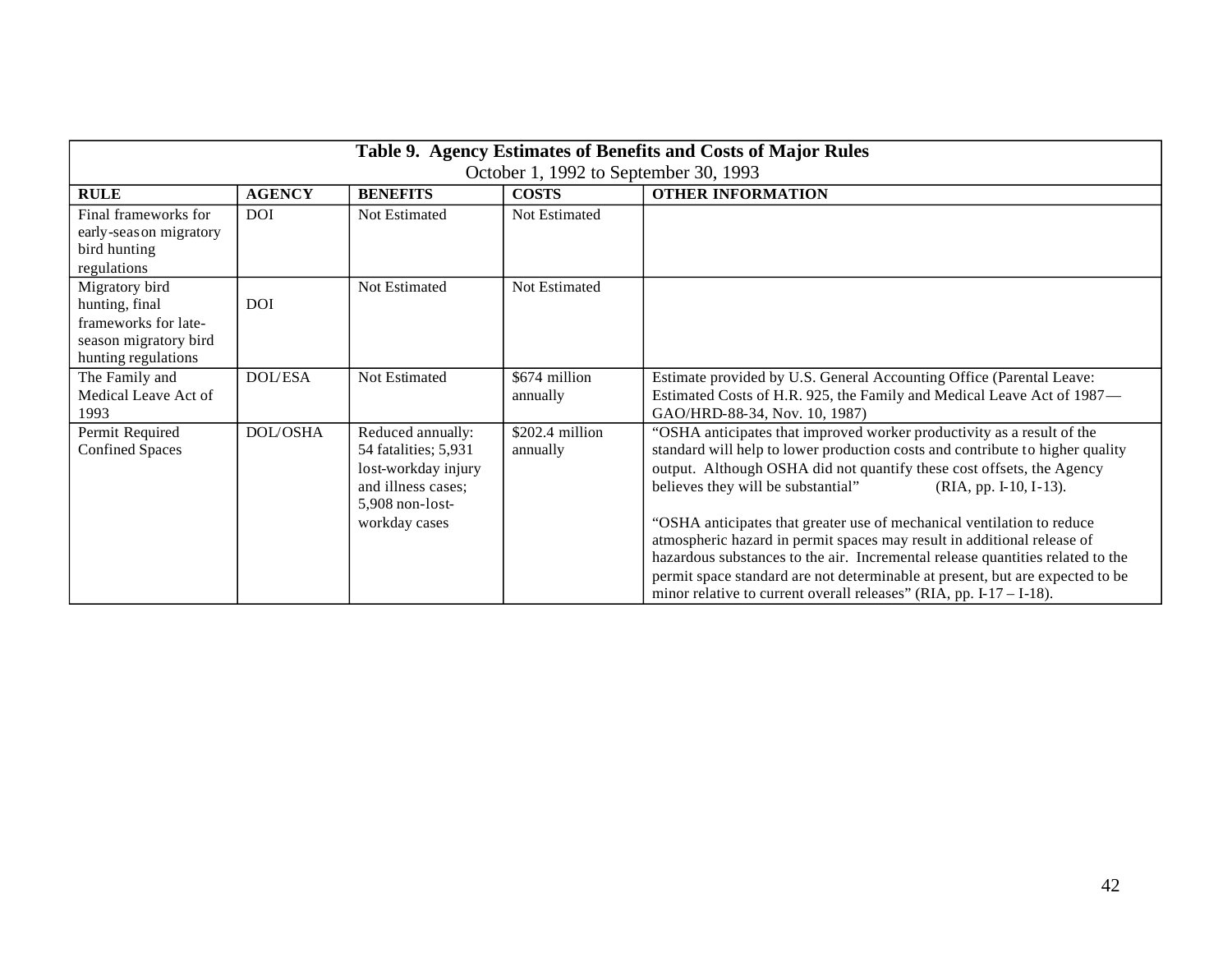**Table 9. Agency Estimates of Benefits and Costs of Major Rules**
October 1, 1992 to September 30, 1993

| RULE | AGENCY | BENEFITS | COSTS | OTHER INFORMATION |
|---|---|---|---|---|
| Final frameworks for early-season migratory bird hunting regulations | DOI | Not Estimated | Not Estimated | |
| Migratory bird hunting, final frameworks for late-season migratory bird hunting regulations | DOI | Not Estimated | Not Estimated | |
| The Family and Medical Leave Act of 1993 | DOL/ESA | Not Estimated | $674 million annually | Estimate provided by U.S. General Accounting Office (Parental Leave: Estimated Costs of H.R. 925, the Family and Medical Leave Act of 1987—GAO/HRD-88-34, Nov. 10, 1987) |
| Permit Required Confined Spaces | DOL/OSHA | Reduced annually: 54 fatalities; 5,931 lost-workday injury and illness cases; 5,908 non-lost-workday cases | $202.4 million annually | "OSHA anticipates that improved worker productivity as a result of the standard will help to lower production costs and contribute to higher quality output. Although OSHA did not quantify these cost offsets, the Agency believes they will be substantial" (RIA, pp. I-10, I-13).<br><br>"OSHA anticipates that greater use of mechanical ventilation to reduce atmospheric hazard in permit spaces may result in additional release of hazardous substances to the air. Incremental release quantities related to the permit space standard are not determinable at present, but are expected to be minor relative to current overall releases" (RIA, pp. I-17 – I-18). |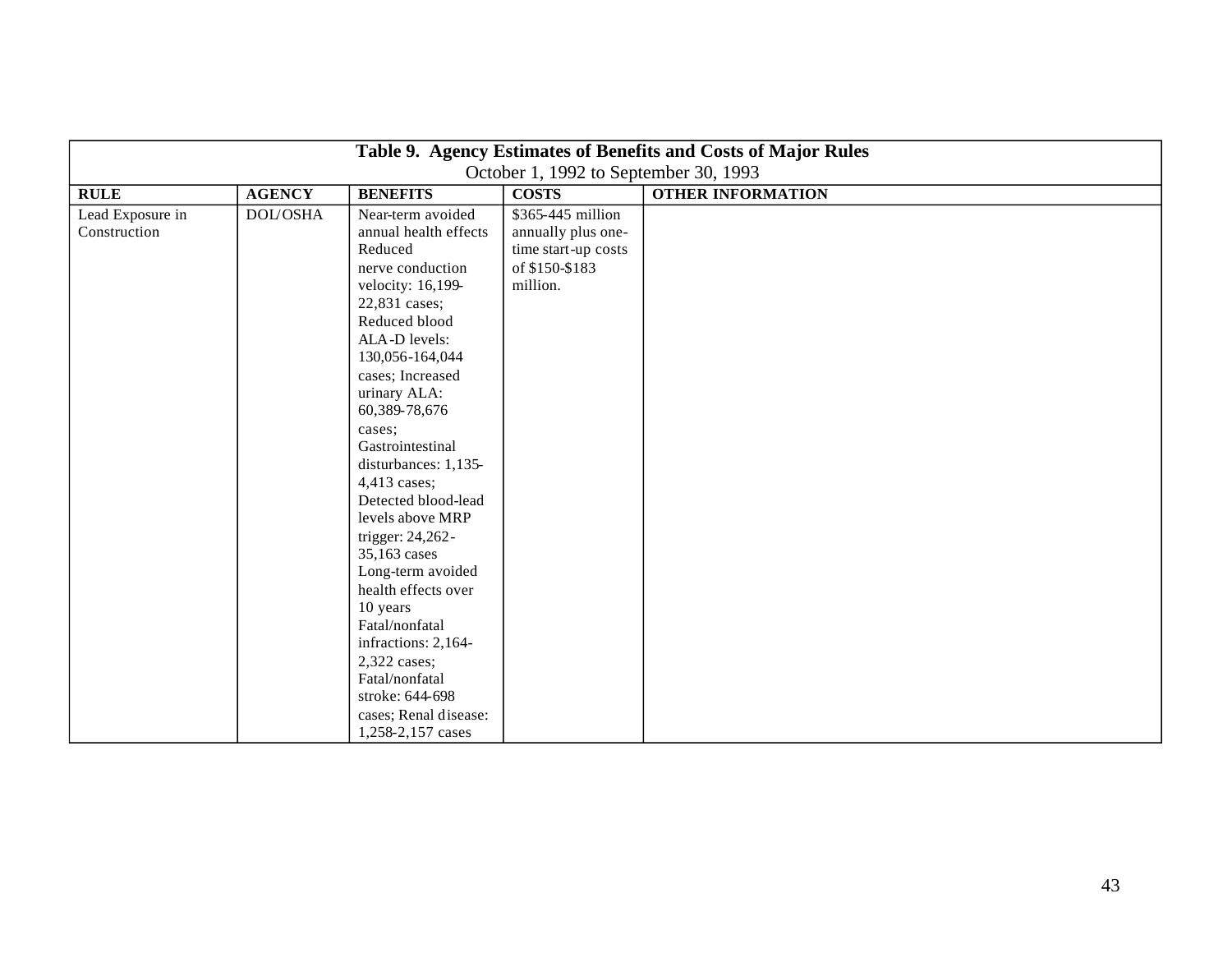| Table 9. Agency Estimates of Benefits and Costs of Major Rules<br>October 1, 1992 to September 30, 1993 | | | | |
|---|---|---|---|---|
| **RULE** | **AGENCY** | **BENEFITS** | **COSTS** | **OTHER INFORMATION** |
| Lead Exposure in Construction | DOL/OSHA | Near-term avoided annual health effects Reduced nerve conduction velocity: 16,199-22,831 cases; Reduced blood ALA-D levels: 130,056-164,044 cases; Increased urinary ALA: 60,389-78,676 cases; Gastrointestinal disturbances: 1,135-4,413 cases; Detected blood-lead levels above MRP trigger: 24,262-35,163 cases Long-term avoided health effects over 10 years Fatal/nonfatal infractions: 2,164-2,322 cases; Fatal/nonfatal stroke: 644-698 cases; Renal disease: 1,258-2,157 cases | $365-445 million annually plus one-time start-up costs of $150-$183 million. | |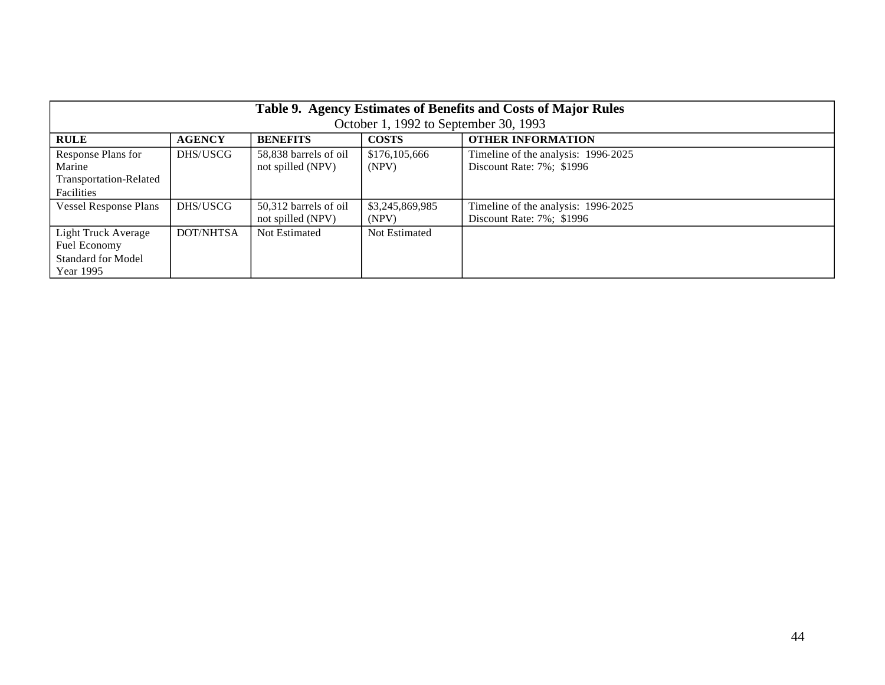**Table 9. Agency Estimates of Benefits and Costs of Major Rules**
October 1, 1992 to September 30, 1993

| RULE | AGENCY | BENEFITS | COSTS | OTHER INFORMATION |
|---|---|---|---|---|
| Response Plans for Marine Transportation-Related Facilities | DHS/USCG | 58,838 barrels of oil not spilled (NPV) | $176,105,666 (NPV) | Timeline of the analysis: 1996-2025<br>Discount Rate: 7%; $1996 |
| Vessel Response Plans | DHS/USCG | 50,312 barrels of oil not spilled (NPV) | $3,245,869,985 (NPV) | Timeline of the analysis: 1996-2025<br>Discount Rate: 7%; $1996 |
| Light Truck Average Fuel Economy Standard for Model Year 1995 | DOT/NHTSA | Not Estimated | Not Estimated | |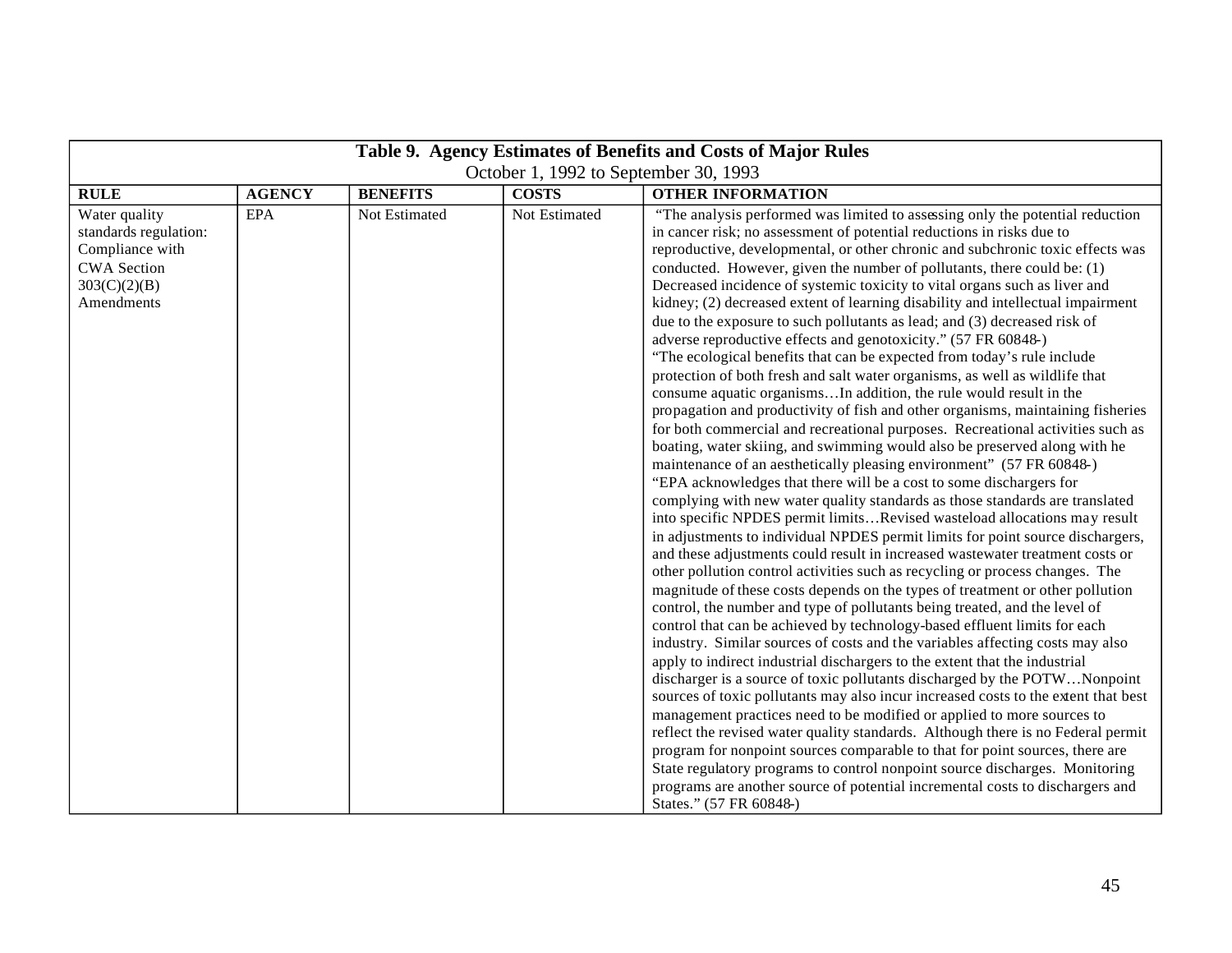| Table 9. Agency Estimates of Benefits and Costs of Major Rules<br>October 1, 1992 to September 30, 1993 | | | | |
|---|---|---|---|---|
| **RULE** | **AGENCY** | **BENEFITS** | **COSTS** | **OTHER INFORMATION** |
| Water quality standards regulation: Compliance with CWA Section 303(C)(2)(B) Amendments | EPA | Not Estimated | Not Estimated | "The analysis performed was limited to assessing only the potential reduction in cancer risk; no assessment of potential reductions in risks due to reproductive, developmental, or other chronic and subchronic toxic effects was conducted. However, given the number of pollutants, there could be: (1) Decreased incidence of systemic toxicity to vital organs such as liver and kidney; (2) decreased extent of learning disability and intellectual impairment due to the exposure to such pollutants as lead; and (3) decreased risk of adverse reproductive effects and genotoxicity." (57 FR 60848-)<br>"The ecological benefits that can be expected from today's rule include protection of both fresh and salt water organisms, as well as wildlife that consume aquatic organisms…In addition, the rule would result in the propagation and productivity of fish and other organisms, maintaining fisheries for both commercial and recreational purposes. Recreational activities such as boating, water skiing, and swimming would also be preserved along with he maintenance of an aesthetically pleasing environment" (57 FR 60848-)<br>"EPA acknowledges that there will be a cost to some dischargers for complying with new water quality standards as those standards are translated into specific NPDES permit limits…Revised wasteload allocations may result in adjustments to individual NPDES permit limits for point source dischargers, and these adjustments could result in increased wastewater treatment costs or other pollution control activities such as recycling or process changes. The magnitude of these costs depends on the types of treatment or other pollution control, the number and type of pollutants being treated, and the level of control that can be achieved by technology-based effluent limits for each industry. Similar sources of costs and the variables affecting costs may also apply to indirect industrial dischargers to the extent that the industrial discharger is a source of toxic pollutants discharged by the POTW…Nonpoint sources of toxic pollutants may also incur increased costs to the extent that best management practices need to be modified or applied to more sources to reflect the revised water quality standards. Although there is no Federal permit program for nonpoint sources comparable to that for point sources, there are State regulatory programs to control nonpoint source discharges. Monitoring programs are another source of potential incremental costs to dischargers and States." (57 FR 60848-) |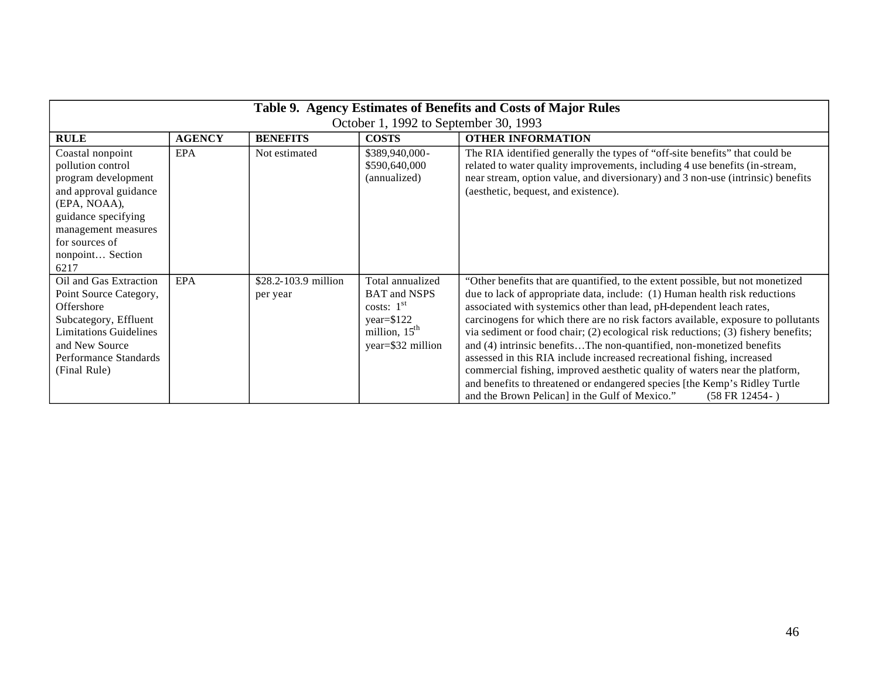| **Table 9. Agency Estimates of Benefits and Costs of Major Rules**<br>October 1, 1992 to September 30, 1993 | | | | |
|---|---|---|---|---|
| **RULE** | **AGENCY** | **BENEFITS** | **COSTS** | **OTHER INFORMATION** |
| Coastal nonpoint pollution control program development and approval guidance (EPA, NOAA), guidance specifying management measures for sources of nonpoint… Section 6217 | EPA | Not estimated | \$389,940,000-\$590,640,000 (annualized) | The RIA identified generally the types of "off-site benefits" that could be related to water quality improvements, including 4 use benefits (in-stream, near stream, option value, and diversionary) and 3 non-use (intrinsic) benefits (aesthetic, bequest, and existence). |
| Oil and Gas Extraction Point Source Category, Offshore Subcategory, Effluent Limitations Guidelines and New Source Performance Standards (Final Rule) | EPA | \$28.2-103.9 million per year | Total annualized BAT and NSPS costs: 1st year=\$122 million, 15th year=\$32 million | "Other benefits that are quantified, to the extent possible, but not monetized due to lack of appropriate data, include: (1) Human health risk reductions associated with systemics other than lead, pH-dependent leach rates, carcinogens for which there are no risk factors available, exposure to pollutants via sediment or food chair; (2) ecological risk reductions; (3) fishery benefits; and (4) intrinsic benefits…The non-quantified, non-monetized benefits assessed in this RIA include increased recreational fishing, increased commercial fishing, improved aesthetic quality of waters near the platform, and benefits to threatened or endangered species [the Kemp's Ridley Turtle and the Brown Pelican] in the Gulf of Mexico." (58 FR 12454- ) |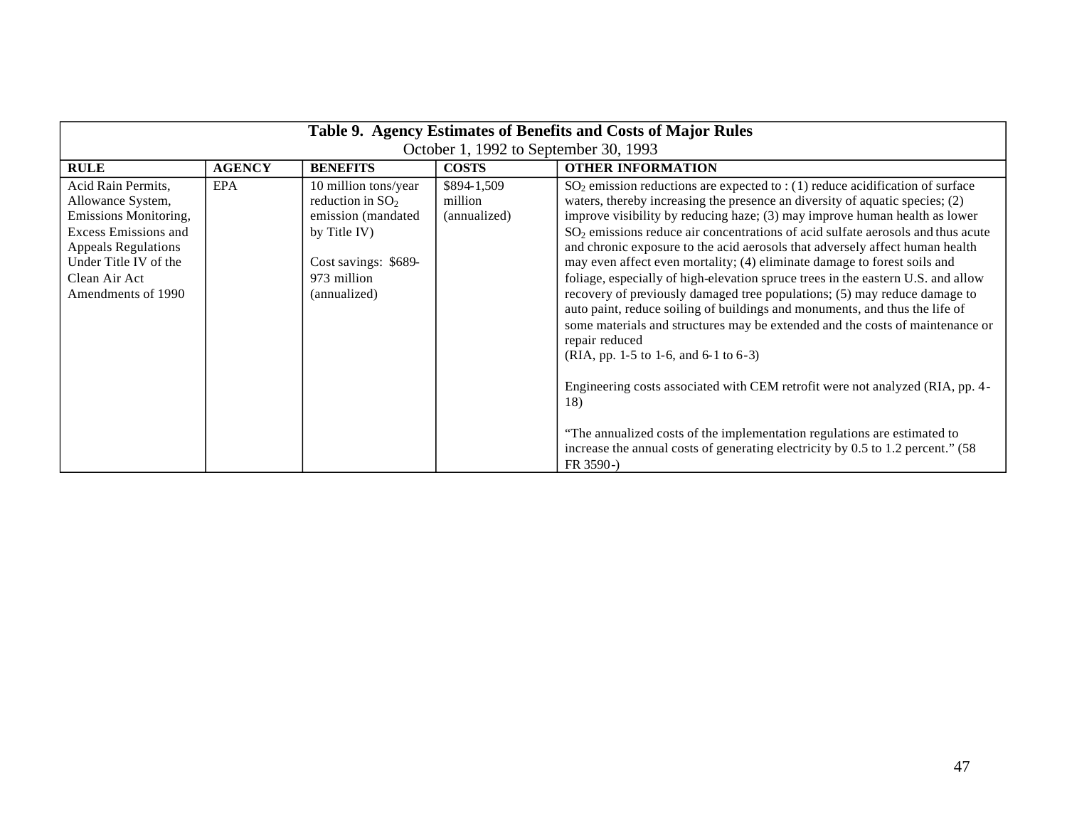**Table 9. Agency Estimates of Benefits and Costs of Major Rules**

October 1, 1992 to September 30, 1993

| RULE | AGENCY | BENEFITS | COSTS | OTHER INFORMATION |
|---|---|---|---|---|
| Acid Rain Permits, Allowance System, Emissions Monitoring, Excess Emissions and Appeals Regulations Under Title IV of the Clean Air Act Amendments of 1990 | EPA | 10 million tons/year reduction in $SO_2$ emission (mandated by Title IV)<br><br>Cost savings: $689-973 million (annualized) | $894-1,509 million (annualized) | $SO_2$ emission reductions are expected to : (1) reduce acidification of surface waters, thereby increasing the presence an diversity of aquatic species; (2) improve visibility by reducing haze; (3) may improve human health as lower $SO_2$ emissions reduce air concentrations of acid sulfate aerosols and thus acute and chronic exposure to the acid aerosols that adversely affect human health may even affect even mortality; (4) eliminate damage to forest soils and foliage, especially of high-elevation spruce trees in the eastern U.S. and allow recovery of previously damaged tree populations; (5) may reduce damage to auto paint, reduce soiling of buildings and monuments, and thus the life of some materials and structures may be extended and the costs of maintenance or repair reduced (RIA, pp. 1-5 to 1-6, and 6-1 to 6-3)<br><br>Engineering costs associated with CEM retrofit were not analyzed (RIA, pp. 4-18)<br><br>"The annualized costs of the implementation regulations are estimated to increase the annual costs of generating electricity by 0.5 to 1.2 percent." (58 FR 3590-) |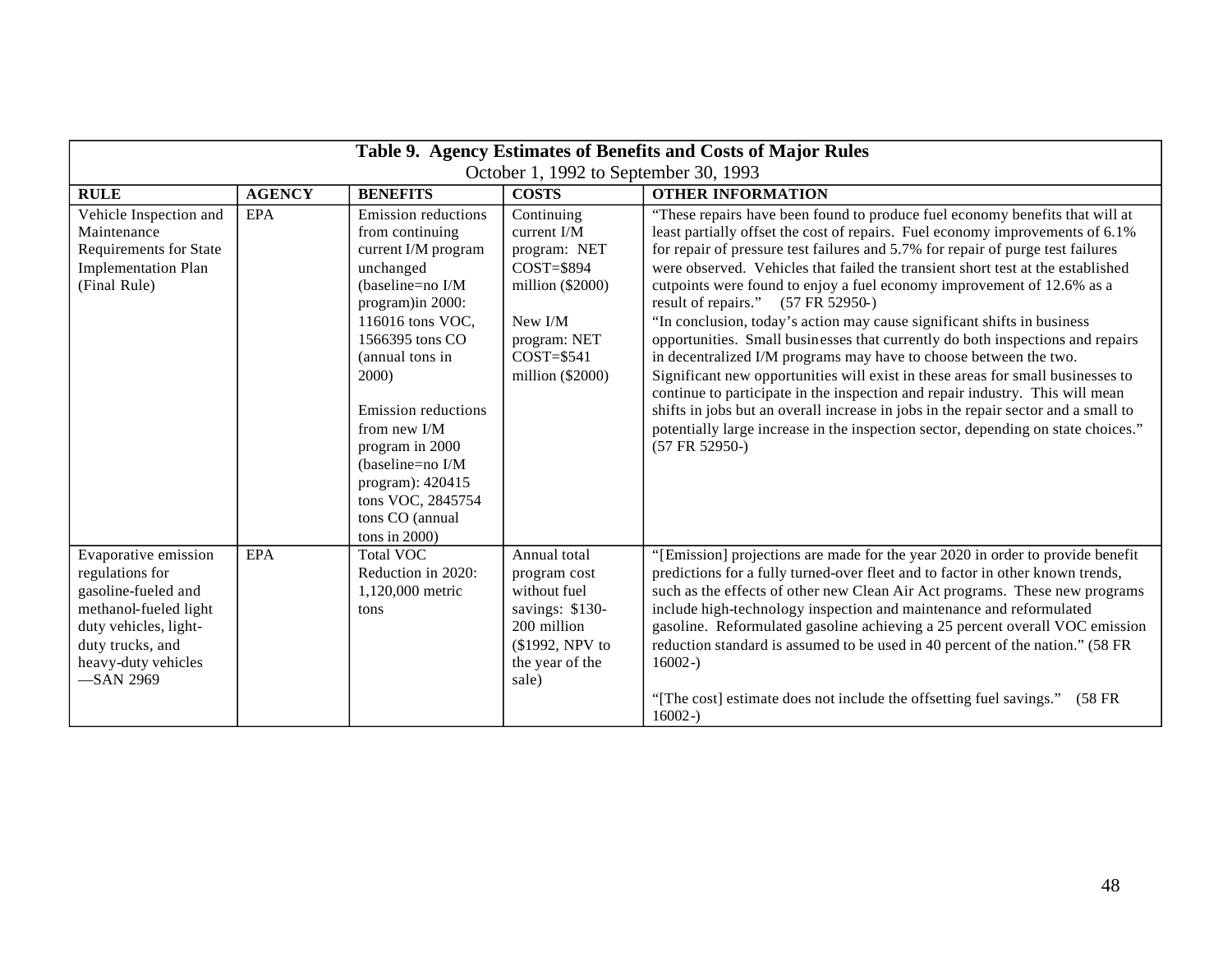| Table 9. Agency Estimates of Benefits and Costs of Major Rules<br>October 1, 1992 to September 30, 1993 | | | | |
|---|---|---|---|---|
| **RULE** | **AGENCY** | **BENEFITS** | **COSTS** | **OTHER INFORMATION** |
| Vehicle Inspection and Maintenance Requirements for State Implementation Plan (Final Rule) | EPA | Emission reductions from continuing current I/M program unchanged (baseline=no I/M program)in 2000: 116016 tons VOC, 1566395 tons CO (annual tons in 2000)<br><br>Emission reductions from new I/M program in 2000 (baseline=no I/M program): 420415 tons VOC, 2845754 tons CO (annual tons in 2000) | Continuing current I/M program: NET COST=$894 million ($2000)<br><br>New I/M program: NET COST=$541 million ($2000) | "These repairs have been found to produce fuel economy benefits that will at least partially offset the cost of repairs. Fuel economy improvements of 6.1% for repair of pressure test failures and 5.7% for repair of purge test failures were observed. Vehicles that failed the transient short test at the established cutpoints were found to enjoy a fuel economy improvement of 12.6% as a result of repairs." (57 FR 52950-)<br>"In conclusion, today's action may cause significant shifts in business opportunities. Small businesses that currently do both inspections and repairs in decentralized I/M programs may have to choose between the two. Significant new opportunities will exist in these areas for small businesses to continue to participate in the inspection and repair industry. This will mean shifts in jobs but an overall increase in jobs in the repair sector and a small to potentially large increase in the inspection sector, depending on state choices." (57 FR 52950-) |
| Evaporative emission regulations for gasoline-fueled and methanol-fueled light duty vehicles, light-duty trucks, and heavy-duty vehicles —SAN 2969 | EPA | Total VOC Reduction in 2020: 1,120,000 metric tons | Annual total program cost without fuel savings: $130-200 million ($1992, NPV to the year of the sale) | "[Emission] projections are made for the year 2020 in order to provide benefit predictions for a fully turned-over fleet and to factor in other known trends, such as the effects of other new Clean Air Act programs. These new programs include high-technology inspection and maintenance and reformulated gasoline. Reformulated gasoline achieving a 25 percent overall VOC emission reduction standard is assumed to be used in 40 percent of the nation." (58 FR 16002-)<br><br>"[The cost] estimate does not include the offsetting fuel savings." (58 FR 16002-) |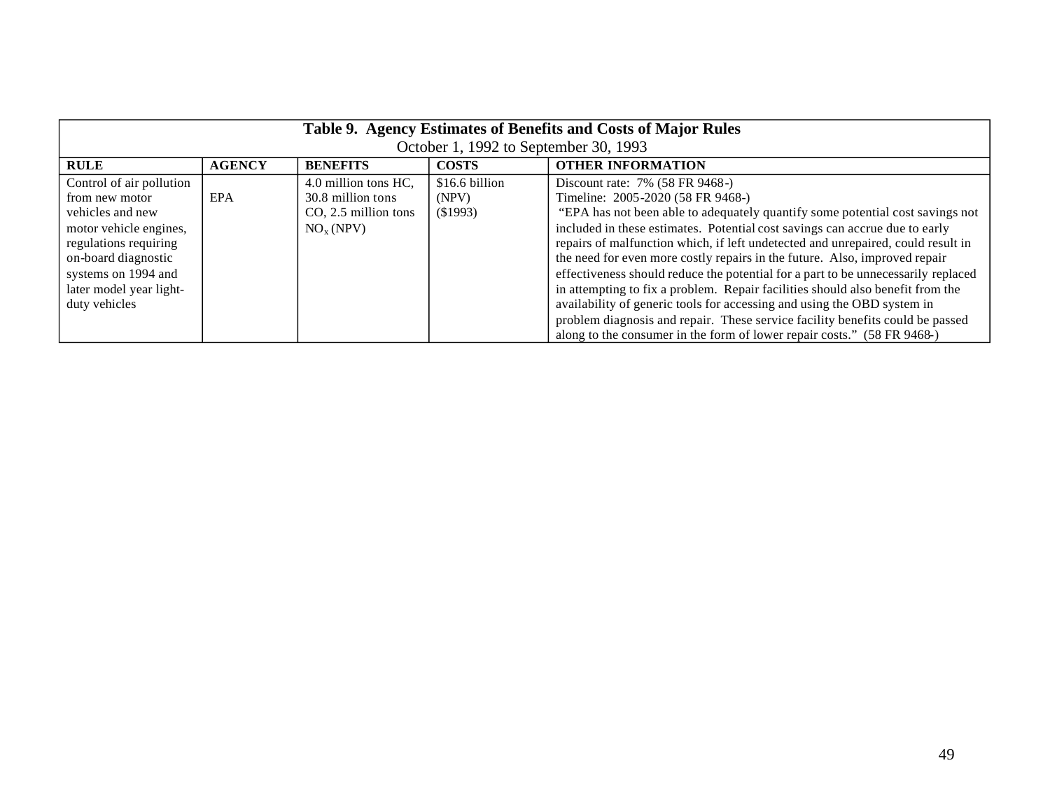**Table 9. Agency Estimates of Benefits and Costs of Major Rules**
October 1, 1992 to September 30, 1993

| RULE | AGENCY | BENEFITS | COSTS | OTHER INFORMATION |
|---|---|---|---|---|
| Control of air pollution from new motor vehicles and new motor vehicle engines, regulations requiring on-board diagnostic systems on 1994 and later model year light-duty vehicles | EPA | 4.0 million tons HC, 30.8 million tons CO, 2.5 million tons $NO_x$ (NPV) | $16.6 billion (NPV) ($1993) | Discount rate: 7% (58 FR 9468-)<br>Timeline: 2005-2020 (58 FR 9468-)<br>"EPA has not been able to adequately quantify some potential cost savings not included in these estimates. Potential cost savings can accrue due to early repairs of malfunction which, if left undetected and unrepaired, could result in the need for even more costly repairs in the future. Also, improved repair effectiveness should reduce the potential for a part to be unnecessarily replaced in attempting to fix a problem. Repair facilities should also benefit from the availability of generic tools for accessing and using the OBD system in problem diagnosis and repair. These service facility benefits could be passed along to the consumer in the form of lower repair costs." (58 FR 9468-) |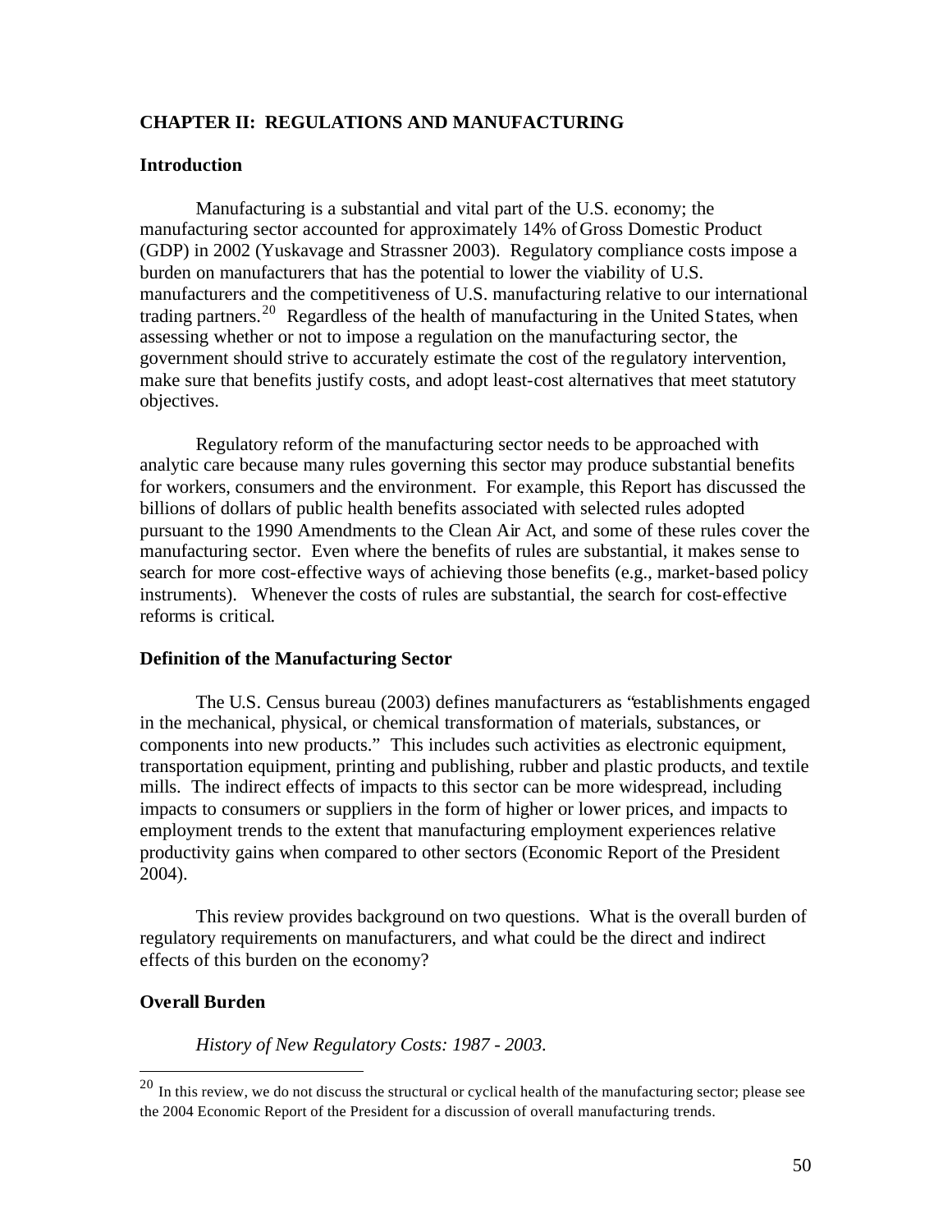## CHAPTER II: REGULATIONS AND MANUFACTURING

### Introduction

Manufacturing is a substantial and vital part of the U.S. economy; the manufacturing sector accounted for approximately 14% of Gross Domestic Product (GDP) in 2002 (Yuskavage and Strassner 2003). Regulatory compliance costs impose a burden on manufacturers that has the potential to lower the viability of U.S. manufacturers and the competitiveness of U.S. manufacturing relative to our international trading partners.[20] Regardless of the health of manufacturing in the United States, when assessing whether or not to impose a regulation on the manufacturing sector, the government should strive to accurately estimate the cost of the regulatory intervention, make sure that benefits justify costs, and adopt least-cost alternatives that meet statutory objectives.

Regulatory reform of the manufacturing sector needs to be approached with analytic care because many rules governing this sector may produce substantial benefits for workers, consumers and the environment. For example, this Report has discussed the billions of dollars of public health benefits associated with selected rules adopted pursuant to the 1990 Amendments to the Clean Air Act, and some of these rules cover the manufacturing sector. Even where the benefits of rules are substantial, it makes sense to search for more cost-effective ways of achieving those benefits (e.g., market-based policy instruments). Whenever the costs of rules are substantial, the search for cost-effective reforms is critical.

### Definition of the Manufacturing Sector

The U.S. Census bureau (2003) defines manufacturers as "establishments engaged in the mechanical, physical, or chemical transformation of materials, substances, or components into new products." This includes such activities as electronic equipment, transportation equipment, printing and publishing, rubber and plastic products, and textile mills. The indirect effects of impacts to this sector can be more widespread, including impacts to consumers or suppliers in the form of higher or lower prices, and impacts to employment trends to the extent that manufacturing employment experiences relative productivity gains when compared to other sectors (Economic Report of the President 2004).

This review provides background on two questions. What is the overall burden of regulatory requirements on manufacturers, and what could be the direct and indirect effects of this burden on the economy?

### Overall Burden

*History of New Regulatory Costs: 1987 - 2003.*

---

[20] In this review, we do not discuss the structural or cyclical health of the manufacturing sector; please see the 2004 Economic Report of the President for a discussion of overall manufacturing trends.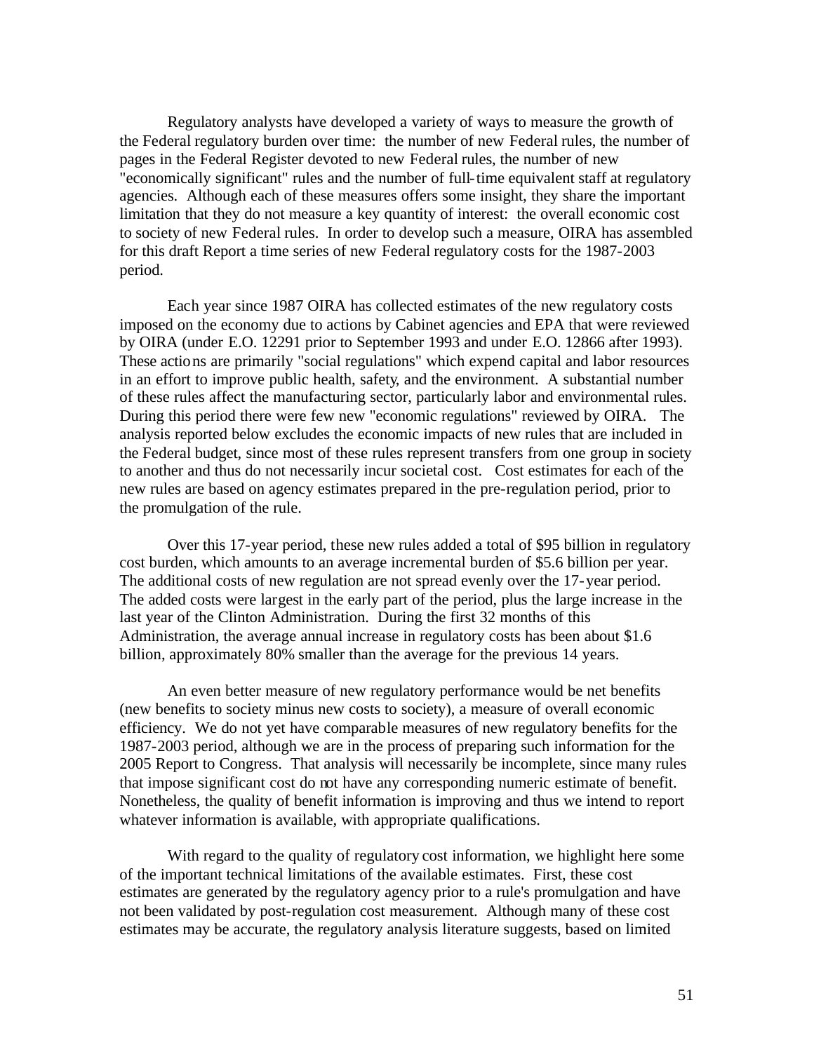Regulatory analysts have developed a variety of ways to measure the growth of the Federal regulatory burden over time: the number of new Federal rules, the number of pages in the Federal Register devoted to new Federal rules, the number of new "economically significant" rules and the number of full-time equivalent staff at regulatory agencies. Although each of these measures offers some insight, they share the important limitation that they do not measure a key quantity of interest: the overall economic cost to society of new Federal rules. In order to develop such a measure, OIRA has assembled for this draft Report a time series of new Federal regulatory costs for the 1987-2003 period.

Each year since 1987 OIRA has collected estimates of the new regulatory costs imposed on the economy due to actions by Cabinet agencies and EPA that were reviewed by OIRA (under E.O. 12291 prior to September 1993 and under E.O. 12866 after 1993). These actions are primarily "social regulations" which expend capital and labor resources in an effort to improve public health, safety, and the environment. A substantial number of these rules affect the manufacturing sector, particularly labor and environmental rules. During this period there were few new "economic regulations" reviewed by OIRA. The analysis reported below excludes the economic impacts of new rules that are included in the Federal budget, since most of these rules represent transfers from one group in society to another and thus do not necessarily incur societal cost. Cost estimates for each of the new rules are based on agency estimates prepared in the pre-regulation period, prior to the promulgation of the rule.

Over this 17-year period, these new rules added a total of $95 billion in regulatory cost burden, which amounts to an average incremental burden of $5.6 billion per year. The additional costs of new regulation are not spread evenly over the 17-year period. The added costs were largest in the early part of the period, plus the large increase in the last year of the Clinton Administration. During the first 32 months of this Administration, the average annual increase in regulatory costs has been about $1.6 billion, approximately 80% smaller than the average for the previous 14 years.

An even better measure of new regulatory performance would be net benefits (new benefits to society minus new costs to society), a measure of overall economic efficiency. We do not yet have comparable measures of new regulatory benefits for the 1987-2003 period, although we are in the process of preparing such information for the 2005 Report to Congress. That analysis will necessarily be incomplete, since many rules that impose significant cost do not have any corresponding numeric estimate of benefit. Nonetheless, the quality of benefit information is improving and thus we intend to report whatever information is available, with appropriate qualifications.

With regard to the quality of regulatory cost information, we highlight here some of the important technical limitations of the available estimates. First, these cost estimates are generated by the regulatory agency prior to a rule's promulgation and have not been validated by post-regulation cost measurement. Although many of these cost estimates may be accurate, the regulatory analysis literature suggests, based on limited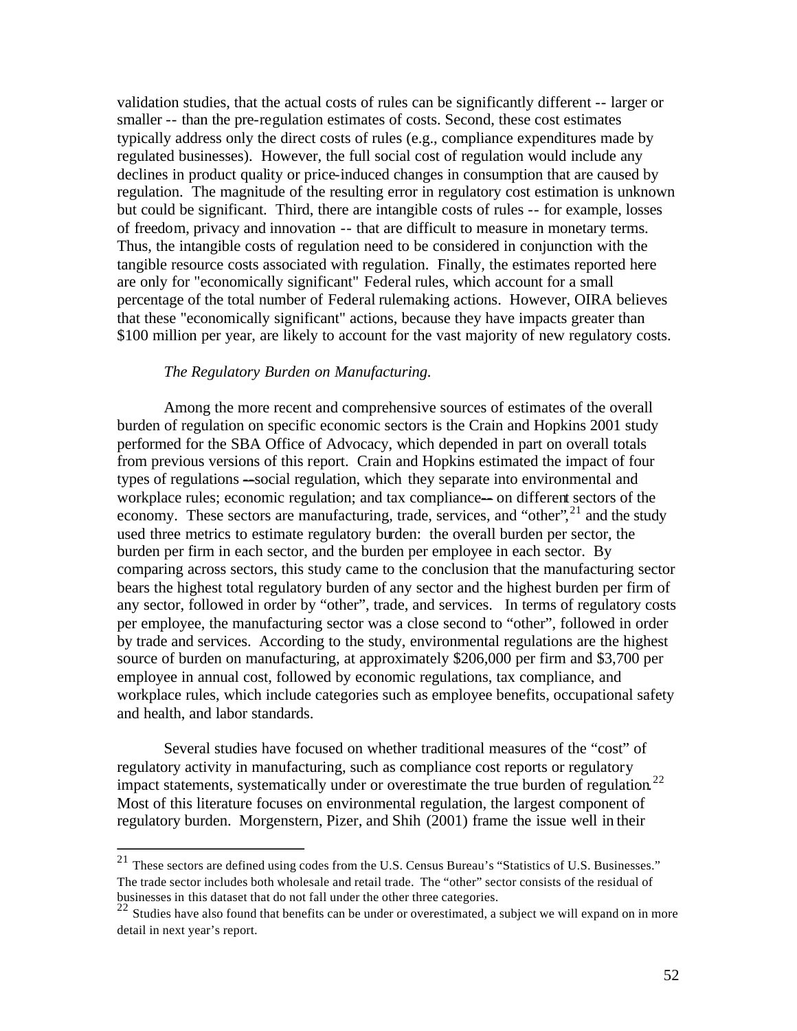validation studies, that the actual costs of rules can be significantly different -- larger or smaller -- than the pre-regulation estimates of costs. Second, these cost estimates typically address only the direct costs of rules (e.g., compliance expenditures made by regulated businesses). However, the full social cost of regulation would include any declines in product quality or price-induced changes in consumption that are caused by regulation. The magnitude of the resulting error in regulatory cost estimation is unknown but could be significant. Third, there are intangible costs of rules -- for example, losses of freedom, privacy and innovation -- that are difficult to measure in monetary terms. Thus, the intangible costs of regulation need to be considered in conjunction with the tangible resource costs associated with regulation. Finally, the estimates reported here are only for "economically significant" Federal rules, which account for a small percentage of the total number of Federal rulemaking actions. However, OIRA believes that these "economically significant" actions, because they have impacts greater than $100 million per year, are likely to account for the vast majority of new regulatory costs.

*The Regulatory Burden on Manufacturing.*

Among the more recent and comprehensive sources of estimates of the overall burden of regulation on specific economic sectors is the Crain and Hopkins 2001 study performed for the SBA Office of Advocacy, which depended in part on overall totals from previous versions of this report. Crain and Hopkins estimated the impact of four types of regulations -- social regulation, which they separate into environmental and workplace rules; economic regulation; and tax compliance -- on different sectors of the economy. These sectors are manufacturing, trade, services, and "other",[21] and the study used three metrics to estimate regulatory burden: the overall burden per sector, the burden per firm in each sector, and the burden per employee in each sector. By comparing across sectors, this study came to the conclusion that the manufacturing sector bears the highest total regulatory burden of any sector and the highest burden per firm of any sector, followed in order by "other", trade, and services. In terms of regulatory costs per employee, the manufacturing sector was a close second to "other", followed in order by trade and services. According to the study, environmental regulations are the highest source of burden on manufacturing, at approximately $206,000 per firm and $3,700 per employee in annual cost, followed by economic regulations, tax compliance, and workplace rules, which include categories such as employee benefits, occupational safety and health, and labor standards.

Several studies have focused on whether traditional measures of the "cost" of regulatory activity in manufacturing, such as compliance cost reports or regulatory impact statements, systematically under or overestimate the true burden of regulation.[22] Most of this literature focuses on environmental regulation, the largest component of regulatory burden. Morgenstern, Pizer, and Shih (2001) frame the issue well in their

---

[21] These sectors are defined using codes from the U.S. Census Bureau's "Statistics of U.S. Businesses." The trade sector includes both wholesale and retail trade. The "other" sector consists of the residual of businesses in this dataset that do not fall under the other three categories.

[22] Studies have also found that benefits can be under or overestimated, a subject we will expand on in more detail in next year's report.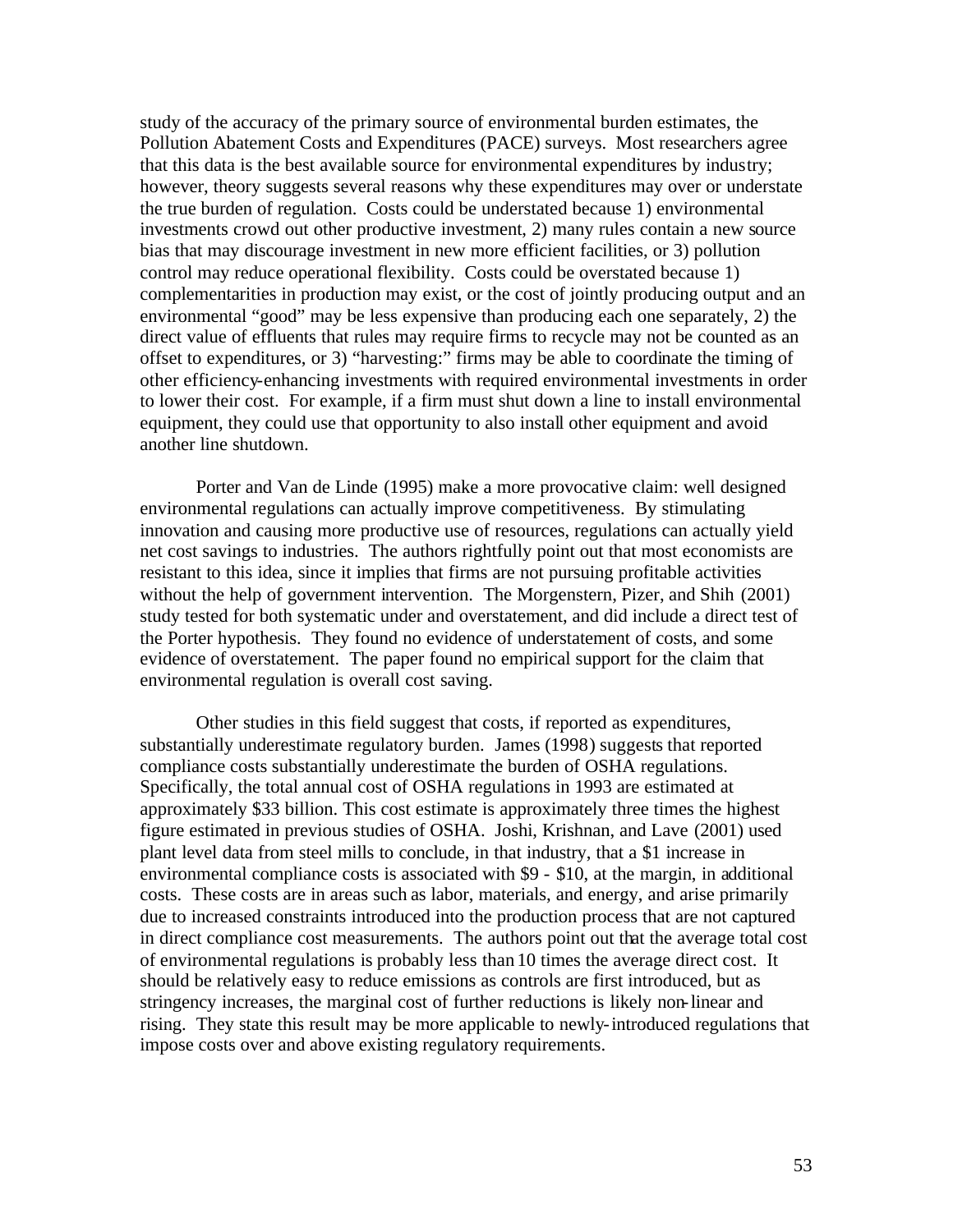study of the accuracy of the primary source of environmental burden estimates, the Pollution Abatement Costs and Expenditures (PACE) surveys. Most researchers agree that this data is the best available source for environmental expenditures by industry; however, theory suggests several reasons why these expenditures may over or understate the true burden of regulation. Costs could be understated because 1) environmental investments crowd out other productive investment, 2) many rules contain a new source bias that may discourage investment in new more efficient facilities, or 3) pollution control may reduce operational flexibility. Costs could be overstated because 1) complementarities in production may exist, or the cost of jointly producing output and an environmental "good" may be less expensive than producing each one separately, 2) the direct value of effluents that rules may require firms to recycle may not be counted as an offset to expenditures, or 3) "harvesting:" firms may be able to coordinate the timing of other efficiency-enhancing investments with required environmental investments in order to lower their cost. For example, if a firm must shut down a line to install environmental equipment, they could use that opportunity to also install other equipment and avoid another line shutdown.

Porter and Van de Linde (1995) make a more provocative claim: well designed environmental regulations can actually improve competitiveness. By stimulating innovation and causing more productive use of resources, regulations can actually yield net cost savings to industries. The authors rightfully point out that most economists are resistant to this idea, since it implies that firms are not pursuing profitable activities without the help of government intervention. The Morgenstern, Pizer, and Shih (2001) study tested for both systematic under and overstatement, and did include a direct test of the Porter hypothesis. They found no evidence of understatement of costs, and some evidence of overstatement. The paper found no empirical support for the claim that environmental regulation is overall cost saving.

Other studies in this field suggest that costs, if reported as expenditures, substantially underestimate regulatory burden. James (1998) suggests that reported compliance costs substantially underestimate the burden of OSHA regulations. Specifically, the total annual cost of OSHA regulations in 1993 are estimated at approximately $33 billion. This cost estimate is approximately three times the highest figure estimated in previous studies of OSHA. Joshi, Krishnan, and Lave (2001) used plant level data from steel mills to conclude, in that industry, that a $1 increase in environmental compliance costs is associated with $9 - $10, at the margin, in additional costs. These costs are in areas such as labor, materials, and energy, and arise primarily due to increased constraints introduced into the production process that are not captured in direct compliance cost measurements. The authors point out that the average total cost of environmental regulations is probably less than 10 times the average direct cost. It should be relatively easy to reduce emissions as controls are first introduced, but as stringency increases, the marginal cost of further reductions is likely non-linear and rising. They state this result may be more applicable to newly-introduced regulations that impose costs over and above existing regulatory requirements.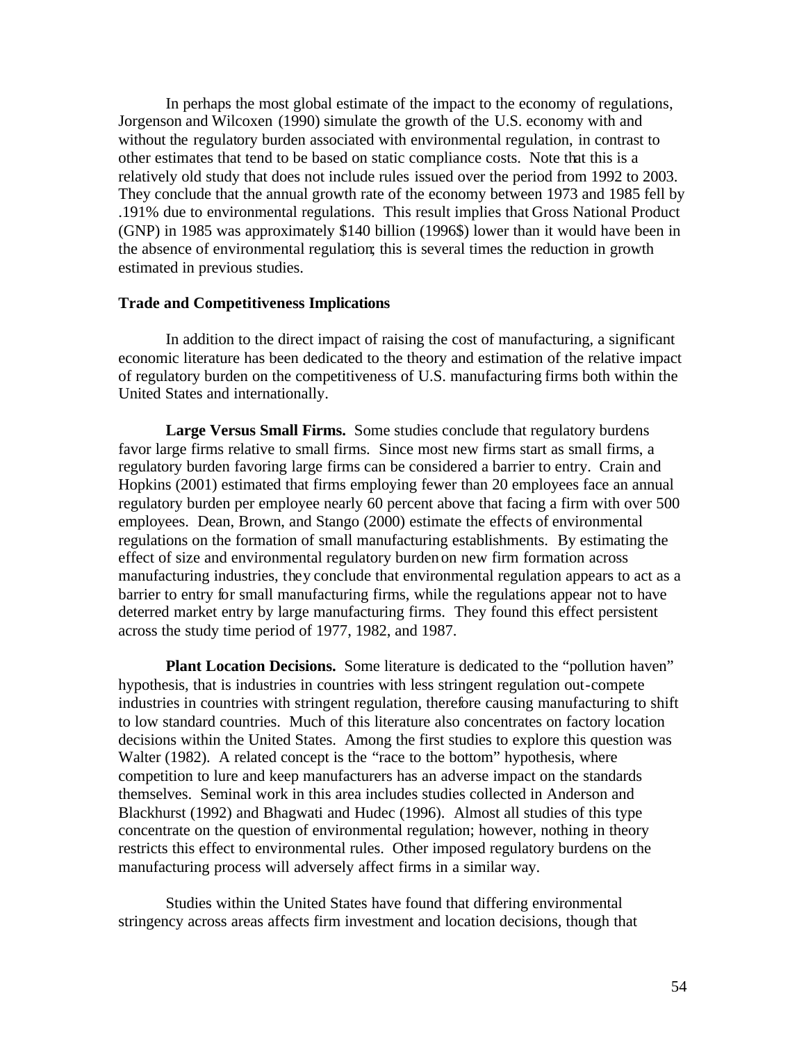In perhaps the most global estimate of the impact to the economy of regulations, Jorgenson and Wilcoxen (1990) simulate the growth of the U.S. economy with and without the regulatory burden associated with environmental regulation, in contrast to other estimates that tend to be based on static compliance costs. Note that this is a relatively old study that does not include rules issued over the period from 1992 to 2003. They conclude that the annual growth rate of the economy between 1973 and 1985 fell by .191% due to environmental regulations. This result implies that Gross National Product (GNP) in 1985 was approximately $140 billion (1996$) lower than it would have been in the absence of environmental regulation; this is several times the reduction in growth estimated in previous studies.

### Trade and Competitiveness Implications

In addition to the direct impact of raising the cost of manufacturing, a significant economic literature has been dedicated to the theory and estimation of the relative impact of regulatory burden on the competitiveness of U.S. manufacturing firms both within the United States and internationally.

**Large Versus Small Firms.** Some studies conclude that regulatory burdens favor large firms relative to small firms. Since most new firms start as small firms, a regulatory burden favoring large firms can be considered a barrier to entry. Crain and Hopkins (2001) estimated that firms employing fewer than 20 employees face an annual regulatory burden per employee nearly 60 percent above that facing a firm with over 500 employees. Dean, Brown, and Stango (2000) estimate the effects of environmental regulations on the formation of small manufacturing establishments. By estimating the effect of size and environmental regulatory burden on new firm formation across manufacturing industries, they conclude that environmental regulation appears to act as a barrier to entry for small manufacturing firms, while the regulations appear not to have deterred market entry by large manufacturing firms. They found this effect persistent across the study time period of 1977, 1982, and 1987.

**Plant Location Decisions.** Some literature is dedicated to the "pollution haven" hypothesis, that is industries in countries with less stringent regulation out-compete industries in countries with stringent regulation, therefore causing manufacturing to shift to low standard countries. Much of this literature also concentrates on factory location decisions within the United States. Among the first studies to explore this question was Walter (1982). A related concept is the "race to the bottom" hypothesis, where competition to lure and keep manufacturers has an adverse impact on the standards themselves. Seminal work in this area includes studies collected in Anderson and Blackhurst (1992) and Bhagwati and Hudec (1996). Almost all studies of this type concentrate on the question of environmental regulation; however, nothing in theory restricts this effect to environmental rules. Other imposed regulatory burdens on the manufacturing process will adversely affect firms in a similar way.

Studies within the United States have found that differing environmental stringency across areas affects firm investment and location decisions, though that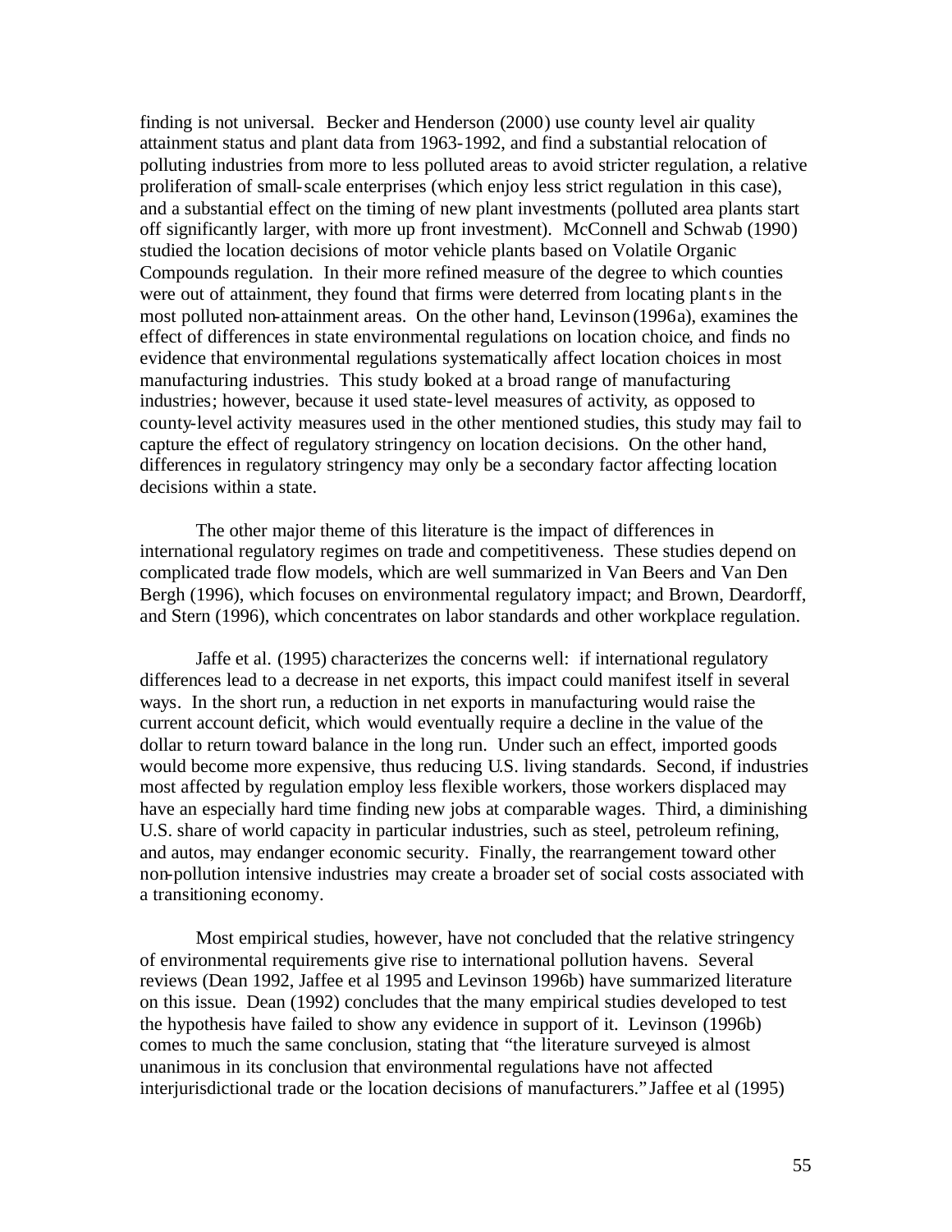finding is not universal. Becker and Henderson (2000) use county level air quality attainment status and plant data from 1963-1992, and find a substantial relocation of polluting industries from more to less polluted areas to avoid stricter regulation, a relative proliferation of small-scale enterprises (which enjoy less strict regulation in this case), and a substantial effect on the timing of new plant investments (polluted area plants start off significantly larger, with more up front investment). McConnell and Schwab (1990) studied the location decisions of motor vehicle plants based on Volatile Organic Compounds regulation. In their more refined measure of the degree to which counties were out of attainment, they found that firms were deterred from locating plants in the most polluted non-attainment areas. On the other hand, Levinson (1996a), examines the effect of differences in state environmental regulations on location choice, and finds no evidence that environmental regulations systematically affect location choices in most manufacturing industries. This study looked at a broad range of manufacturing industries; however, because it used state-level measures of activity, as opposed to county-level activity measures used in the other mentioned studies, this study may fail to capture the effect of regulatory stringency on location decisions. On the other hand, differences in regulatory stringency may only be a secondary factor affecting location decisions within a state.

The other major theme of this literature is the impact of differences in international regulatory regimes on trade and competitiveness. These studies depend on complicated trade flow models, which are well summarized in Van Beers and Van Den Bergh (1996), which focuses on environmental regulatory impact; and Brown, Deardorff, and Stern (1996), which concentrates on labor standards and other workplace regulation.

Jaffe et al. (1995) characterizes the concerns well: if international regulatory differences lead to a decrease in net exports, this impact could manifest itself in several ways. In the short run, a reduction in net exports in manufacturing would raise the current account deficit, which would eventually require a decline in the value of the dollar to return toward balance in the long run. Under such an effect, imported goods would become more expensive, thus reducing U.S. living standards. Second, if industries most affected by regulation employ less flexible workers, those workers displaced may have an especially hard time finding new jobs at comparable wages. Third, a diminishing U.S. share of world capacity in particular industries, such as steel, petroleum refining, and autos, may endanger economic security. Finally, the rearrangement toward other non-pollution intensive industries may create a broader set of social costs associated with a transitioning economy.

Most empirical studies, however, have not concluded that the relative stringency of environmental requirements give rise to international pollution havens. Several reviews (Dean 1992, Jaffee et al 1995 and Levinson 1996b) have summarized literature on this issue. Dean (1992) concludes that the many empirical studies developed to test the hypothesis have failed to show any evidence in support of it. Levinson (1996b) comes to much the same conclusion, stating that "the literature surveyed is almost unanimous in its conclusion that environmental regulations have not affected interjurisdictional trade or the location decisions of manufacturers." Jaffee et al (1995)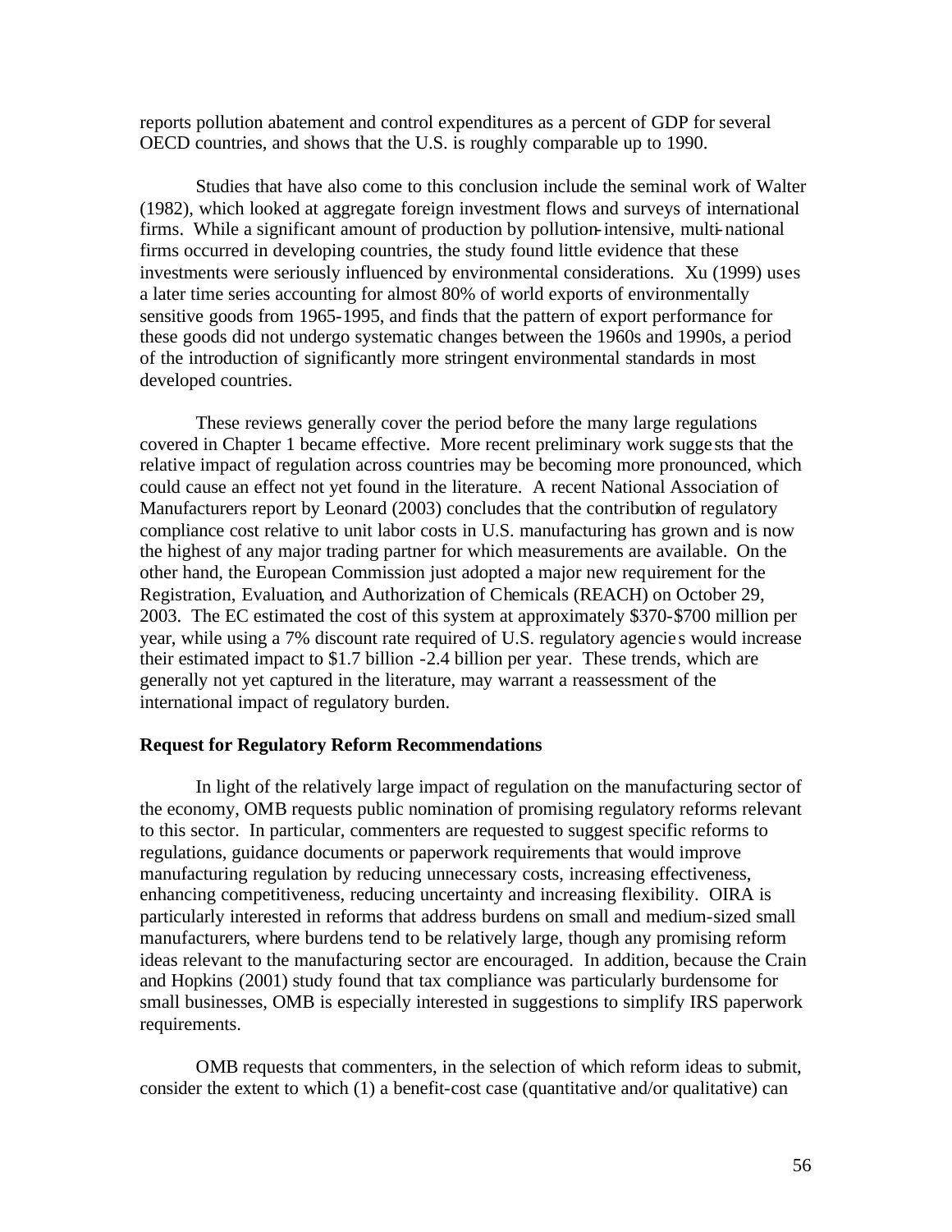reports pollution abatement and control expenditures as a percent of GDP for several OECD countries, and shows that the U.S. is roughly comparable up to 1990.

Studies that have also come to this conclusion include the seminal work of Walter (1982), which looked at aggregate foreign investment flows and surveys of international firms. While a significant amount of production by pollution-intensive, multi-national firms occurred in developing countries, the study found little evidence that these investments were seriously influenced by environmental considerations. Xu (1999) uses a later time series accounting for almost 80% of world exports of environmentally sensitive goods from 1965-1995, and finds that the pattern of export performance for these goods did not undergo systematic changes between the 1960s and 1990s, a period of the introduction of significantly more stringent environmental standards in most developed countries.

These reviews generally cover the period before the many large regulations covered in Chapter 1 became effective. More recent preliminary work suggests that the relative impact of regulation across countries may be becoming more pronounced, which could cause an effect not yet found in the literature. A recent National Association of Manufacturers report by Leonard (2003) concludes that the contribution of regulatory compliance cost relative to unit labor costs in U.S. manufacturing has grown and is now the highest of any major trading partner for which measurements are available. On the other hand, the European Commission just adopted a major new requirement for the Registration, Evaluation, and Authorization of Chemicals (REACH) on October 29, 2003. The EC estimated the cost of this system at approximately \$370-\$700 million per year, while using a 7% discount rate required of U.S. regulatory agencies would increase their estimated impact to \$1.7 billion -2.4 billion per year. These trends, which are generally not yet captured in the literature, may warrant a reassessment of the international impact of regulatory burden.

**Request for Regulatory Reform Recommendations**

In light of the relatively large impact of regulation on the manufacturing sector of the economy, OMB requests public nomination of promising regulatory reforms relevant to this sector. In particular, commenters are requested to suggest specific reforms to regulations, guidance documents or paperwork requirements that would improve manufacturing regulation by reducing unnecessary costs, increasing effectiveness, enhancing competitiveness, reducing uncertainty and increasing flexibility. OIRA is particularly interested in reforms that address burdens on small and medium-sized small manufacturers, where burdens tend to be relatively large, though any promising reform ideas relevant to the manufacturing sector are encouraged. In addition, because the Crain and Hopkins (2001) study found that tax compliance was particularly burdensome for small businesses, OMB is especially interested in suggestions to simplify IRS paperwork requirements.

OMB requests that commenters, in the selection of which reform ideas to submit, consider the extent to which (1) a benefit-cost case (quantitative and/or qualitative) can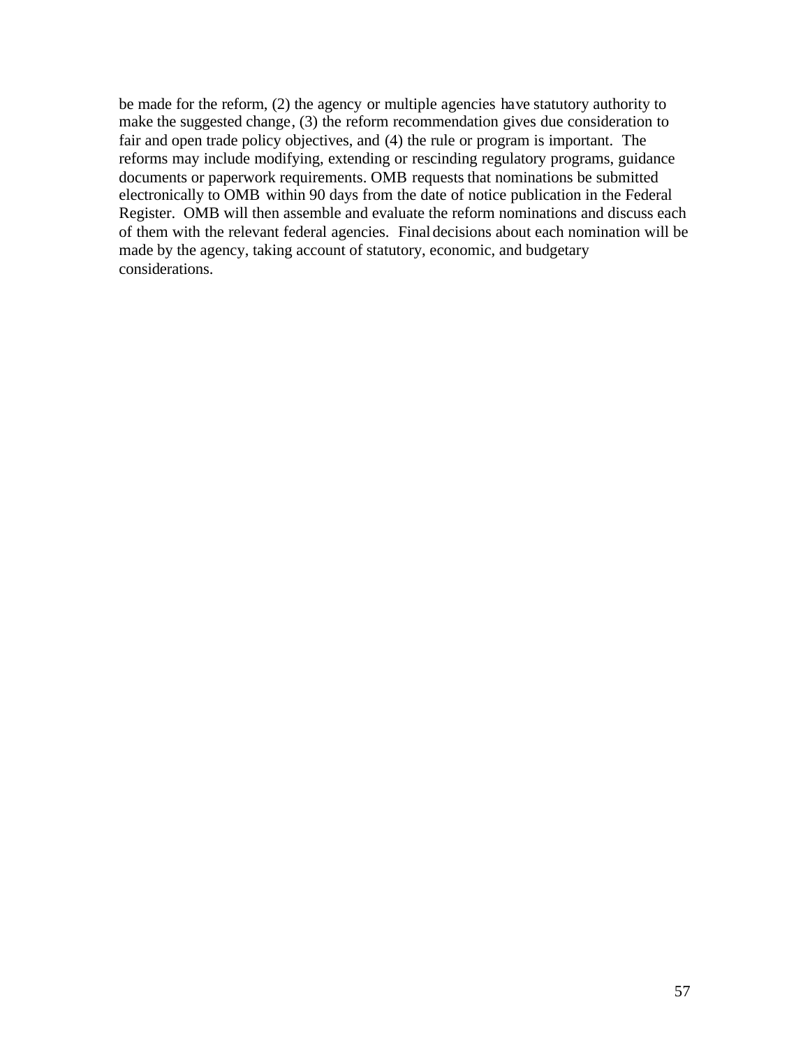be made for the reform, (2) the agency or multiple agencies have statutory authority to make the suggested change, (3) the reform recommendation gives due consideration to fair and open trade policy objectives, and (4) the rule or program is important. The reforms may include modifying, extending or rescinding regulatory programs, guidance documents or paperwork requirements. OMB requests that nominations be submitted electronically to OMB within 90 days from the date of notice publication in the Federal Register. OMB will then assemble and evaluate the reform nominations and discuss each of them with the relevant federal agencies. Final decisions about each nomination will be made by the agency, taking account of statutory, economic, and budgetary considerations.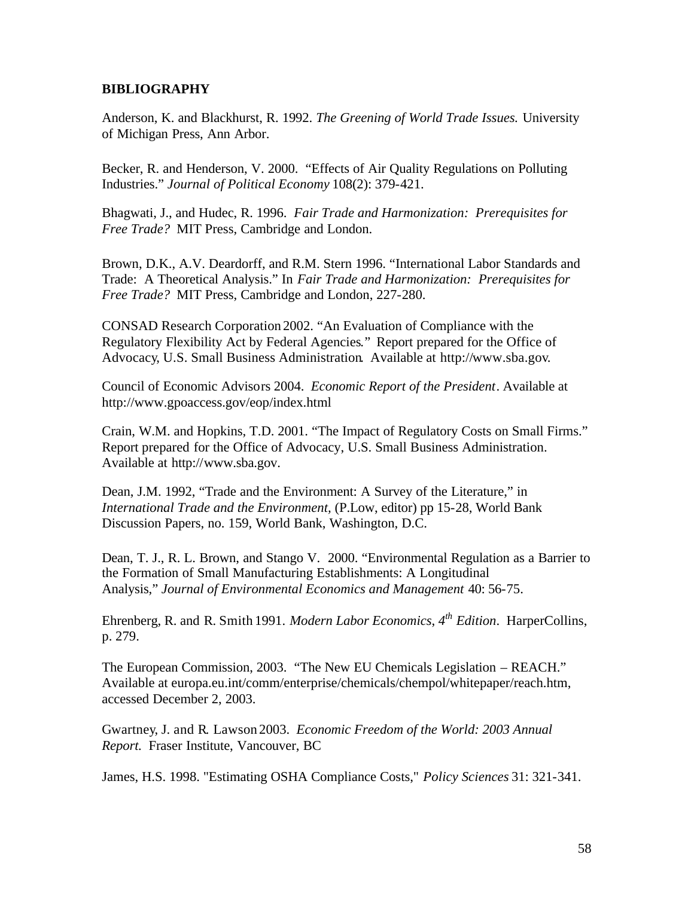**BIBLIOGRAPHY**

Anderson, K. and Blackhurst, R. 1992. *The Greening of World Trade Issues.* University of Michigan Press, Ann Arbor.

Becker, R. and Henderson, V. 2000. "Effects of Air Quality Regulations on Polluting Industries." *Journal of Political Economy* 108(2): 379-421.

Bhagwati, J., and Hudec, R. 1996. *Fair Trade and Harmonization: Prerequisites for Free Trade?* MIT Press, Cambridge and London.

Brown, D.K., A.V. Deardorff, and R.M. Stern 1996. "International Labor Standards and Trade: A Theoretical Analysis." In *Fair Trade and Harmonization: Prerequisites for Free Trade?* MIT Press, Cambridge and London, 227-280.

CONSAD Research Corporation 2002. "An Evaluation of Compliance with the Regulatory Flexibility Act by Federal Agencies." Report prepared for the Office of Advocacy, U.S. Small Business Administration. Available at http://www.sba.gov.

Council of Economic Advisors 2004. *Economic Report of the President*. Available at http://www.gpoaccess.gov/eop/index.html

Crain, W.M. and Hopkins, T.D. 2001. "The Impact of Regulatory Costs on Small Firms." Report prepared for the Office of Advocacy, U.S. Small Business Administration. Available at http://www.sba.gov.

Dean, J.M. 1992, "Trade and the Environment: A Survey of the Literature," in *International Trade and the Environment,* (P.Low, editor) pp 15-28, World Bank Discussion Papers, no. 159, World Bank, Washington, D.C.

Dean, T. J., R. L. Brown, and Stango V. 2000. "Environmental Regulation as a Barrier to the Formation of Small Manufacturing Establishments: A Longitudinal Analysis," *Journal of Environmental Economics and Management* 40: 56-75.

Ehrenberg, R. and R. Smith 1991. *Modern Labor Economics, 4th Edition*. HarperCollins, p. 279.

The European Commission, 2003. "The New EU Chemicals Legislation – REACH." Available at europa.eu.int/comm/enterprise/chemicals/chempol/whitepaper/reach.htm, accessed December 2, 2003.

Gwartney, J. and R. Lawson 2003. *Economic Freedom of the World: 2003 Annual Report.* Fraser Institute, Vancouver, BC

James, H.S. 1998. "Estimating OSHA Compliance Costs," *Policy Sciences* 31: 321-341.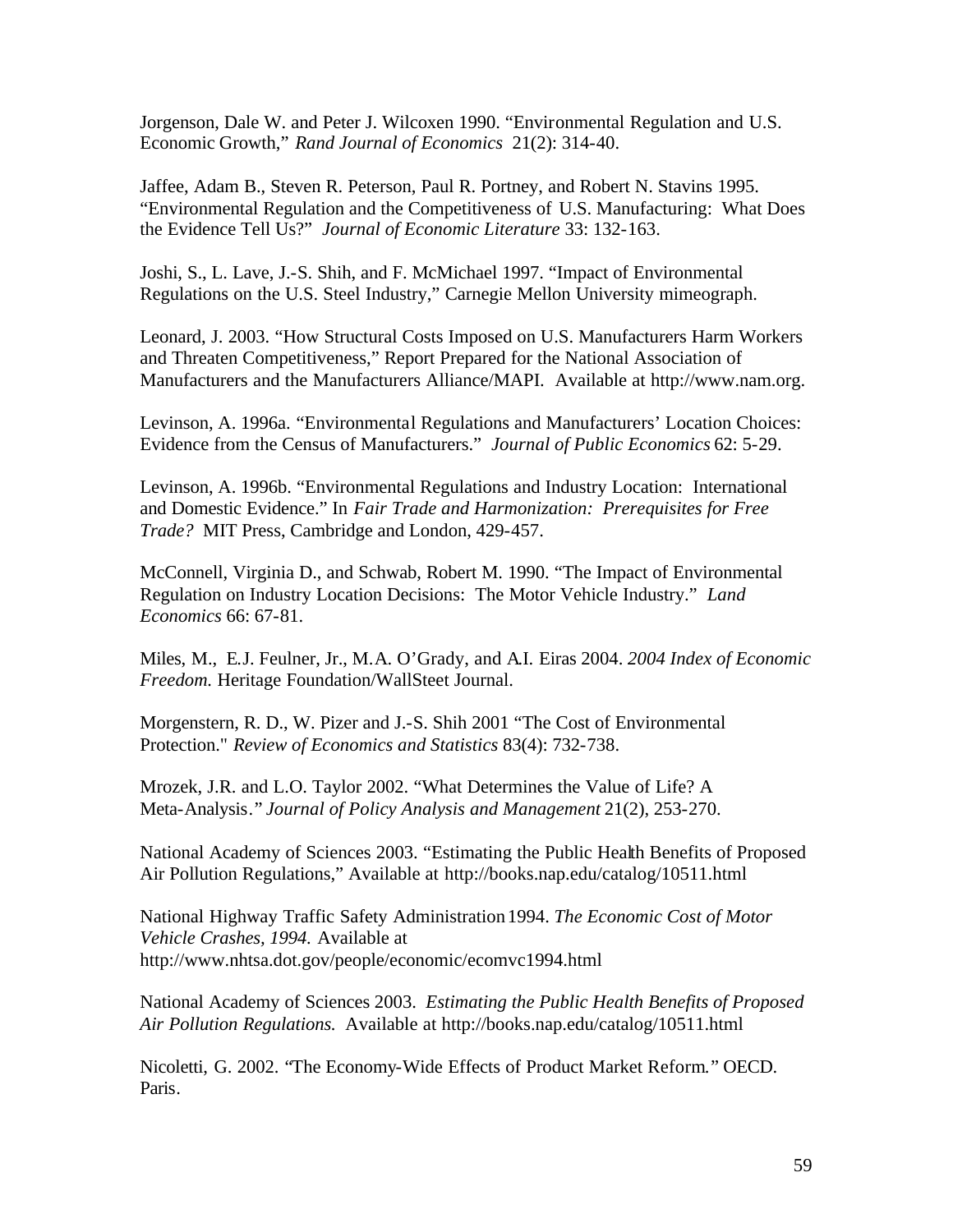Jorgenson, Dale W. and Peter J. Wilcoxen 1990. "Environmental Regulation and U.S. Economic Growth," *Rand Journal of Economics* 21(2): 314-40.

Jaffee, Adam B., Steven R. Peterson, Paul R. Portney, and Robert N. Stavins 1995. "Environmental Regulation and the Competitiveness of U.S. Manufacturing: What Does the Evidence Tell Us?" *Journal of Economic Literature* 33: 132-163.

Joshi, S., L. Lave, J.-S. Shih, and F. McMichael 1997. "Impact of Environmental Regulations on the U.S. Steel Industry," Carnegie Mellon University mimeograph.

Leonard, J. 2003. "How Structural Costs Imposed on U.S. Manufacturers Harm Workers and Threaten Competitiveness," Report Prepared for the National Association of Manufacturers and the Manufacturers Alliance/MAPI. Available at http://www.nam.org.

Levinson, A. 1996a. "Environmental Regulations and Manufacturers' Location Choices: Evidence from the Census of Manufacturers." *Journal of Public Economics* 62: 5-29.

Levinson, A. 1996b. "Environmental Regulations and Industry Location: International and Domestic Evidence." In *Fair Trade and Harmonization: Prerequisites for Free Trade?* MIT Press, Cambridge and London, 429-457.

McConnell, Virginia D., and Schwab, Robert M. 1990. "The Impact of Environmental Regulation on Industry Location Decisions: The Motor Vehicle Industry." *Land Economics* 66: 67-81.

Miles, M., E.J. Feulner, Jr., M.A. O'Grady, and A.I. Eiras 2004. *2004 Index of Economic Freedom.* Heritage Foundation/WallSteet Journal.

Morgenstern, R. D., W. Pizer and J.-S. Shih 2001 "The Cost of Environmental Protection." *Review of Economics and Statistics* 83(4): 732-738.

Mrozek, J.R. and L.O. Taylor 2002. "What Determines the Value of Life? A Meta-Analysis." *Journal of Policy Analysis and Management* 21(2), 253-270.

National Academy of Sciences 2003. "Estimating the Public Health Benefits of Proposed Air Pollution Regulations," Available at http://books.nap.edu/catalog/10511.html

National Highway Traffic Safety Administration 1994. *The Economic Cost of Motor Vehicle Crashes, 1994.* Available at http://www.nhtsa.dot.gov/people/economic/ecomvc1994.html

National Academy of Sciences 2003. *Estimating the Public Health Benefits of Proposed Air Pollution Regulations.* Available at http://books.nap.edu/catalog/10511.html

Nicoletti, G. 2002. "The Economy-Wide Effects of Product Market Reform." OECD. Paris.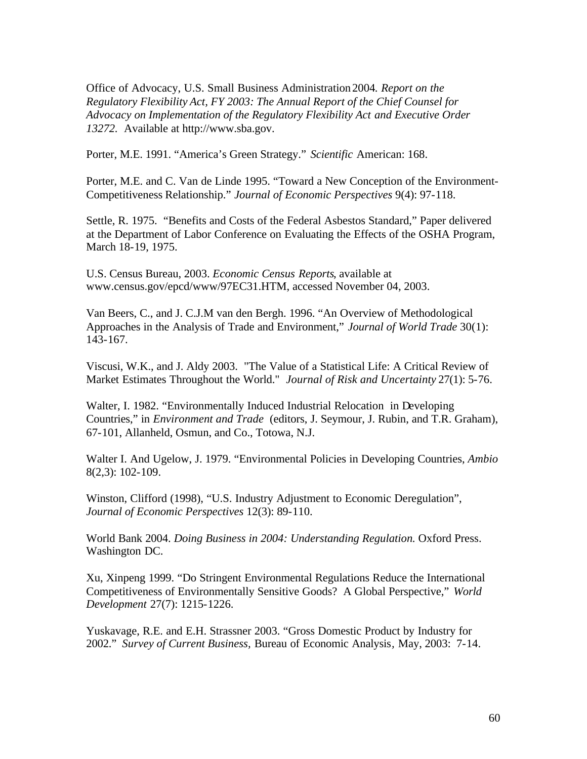Office of Advocacy, U.S. Small Business Administration 2004. *Report on the Regulatory Flexibility Act, FY 2003: The Annual Report of the Chief Counsel for Advocacy on Implementation of the Regulatory Flexibility Act and Executive Order 13272*. Available at http://www.sba.gov.

Porter, M.E. 1991. "America's Green Strategy." *Scientific* American: 168.

Porter, M.E. and C. Van de Linde 1995. "Toward a New Conception of the Environment-Competitiveness Relationship." *Journal of Economic Perspectives* 9(4): 97-118.

Settle, R. 1975. "Benefits and Costs of the Federal Asbestos Standard," Paper delivered at the Department of Labor Conference on Evaluating the Effects of the OSHA Program, March 18-19, 1975.

U.S. Census Bureau, 2003. *Economic Census Reports*, available at www.census.gov/epcd/www/97EC31.HTM, accessed November 04, 2003.

Van Beers, C., and J. C.J.M van den Bergh. 1996. "An Overview of Methodological Approaches in the Analysis of Trade and Environment," *Journal of World Trade* 30(1): 143-167.

Viscusi, W.K., and J. Aldy 2003. "The Value of a Statistical Life: A Critical Review of Market Estimates Throughout the World." *Journal of Risk and Uncertainty* 27(1): 5-76.

Walter, I. 1982. "Environmentally Induced Industrial Relocation in Developing Countries," in *Environment and Trade* (editors, J. Seymour, J. Rubin, and T.R. Graham), 67-101, Allanheld, Osmun, and Co., Totowa, N.J.

Walter I. And Ugelow, J. 1979. "Environmental Policies in Developing Countries, *Ambio* 8(2,3): 102-109.

Winston, Clifford (1998), "U.S. Industry Adjustment to Economic Deregulation", *Journal of Economic Perspectives* 12(3): 89-110.

World Bank 2004. *Doing Business in 2004: Understanding Regulation.* Oxford Press. Washington DC.

Xu, Xinpeng 1999. "Do Stringent Environmental Regulations Reduce the International Competitiveness of Environmentally Sensitive Goods? A Global Perspective," *World Development* 27(7): 1215-1226.

Yuskavage, R.E. and E.H. Strassner 2003. "Gross Domestic Product by Industry for 2002." *Survey of Current Business,* Bureau of Economic Analysis, May, 2003: 7-14.